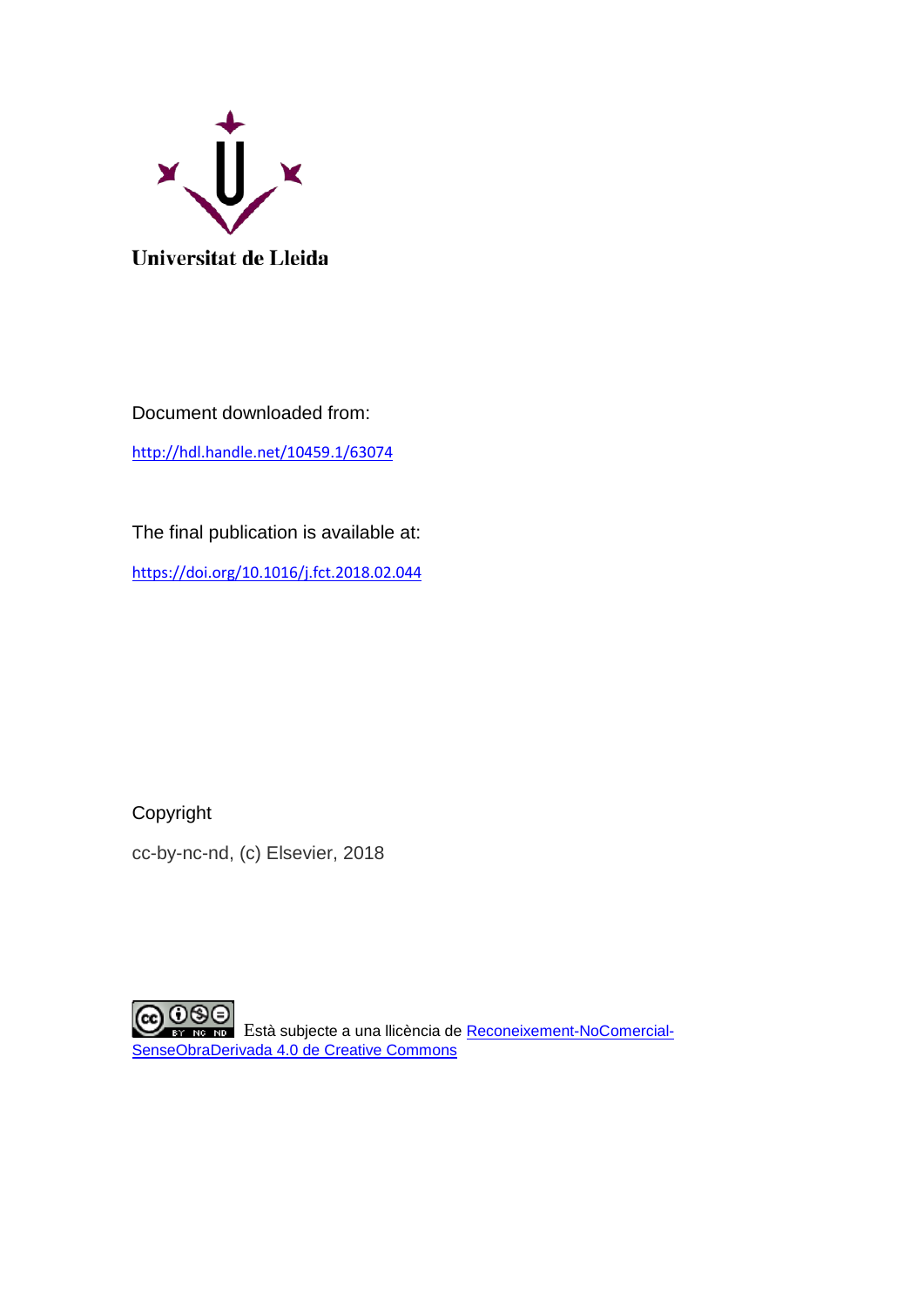Universitat de Lleida

Document downloaded from:

http://hdl.handle.net/10459.1/63074

The final publication is available at:

https://doi.org/10.1016/j.fct.2018.02.044

Copyright

cc-by-nc-nd, (c) Elsevier, 2018

Està subjecte a una llicència de Reconeixement-NoComercial-SenseObraDerivada 4.0 de Creative Commons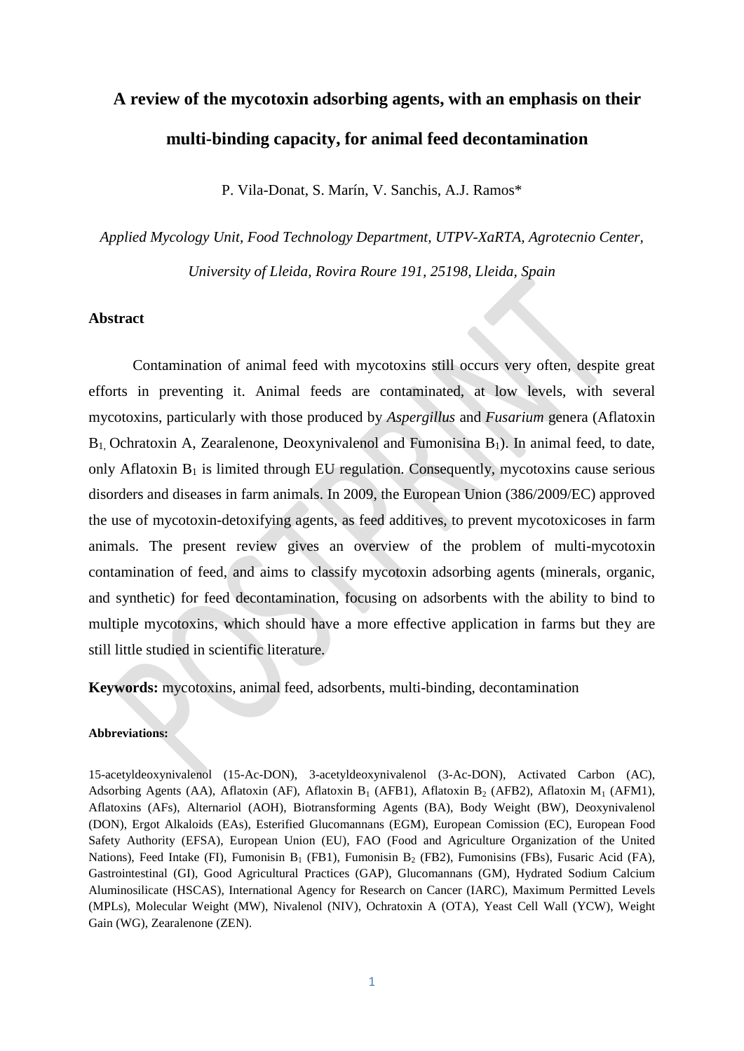# A review of the mycotoxin adsorbing agents, with an emphasis on their multi-binding capacity, for animal feed decontamination

P. Vila-Donat, S. Marín, V. Sanchis, A.J. Ramos*

*Applied Mycology Unit, Food Technology Department, UTPV-XaRTA, Agrotecnio Center, University of Lleida, Rovira Roure 191, 25198, Lleida, Spain*

## Abstract

Contamination of animal feed with mycotoxins still occurs very often, despite great efforts in preventing it. Animal feeds are contaminated, at low levels, with several mycotoxins, particularly with those produced by *Aspergillus* and *Fusarium* genera (Aflatoxin $B_1$, Ochratoxin A, Zearalenone, Deoxynivalenol and Fumonisina $B_1$). In animal feed, to date, only Aflatoxin $B_1$ is limited through EU regulation. Consequently, mycotoxins cause serious disorders and diseases in farm animals. In 2009, the European Union (386/2009/EC) approved the use of mycotoxin-detoxifying agents, as feed additives, to prevent mycotoxicoses in farm animals. The present review gives an overview of the problem of multi-mycotoxin contamination of feed, and aims to classify mycotoxin adsorbing agents (minerals, organic, and synthetic) for feed decontamination, focusing on adsorbents with the ability to bind to multiple mycotoxins, which should have a more effective application in farms but they are still little studied in scientific literature.

**Keywords:** mycotoxins, animal feed, adsorbents, multi-binding, decontamination

**Abbreviations:**

15-acetyldeoxynivalenol (15-Ac-DON), 3-acetyldeoxynivalenol (3-Ac-DON), Activated Carbon (AC), Adsorbing Agents (AA), Aflatoxin (AF), Aflatoxin $B_1$ (AFB1), Aflatoxin $B_2$ (AFB2), Aflatoxin $M_1$ (AFM1), Aflatoxins (AFs), Alternariol (AOH), Biotransforming Agents (BA), Body Weight (BW), Deoxynivalenol (DON), Ergot Alkaloids (EAs), Esterified Glucomannans (EGM), European Comission (EC), European Food Safety Authority (EFSA), European Union (EU), FAO (Food and Agriculture Organization of the United Nations), Feed Intake (FI), Fumonisin $B_1$ (FB1), Fumonisin $B_2$ (FB2), Fumonisins (FBs), Fusaric Acid (FA), Gastrointestinal (GI), Good Agricultural Practices (GAP), Glucomannans (GM), Hydrated Sodium Calcium Aluminosilicate (HSCAS), International Agency for Research on Cancer (IARC), Maximum Permitted Levels (MPLs), Molecular Weight (MW), Nivalenol (NIV), Ochratoxin A (OTA), Yeast Cell Wall (YCW), Weight Gain (WG), Zearalenone (ZEN).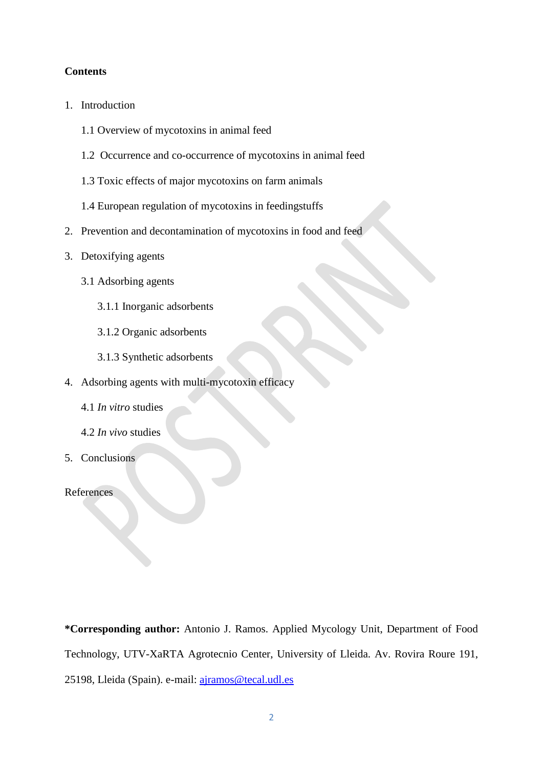**Contents**

1. Introduction

    1.1 Overview of mycotoxins in animal feed

    1.2 Occurrence and co-occurrence of mycotoxins in animal feed

    1.3 Toxic effects of major mycotoxins on farm animals

    1.4 European regulation of mycotoxins in feedingstuffs

2. Prevention and decontamination of mycotoxins in food and feed

3. Detoxifying agents

    3.1 Adsorbing agents

        3.1.1 Inorganic adsorbents

        3.1.2 Organic adsorbents

        3.1.3 Synthetic adsorbents

4. Adsorbing agents with multi-mycotoxin efficacy

    4.1 *In vitro* studies

    4.2 *In vivo* studies

5. Conclusions

References

**\*Corresponding author:** Antonio J. Ramos. Applied Mycology Unit, Department of Food Technology, UTV-XaRTA Agrotecnio Center, University of Lleida. Av. Rovira Roure 191, 25198, Lleida (Spain). e-mail: ajramos@tecal.udl.es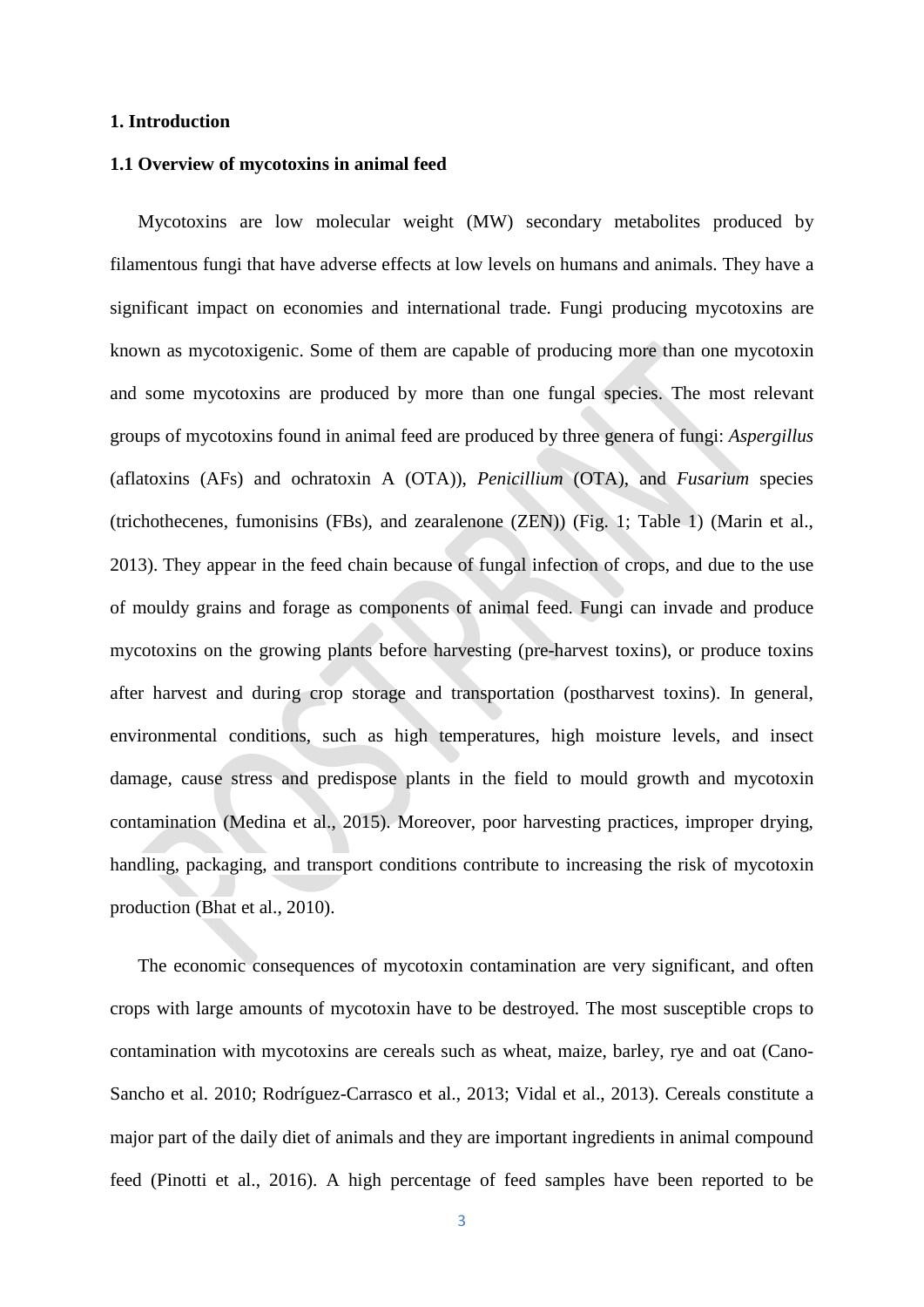# 1. Introduction

## 1.1 Overview of mycotoxins in animal feed

Mycotoxins are low molecular weight (MW) secondary metabolites produced by filamentous fungi that have adverse effects at low levels on humans and animals. They have a significant impact on economies and international trade. Fungi producing mycotoxins are known as mycotoxigenic. Some of them are capable of producing more than one mycotoxin and some mycotoxins are produced by more than one fungal species. The most relevant groups of mycotoxins found in animal feed are produced by three genera of fungi: *Aspergillus* (aflatoxins (AFs) and ochratoxin A (OTA)), *Penicillium* (OTA), and *Fusarium* species (trichothecenes, fumonisins (FBs), and zearalenone (ZEN)) (Fig. 1; Table 1) (Marin et al., 2013). They appear in the feed chain because of fungal infection of crops, and due to the use of mouldy grains and forage as components of animal feed. Fungi can invade and produce mycotoxins on the growing plants before harvesting (pre-harvest toxins), or produce toxins after harvest and during crop storage and transportation (postharvest toxins). In general, environmental conditions, such as high temperatures, high moisture levels, and insect damage, cause stress and predispose plants in the field to mould growth and mycotoxin contamination (Medina et al., 2015). Moreover, poor harvesting practices, improper drying, handling, packaging, and transport conditions contribute to increasing the risk of mycotoxin production (Bhat et al., 2010).

The economic consequences of mycotoxin contamination are very significant, and often crops with large amounts of mycotoxin have to be destroyed. The most susceptible crops to contamination with mycotoxins are cereals such as wheat, maize, barley, rye and oat (Cano-Sancho et al. 2010; Rodríguez-Carrasco et al., 2013; Vidal et al., 2013). Cereals constitute a major part of the daily diet of animals and they are important ingredients in animal compound feed (Pinotti et al., 2016). A high percentage of feed samples have been reported to be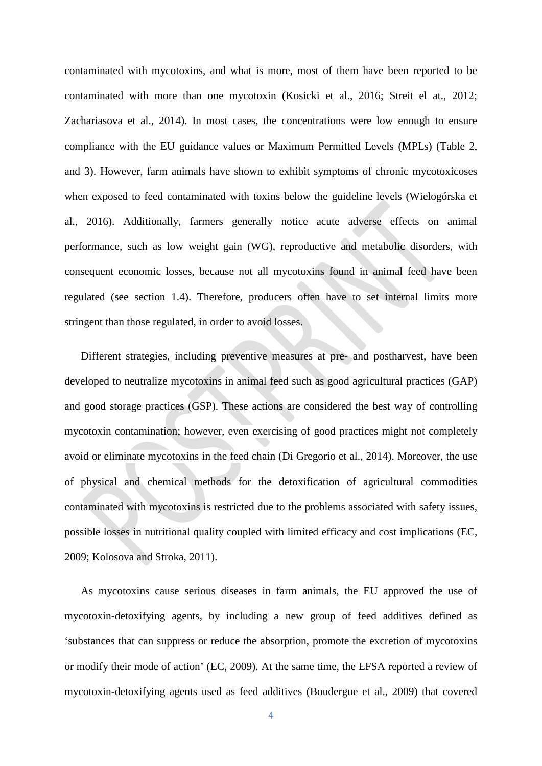contaminated with mycotoxins, and what is more, most of them have been reported to be contaminated with more than one mycotoxin (Kosicki et al., 2016; Streit el at., 2012; Zachariasova et al., 2014). In most cases, the concentrations were low enough to ensure compliance with the EU guidance values or Maximum Permitted Levels (MPLs) (Table 2, and 3). However, farm animals have shown to exhibit symptoms of chronic mycotoxicoses when exposed to feed contaminated with toxins below the guideline levels (Wielogórska et al., 2016). Additionally, farmers generally notice acute adverse effects on animal performance, such as low weight gain (WG), reproductive and metabolic disorders, with consequent economic losses, because not all mycotoxins found in animal feed have been regulated (see section 1.4). Therefore, producers often have to set internal limits more stringent than those regulated, in order to avoid losses.

Different strategies, including preventive measures at pre- and postharvest, have been developed to neutralize mycotoxins in animal feed such as good agricultural practices (GAP) and good storage practices (GSP). These actions are considered the best way of controlling mycotoxin contamination; however, even exercising of good practices might not completely avoid or eliminate mycotoxins in the feed chain (Di Gregorio et al., 2014). Moreover, the use of physical and chemical methods for the detoxification of agricultural commodities contaminated with mycotoxins is restricted due to the problems associated with safety issues, possible losses in nutritional quality coupled with limited efficacy and cost implications (EC, 2009; Kolosova and Stroka, 2011).

As mycotoxins cause serious diseases in farm animals, the EU approved the use of mycotoxin-detoxifying agents, by including a new group of feed additives defined as 'substances that can suppress or reduce the absorption, promote the excretion of mycotoxins or modify their mode of action' (EC, 2009). At the same time, the EFSA reported a review of mycotoxin-detoxifying agents used as feed additives (Boudergue et al., 2009) that covered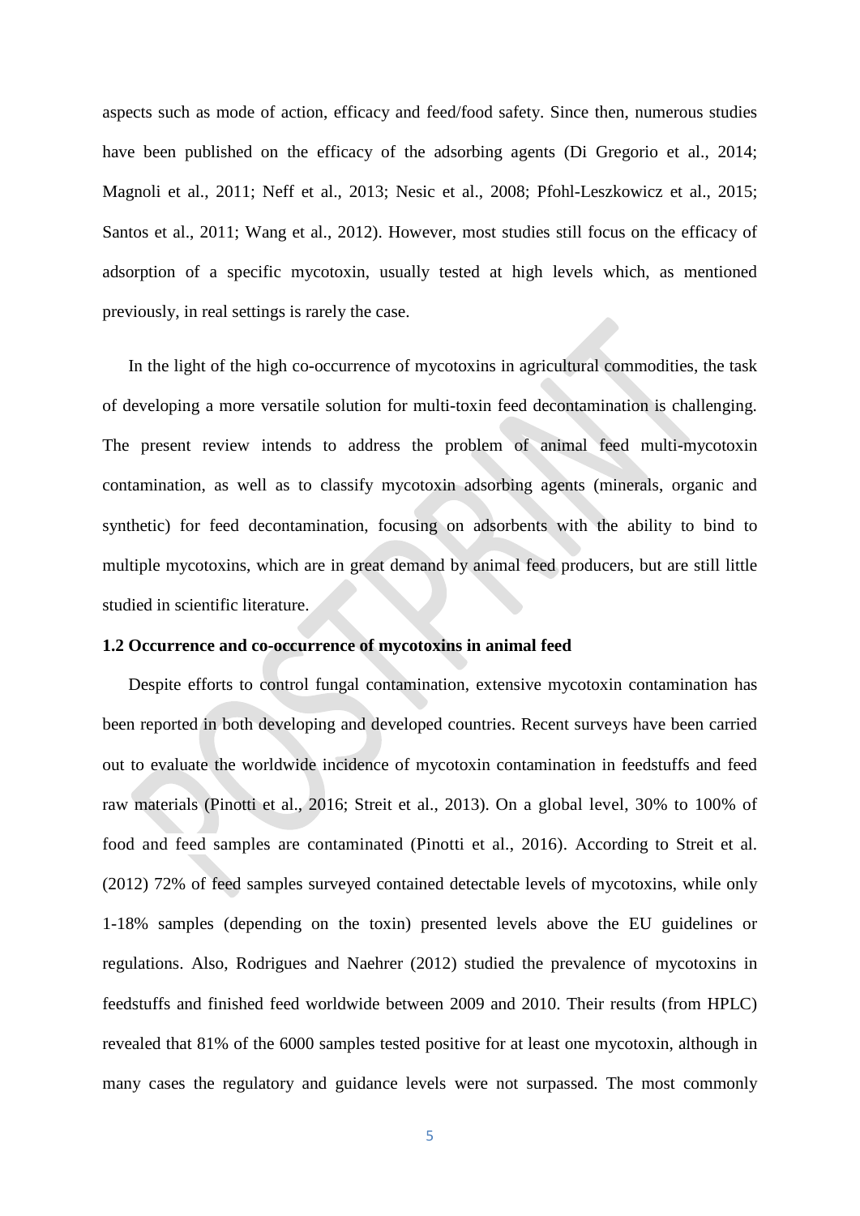aspects such as mode of action, efficacy and feed/food safety. Since then, numerous studies have been published on the efficacy of the adsorbing agents (Di Gregorio et al., 2014; Magnoli et al., 2011; Neff et al., 2013; Nesic et al., 2008; Pfohl-Leszkowicz et al., 2015; Santos et al., 2011; Wang et al., 2012). However, most studies still focus on the efficacy of adsorption of a specific mycotoxin, usually tested at high levels which, as mentioned previously, in real settings is rarely the case.

In the light of the high co-occurrence of mycotoxins in agricultural commodities, the task of developing a more versatile solution for multi-toxin feed decontamination is challenging. The present review intends to address the problem of animal feed multi-mycotoxin contamination, as well as to classify mycotoxin adsorbing agents (minerals, organic and synthetic) for feed decontamination, focusing on adsorbents with the ability to bind to multiple mycotoxins, which are in great demand by animal feed producers, but are still little studied in scientific literature.

### 1.2 Occurrence and co-occurrence of mycotoxins in animal feed

Despite efforts to control fungal contamination, extensive mycotoxin contamination has been reported in both developing and developed countries. Recent surveys have been carried out to evaluate the worldwide incidence of mycotoxin contamination in feedstuffs and feed raw materials (Pinotti et al., 2016; Streit et al., 2013). On a global level, 30% to 100% of food and feed samples are contaminated (Pinotti et al., 2016). According to Streit et al. (2012) 72% of feed samples surveyed contained detectable levels of mycotoxins, while only 1-18% samples (depending on the toxin) presented levels above the EU guidelines or regulations. Also, Rodrigues and Naehrer (2012) studied the prevalence of mycotoxins in feedstuffs and finished feed worldwide between 2009 and 2010. Their results (from HPLC) revealed that 81% of the 6000 samples tested positive for at least one mycotoxin, although in many cases the regulatory and guidance levels were not surpassed. The most commonly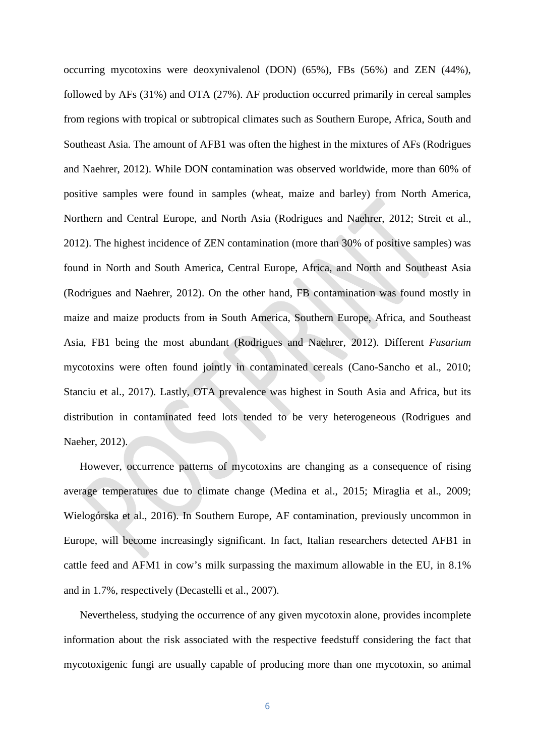occurring mycotoxins were deoxynivalenol (DON) (65%), FBs (56%) and ZEN (44%), followed by AFs (31%) and OTA (27%). AF production occurred primarily in cereal samples from regions with tropical or subtropical climates such as Southern Europe, Africa, South and Southeast Asia. The amount of AFB1 was often the highest in the mixtures of AFs (Rodrigues and Naehrer, 2012). While DON contamination was observed worldwide, more than 60% of positive samples were found in samples (wheat, maize and barley) from North America, Northern and Central Europe, and North Asia (Rodrigues and Naehrer, 2012; Streit et al., 2012). The highest incidence of ZEN contamination (more than 30% of positive samples) was found in North and South America, Central Europe, Africa, and North and Southeast Asia (Rodrigues and Naehrer, 2012). On the other hand, FB contamination was found mostly in maize and maize products from ~~in~~ South America, Southern Europe, Africa, and Southeast Asia, FB1 being the most abundant (Rodrigues and Naehrer, 2012). Different *Fusarium* mycotoxins were often found jointly in contaminated cereals (Cano-Sancho et al., 2010; Stanciu et al., 2017). Lastly, OTA prevalence was highest in South Asia and Africa, but its distribution in contaminated feed lots tended to be very heterogeneous (Rodrigues and Naeher, 2012).

However, occurrence patterns of mycotoxins are changing as a consequence of rising average temperatures due to climate change (Medina et al., 2015; Miraglia et al., 2009; Wielogórska et al., 2016). In Southern Europe, AF contamination, previously uncommon in Europe, will become increasingly significant. In fact, Italian researchers detected AFB1 in cattle feed and AFM1 in cow's milk surpassing the maximum allowable in the EU, in 8.1% and in 1.7%, respectively (Decastelli et al., 2007).

Nevertheless, studying the occurrence of any given mycotoxin alone, provides incomplete information about the risk associated with the respective feedstuff considering the fact that mycotoxigenic fungi are usually capable of producing more than one mycotoxin, so animal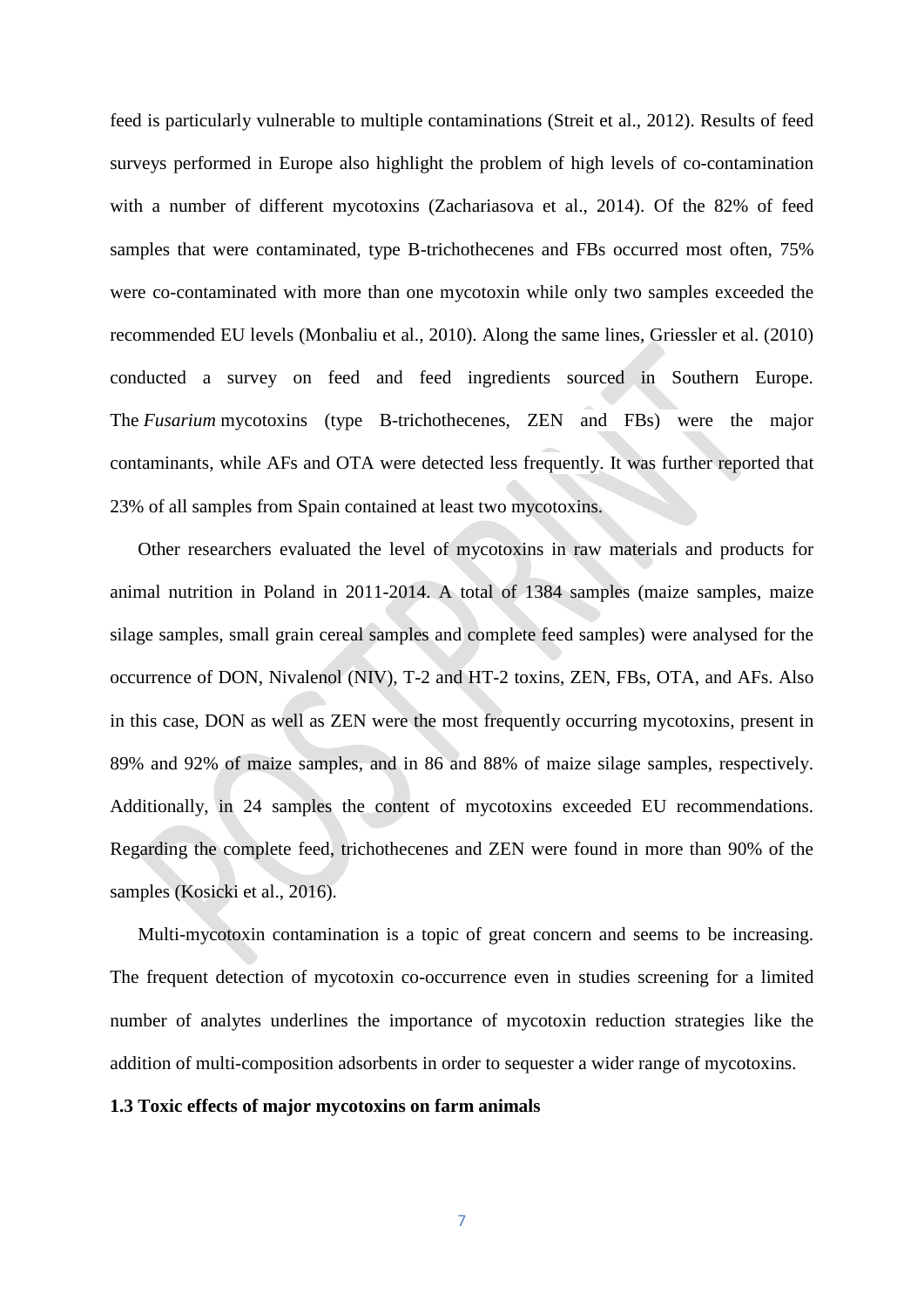feed is particularly vulnerable to multiple contaminations (Streit et al., 2012). Results of feed surveys performed in Europe also highlight the problem of high levels of co-contamination with a number of different mycotoxins (Zachariasova et al., 2014). Of the 82% of feed samples that were contaminated, type B-trichothecenes and FBs occurred most often, 75% were co-contaminated with more than one mycotoxin while only two samples exceeded the recommended EU levels (Monbaliu et al., 2010). Along the same lines, Griessler et al. (2010) conducted a survey on feed and feed ingredients sourced in Southern Europe. The *Fusarium* mycotoxins (type B-trichothecenes, ZEN and FBs) were the major contaminants, while AFs and OTA were detected less frequently. It was further reported that 23% of all samples from Spain contained at least two mycotoxins.

Other researchers evaluated the level of mycotoxins in raw materials and products for animal nutrition in Poland in 2011-2014. A total of 1384 samples (maize samples, maize silage samples, small grain cereal samples and complete feed samples) were analysed for the occurrence of DON, Nivalenol (NIV), T-2 and HT-2 toxins, ZEN, FBs, OTA, and AFs. Also in this case, DON as well as ZEN were the most frequently occurring mycotoxins, present in 89% and 92% of maize samples, and in 86 and 88% of maize silage samples, respectively. Additionally, in 24 samples the content of mycotoxins exceeded EU recommendations. Regarding the complete feed, trichothecenes and ZEN were found in more than 90% of the samples (Kosicki et al., 2016).

Multi-mycotoxin contamination is a topic of great concern and seems to be increasing. The frequent detection of mycotoxin co-occurrence even in studies screening for a limited number of analytes underlines the importance of mycotoxin reduction strategies like the addition of multi-composition adsorbents in order to sequester a wider range of mycotoxins.

### 1.3 Toxic effects of major mycotoxins on farm animals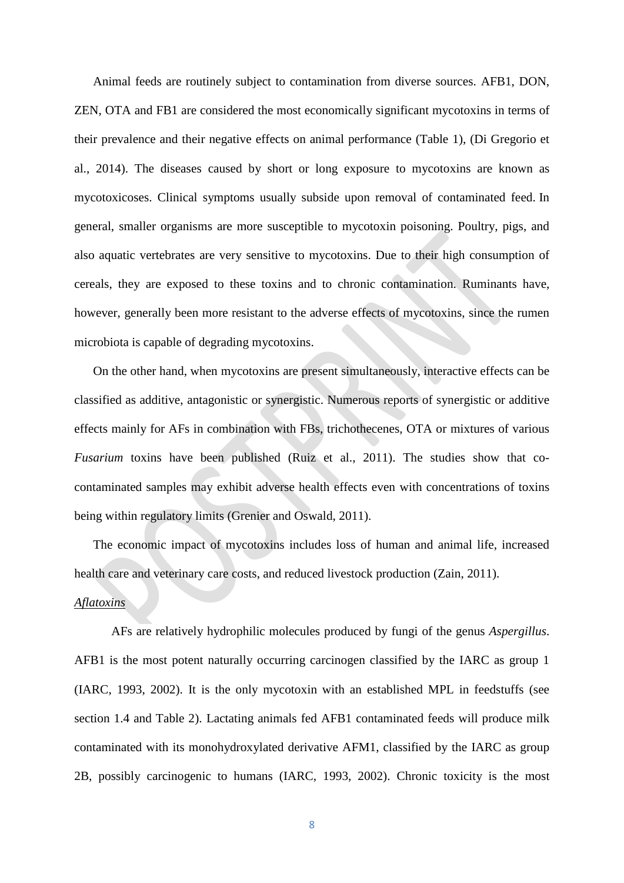Animal feeds are routinely subject to contamination from diverse sources. AFB1, DON, ZEN, OTA and FB1 are considered the most economically significant mycotoxins in terms of their prevalence and their negative effects on animal performance (Table 1), (Di Gregorio et al., 2014). The diseases caused by short or long exposure to mycotoxins are known as mycotoxicoses. Clinical symptoms usually subside upon removal of contaminated feed. In general, smaller organisms are more susceptible to mycotoxin poisoning. Poultry, pigs, and also aquatic vertebrates are very sensitive to mycotoxins. Due to their high consumption of cereals, they are exposed to these toxins and to chronic contamination. Ruminants have, however, generally been more resistant to the adverse effects of mycotoxins, since the rumen microbiota is capable of degrading mycotoxins.

On the other hand, when mycotoxins are present simultaneously, interactive effects can be classified as additive, antagonistic or synergistic. Numerous reports of synergistic or additive effects mainly for AFs in combination with FBs, trichothecenes, OTA or mixtures of various *Fusarium* toxins have been published (Ruiz et al., 2011). The studies show that co-contaminated samples may exhibit adverse health effects even with concentrations of toxins being within regulatory limits (Grenier and Oswald, 2011).

The economic impact of mycotoxins includes loss of human and animal life, increased health care and veterinary care costs, and reduced livestock production (Zain, 2011).

*Aflatoxins*

AFs are relatively hydrophilic molecules produced by fungi of the genus *Aspergillus*. AFB1 is the most potent naturally occurring carcinogen classified by the IARC as group 1 (IARC, 1993, 2002). It is the only mycotoxin with an established MPL in feedstuffs (see section 1.4 and Table 2). Lactating animals fed AFB1 contaminated feeds will produce milk contaminated with its monohydroxylated derivative AFM1, classified by the IARC as group 2B, possibly carcinogenic to humans (IARC, 1993, 2002). Chronic toxicity is the most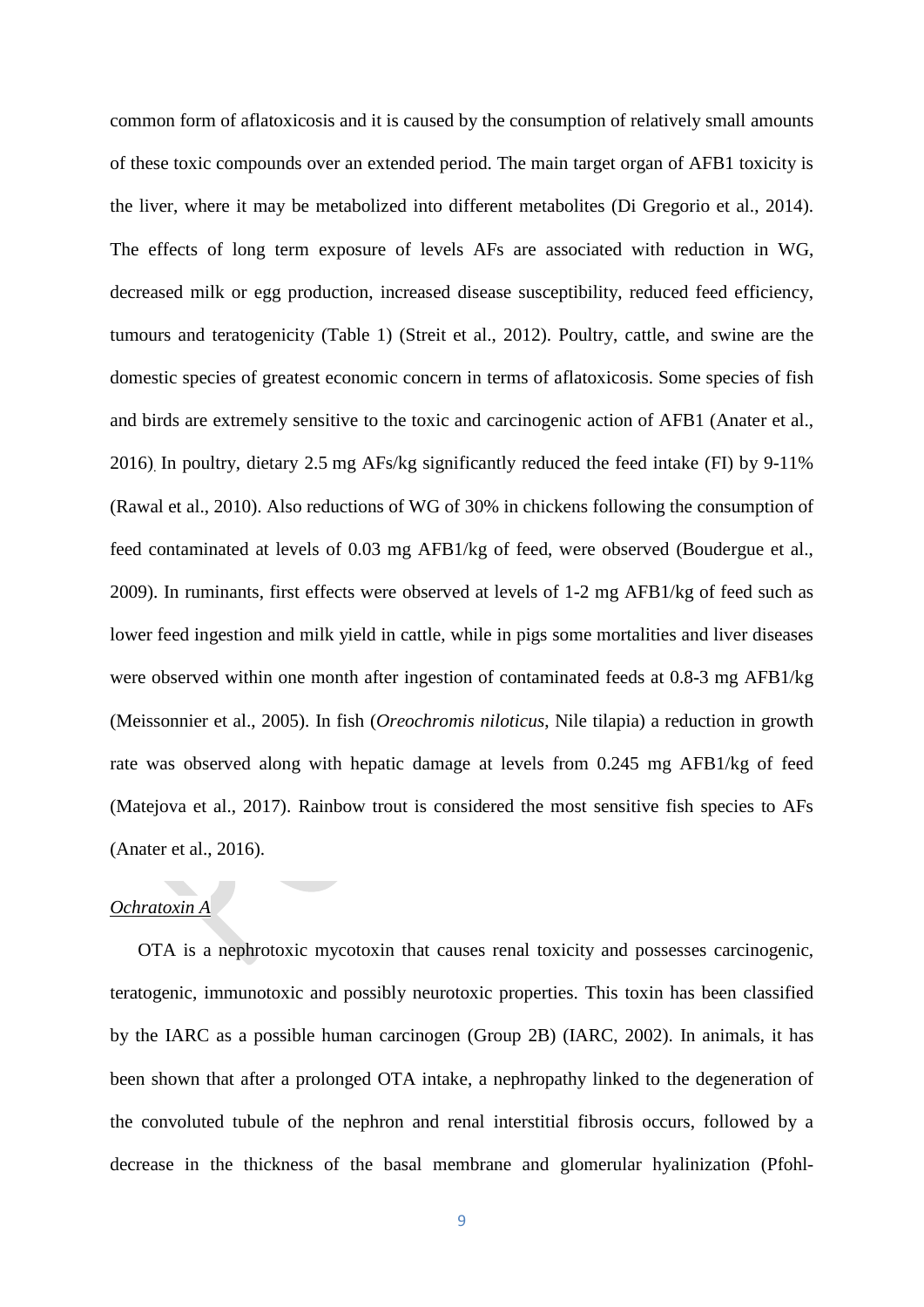common form of aflatoxicosis and it is caused by the consumption of relatively small amounts of these toxic compounds over an extended period. The main target organ of AFB1 toxicity is the liver, where it may be metabolized into different metabolites (Di Gregorio et al., 2014). The effects of long term exposure of levels AFs are associated with reduction in WG, decreased milk or egg production, increased disease susceptibility, reduced feed efficiency, tumours and teratogenicity (Table 1) (Streit et al., 2012). Poultry, cattle, and swine are the domestic species of greatest economic concern in terms of aflatoxicosis. Some species of fish and birds are extremely sensitive to the toxic and carcinogenic action of AFB1 (Anater et al., 2016). In poultry, dietary 2.5 mg AFs/kg significantly reduced the feed intake (FI) by 9-11% (Rawal et al., 2010). Also reductions of WG of 30% in chickens following the consumption of feed contaminated at levels of 0.03 mg AFB1/kg of feed, were observed (Boudergue et al., 2009). In ruminants, first effects were observed at levels of 1-2 mg AFB1/kg of feed such as lower feed ingestion and milk yield in cattle, while in pigs some mortalities and liver diseases were observed within one month after ingestion of contaminated feeds at 0.8-3 mg AFB1/kg (Meissonnier et al., 2005). In fish (*Oreochromis niloticus*, Nile tilapia) a reduction in growth rate was observed along with hepatic damage at levels from 0.245 mg AFB1/kg of feed (Matejova et al., 2017). Rainbow trout is considered the most sensitive fish species to AFs (Anater et al., 2016).

*Ochratoxin A*

OTA is a nephrotoxic mycotoxin that causes renal toxicity and possesses carcinogenic, teratogenic, immunotoxic and possibly neurotoxic properties. This toxin has been classified by the IARC as a possible human carcinogen (Group 2B) (IARC, 2002). In animals, it has been shown that after a prolonged OTA intake, a nephropathy linked to the degeneration of the convoluted tubule of the nephron and renal interstitial fibrosis occurs, followed by a decrease in the thickness of the basal membrane and glomerular hyalinization (Pfohl-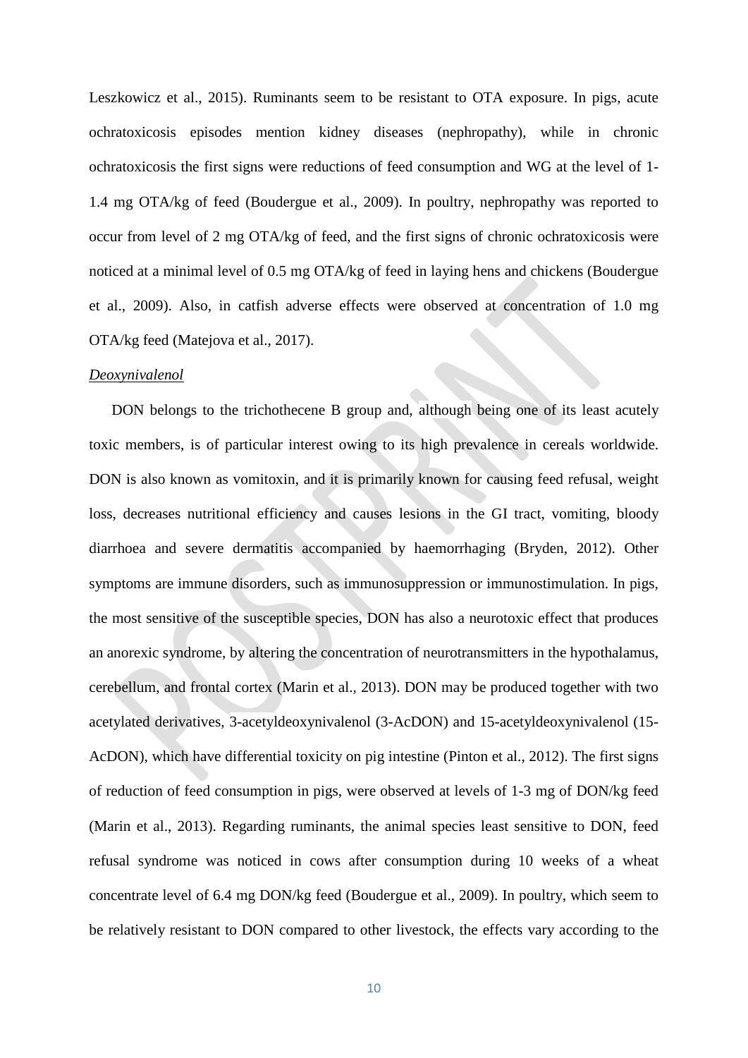Leszkowicz et al., 2015). Ruminants seem to be resistant to OTA exposure. In pigs, acute ochratoxicosis episodes mention kidney diseases (nephropathy), while in chronic ochratoxicosis the first signs were reductions of feed consumption and WG at the level of 1-1.4 mg OTA/kg of feed (Boudergue et al., 2009). In poultry, nephropathy was reported to occur from level of 2 mg OTA/kg of feed, and the first signs of chronic ochratoxicosis were noticed at a minimal level of 0.5 mg OTA/kg of feed in laying hens and chickens (Boudergue et al., 2009). Also, in catfish adverse effects were observed at concentration of 1.0 mg OTA/kg feed (Matejova et al., 2017).

*Deoxynivalenol*

DON belongs to the trichothecene B group and, although being one of its least acutely toxic members, is of particular interest owing to its high prevalence in cereals worldwide. DON is also known as vomitoxin, and it is primarily known for causing feed refusal, weight loss, decreases nutritional efficiency and causes lesions in the GI tract, vomiting, bloody diarrhoea and severe dermatitis accompanied by haemorrhaging (Bryden, 2012). Other symptoms are immune disorders, such as immunosuppression or immunostimulation. In pigs, the most sensitive of the susceptible species, DON has also a neurotoxic effect that produces an anorexic syndrome, by altering the concentration of neurotransmitters in the hypothalamus, cerebellum, and frontal cortex (Marin et al., 2013). DON may be produced together with two acetylated derivatives, 3-acetyldeoxynivalenol (3-AcDON) and 15-acetyldeoxynivalenol (15-AcDON), which have differential toxicity on pig intestine (Pinton et al., 2012). The first signs of reduction of feed consumption in pigs, were observed at levels of 1-3 mg of DON/kg feed (Marin et al., 2013). Regarding ruminants, the animal species least sensitive to DON, feed refusal syndrome was noticed in cows after consumption during 10 weeks of a wheat concentrate level of 6.4 mg DON/kg feed (Boudergue et al., 2009). In poultry, which seem to be relatively resistant to DON compared to other livestock, the effects vary according to the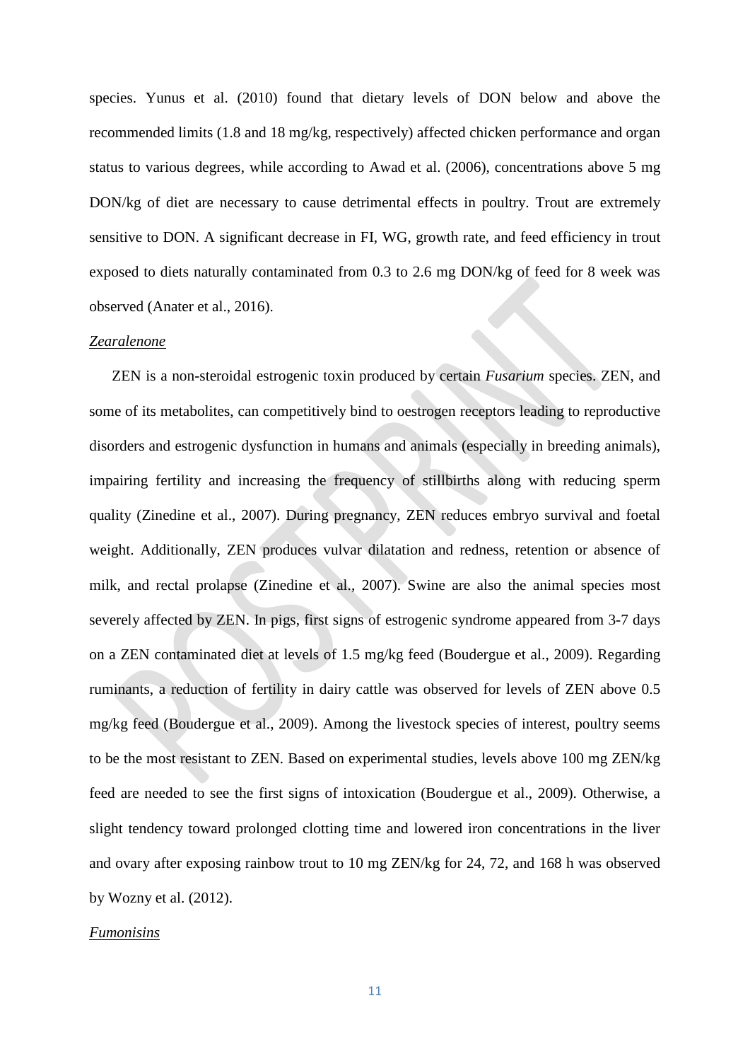species. Yunus et al. (2010) found that dietary levels of DON below and above the recommended limits (1.8 and 18 mg/kg, respectively) affected chicken performance and organ status to various degrees, while according to Awad et al. (2006), concentrations above 5 mg DON/kg of diet are necessary to cause detrimental effects in poultry. Trout are extremely sensitive to DON. A significant decrease in FI, WG, growth rate, and feed efficiency in trout exposed to diets naturally contaminated from 0.3 to 2.6 mg DON/kg of feed for 8 week was observed (Anater et al., 2016).

*Zearalenone*

ZEN is a non-steroidal estrogenic toxin produced by certain *Fusarium* species. ZEN, and some of its metabolites, can competitively bind to oestrogen receptors leading to reproductive disorders and estrogenic dysfunction in humans and animals (especially in breeding animals), impairing fertility and increasing the frequency of stillbirths along with reducing sperm quality (Zinedine et al., 2007). During pregnancy, ZEN reduces embryo survival and foetal weight. Additionally, ZEN produces vulvar dilatation and redness, retention or absence of milk, and rectal prolapse (Zinedine et al., 2007). Swine are also the animal species most severely affected by ZEN. In pigs, first signs of estrogenic syndrome appeared from 3-7 days on a ZEN contaminated diet at levels of 1.5 mg/kg feed (Boudergue et al., 2009). Regarding ruminants, a reduction of fertility in dairy cattle was observed for levels of ZEN above 0.5 mg/kg feed (Boudergue et al., 2009). Among the livestock species of interest, poultry seems to be the most resistant to ZEN. Based on experimental studies, levels above 100 mg ZEN/kg feed are needed to see the first signs of intoxication (Boudergue et al., 2009). Otherwise, a slight tendency toward prolonged clotting time and lowered iron concentrations in the liver and ovary after exposing rainbow trout to 10 mg ZEN/kg for 24, 72, and 168 h was observed by Wozny et al. (2012).

*Fumonisins*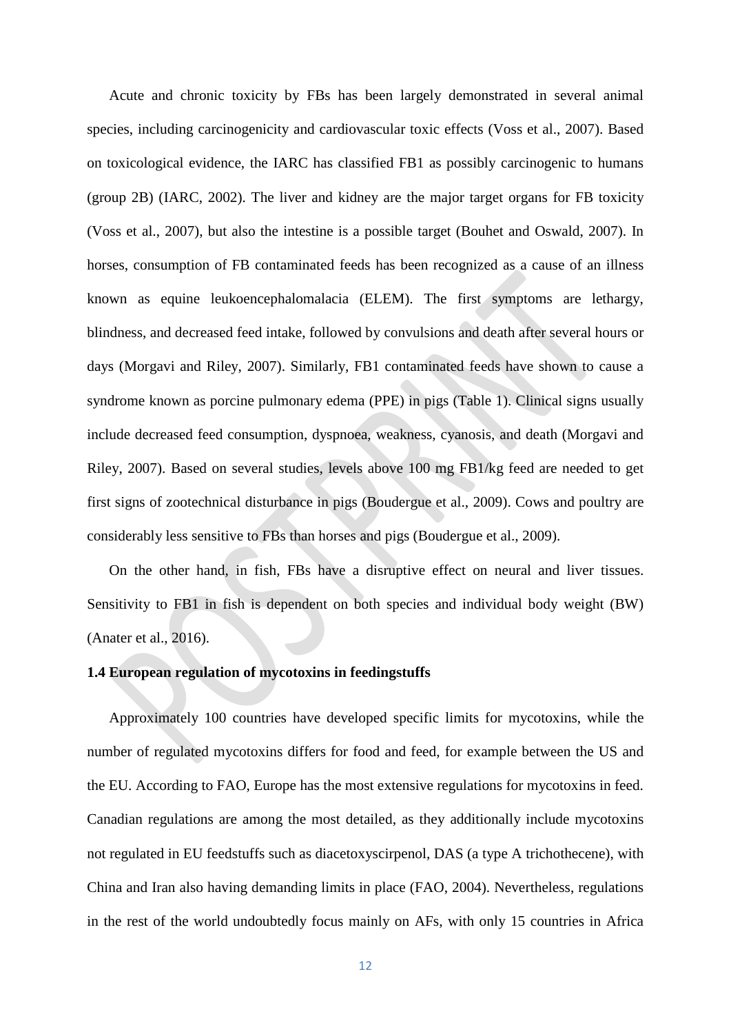Acute and chronic toxicity by FBs has been largely demonstrated in several animal species, including carcinogenicity and cardiovascular toxic effects (Voss et al., 2007). Based on toxicological evidence, the IARC has classified FB1 as possibly carcinogenic to humans (group 2B) (IARC, 2002). The liver and kidney are the major target organs for FB toxicity (Voss et al., 2007), but also the intestine is a possible target (Bouhet and Oswald, 2007). In horses, consumption of FB contaminated feeds has been recognized as a cause of an illness known as equine leukoencephalomalacia (ELEM). The first symptoms are lethargy, blindness, and decreased feed intake, followed by convulsions and death after several hours or days (Morgavi and Riley, 2007). Similarly, FB1 contaminated feeds have shown to cause a syndrome known as porcine pulmonary edema (PPE) in pigs (Table 1). Clinical signs usually include decreased feed consumption, dyspnoea, weakness, cyanosis, and death (Morgavi and Riley, 2007). Based on several studies, levels above 100 mg FB1/kg feed are needed to get first signs of zootechnical disturbance in pigs (Boudergue et al., 2009). Cows and poultry are considerably less sensitive to FBs than horses and pigs (Boudergue et al., 2009).

On the other hand, in fish, FBs have a disruptive effect on neural and liver tissues. Sensitivity to FB1 in fish is dependent on both species and individual body weight (BW) (Anater et al., 2016).

### 1.4 European regulation of mycotoxins in feedingstuffs

Approximately 100 countries have developed specific limits for mycotoxins, while the number of regulated mycotoxins differs for food and feed, for example between the US and the EU. According to FAO, Europe has the most extensive regulations for mycotoxins in feed. Canadian regulations are among the most detailed, as they additionally include mycotoxins not regulated in EU feedstuffs such as diacetoxyscirpenol, DAS (a type A trichothecene), with China and Iran also having demanding limits in place (FAO, 2004). Nevertheless, regulations in the rest of the world undoubtedly focus mainly on AFs, with only 15 countries in Africa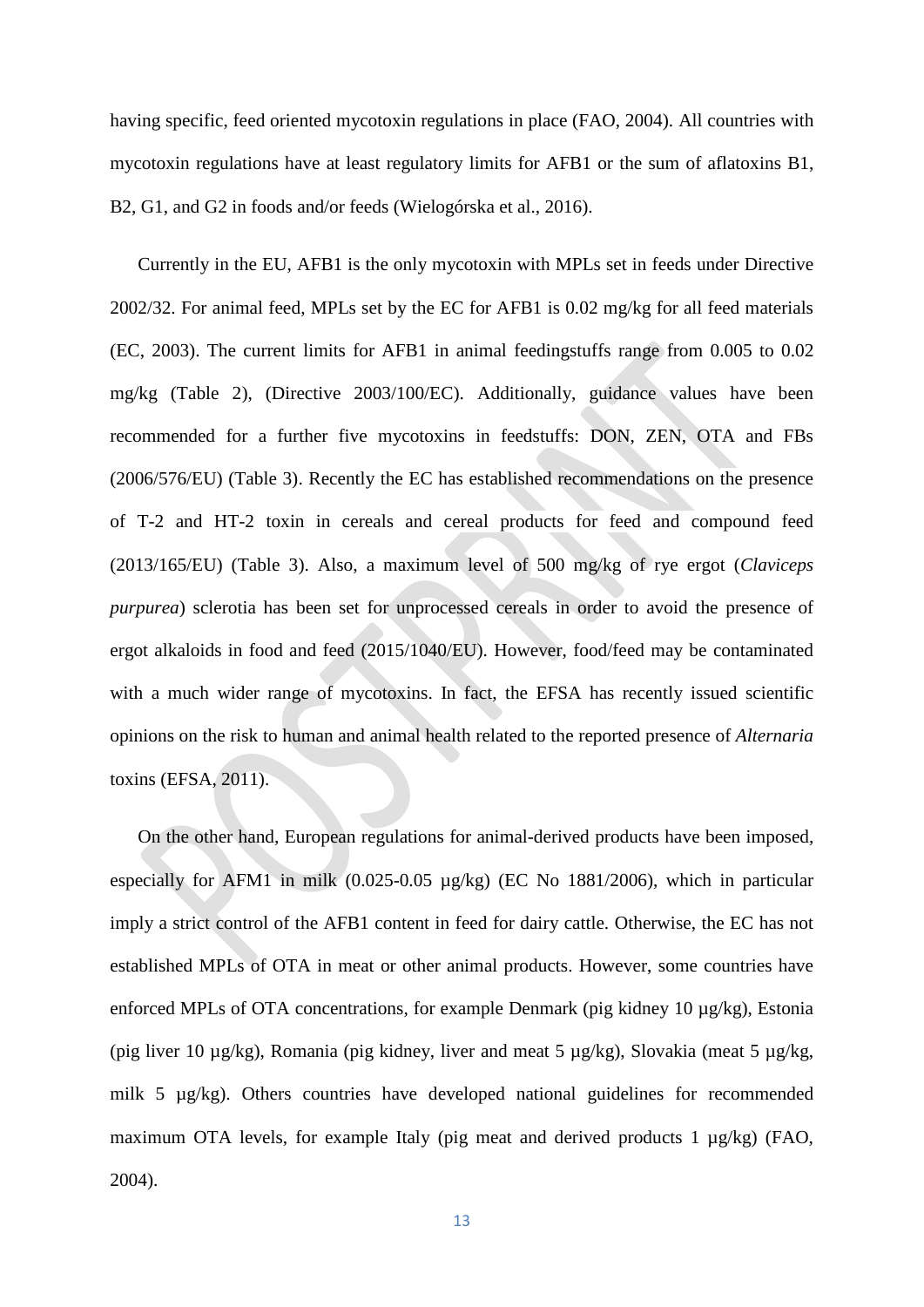having specific, feed oriented mycotoxin regulations in place (FAO, 2004). All countries with mycotoxin regulations have at least regulatory limits for AFB1 or the sum of aflatoxins B1, B2, G1, and G2 in foods and/or feeds (Wielogórska et al., 2016).

Currently in the EU, AFB1 is the only mycotoxin with MPLs set in feeds under Directive 2002/32. For animal feed, MPLs set by the EC for AFB1 is 0.02 mg/kg for all feed materials (EC, 2003). The current limits for AFB1 in animal feedingstuffs range from 0.005 to 0.02 mg/kg (Table 2), (Directive 2003/100/EC). Additionally, guidance values have been recommended for a further five mycotoxins in feedstuffs: DON, ZEN, OTA and FBs (2006/576/EU) (Table 3). Recently the EC has established recommendations on the presence of T-2 and HT-2 toxin in cereals and cereal products for feed and compound feed (2013/165/EU) (Table 3). Also, a maximum level of 500 mg/kg of rye ergot (*Claviceps purpurea*) sclerotia has been set for unprocessed cereals in order to avoid the presence of ergot alkaloids in food and feed (2015/1040/EU). However, food/feed may be contaminated with a much wider range of mycotoxins. In fact, the EFSA has recently issued scientific opinions on the risk to human and animal health related to the reported presence of *Alternaria* toxins (EFSA, 2011).

On the other hand, European regulations for animal-derived products have been imposed, especially for AFM1 in milk (0.025-0.05 µg/kg) (EC No 1881/2006), which in particular imply a strict control of the AFB1 content in feed for dairy cattle. Otherwise, the EC has not established MPLs of OTA in meat or other animal products. However, some countries have enforced MPLs of OTA concentrations, for example Denmark (pig kidney 10 µg/kg), Estonia (pig liver 10 µg/kg), Romania (pig kidney, liver and meat 5 µg/kg), Slovakia (meat 5 µg/kg, milk 5 µg/kg). Others countries have developed national guidelines for recommended maximum OTA levels, for example Italy (pig meat and derived products 1 µg/kg) (FAO, 2004).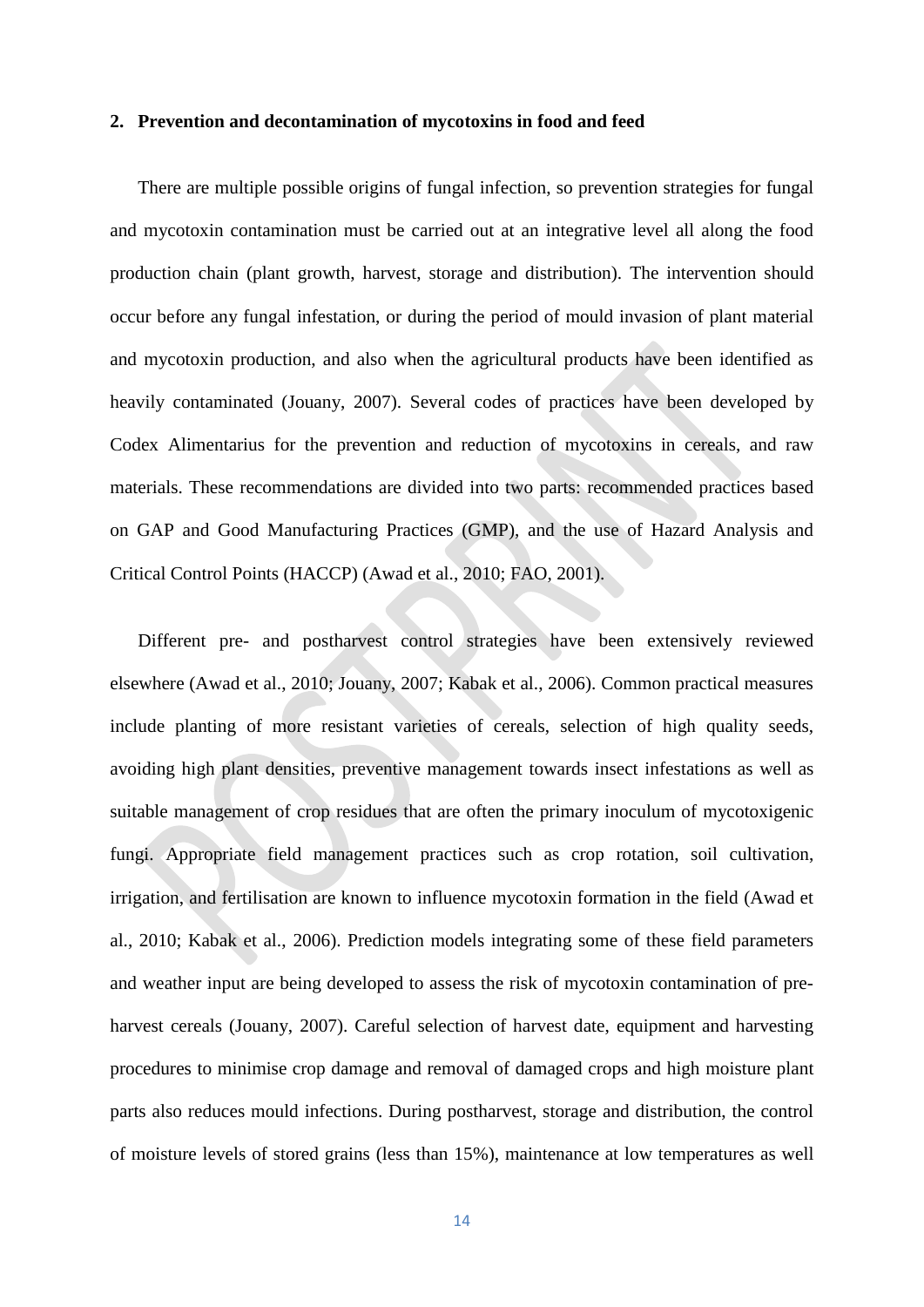## 2. Prevention and decontamination of mycotoxins in food and feed

There are multiple possible origins of fungal infection, so prevention strategies for fungal and mycotoxin contamination must be carried out at an integrative level all along the food production chain (plant growth, harvest, storage and distribution). The intervention should occur before any fungal infestation, or during the period of mould invasion of plant material and mycotoxin production, and also when the agricultural products have been identified as heavily contaminated (Jouany, 2007). Several codes of practices have been developed by Codex Alimentarius for the prevention and reduction of mycotoxins in cereals, and raw materials. These recommendations are divided into two parts: recommended practices based on GAP and Good Manufacturing Practices (GMP), and the use of Hazard Analysis and Critical Control Points (HACCP) (Awad et al., 2010; FAO, 2001).

Different pre- and postharvest control strategies have been extensively reviewed elsewhere (Awad et al., 2010; Jouany, 2007; Kabak et al., 2006). Common practical measures include planting of more resistant varieties of cereals, selection of high quality seeds, avoiding high plant densities, preventive management towards insect infestations as well as suitable management of crop residues that are often the primary inoculum of mycotoxigenic fungi. Appropriate field management practices such as crop rotation, soil cultivation, irrigation, and fertilisation are known to influence mycotoxin formation in the field (Awad et al., 2010; Kabak et al., 2006). Prediction models integrating some of these field parameters and weather input are being developed to assess the risk of mycotoxin contamination of pre-harvest cereals (Jouany, 2007). Careful selection of harvest date, equipment and harvesting procedures to minimise crop damage and removal of damaged crops and high moisture plant parts also reduces mould infections. During postharvest, storage and distribution, the control of moisture levels of stored grains (less than 15%), maintenance at low temperatures as well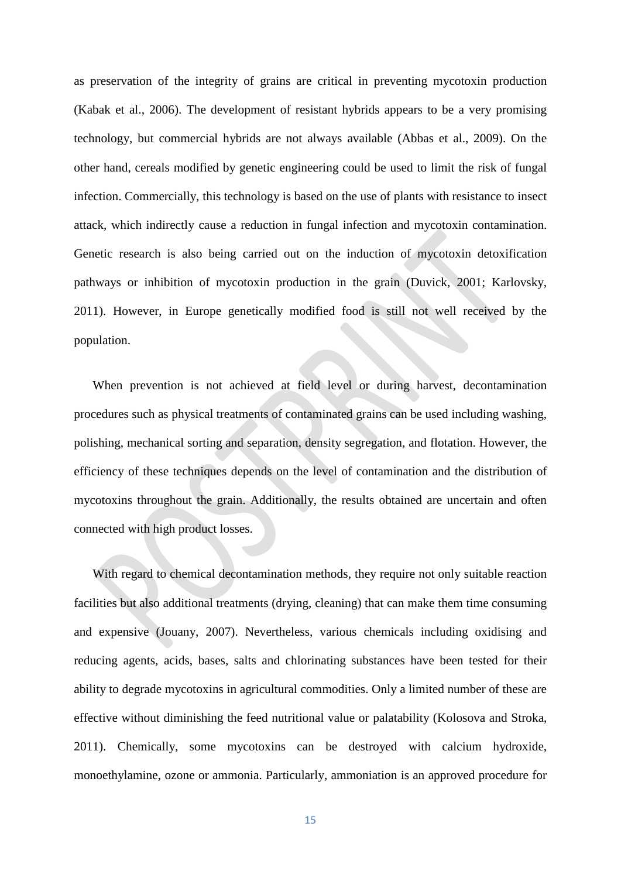as preservation of the integrity of grains are critical in preventing mycotoxin production (Kabak et al., 2006). The development of resistant hybrids appears to be a very promising technology, but commercial hybrids are not always available (Abbas et al., 2009). On the other hand, cereals modified by genetic engineering could be used to limit the risk of fungal infection. Commercially, this technology is based on the use of plants with resistance to insect attack, which indirectly cause a reduction in fungal infection and mycotoxin contamination. Genetic research is also being carried out on the induction of mycotoxin detoxification pathways or inhibition of mycotoxin production in the grain (Duvick, 2001; Karlovsky, 2011). However, in Europe genetically modified food is still not well received by the population.

When prevention is not achieved at field level or during harvest, decontamination procedures such as physical treatments of contaminated grains can be used including washing, polishing, mechanical sorting and separation, density segregation, and flotation. However, the efficiency of these techniques depends on the level of contamination and the distribution of mycotoxins throughout the grain. Additionally, the results obtained are uncertain and often connected with high product losses.

With regard to chemical decontamination methods, they require not only suitable reaction facilities but also additional treatments (drying, cleaning) that can make them time consuming and expensive (Jouany, 2007). Nevertheless, various chemicals including oxidising and reducing agents, acids, bases, salts and chlorinating substances have been tested for their ability to degrade mycotoxins in agricultural commodities. Only a limited number of these are effective without diminishing the feed nutritional value or palatability (Kolosova and Stroka, 2011). Chemically, some mycotoxins can be destroyed with calcium hydroxide, monoethylamine, ozone or ammonia. Particularly, ammoniation is an approved procedure for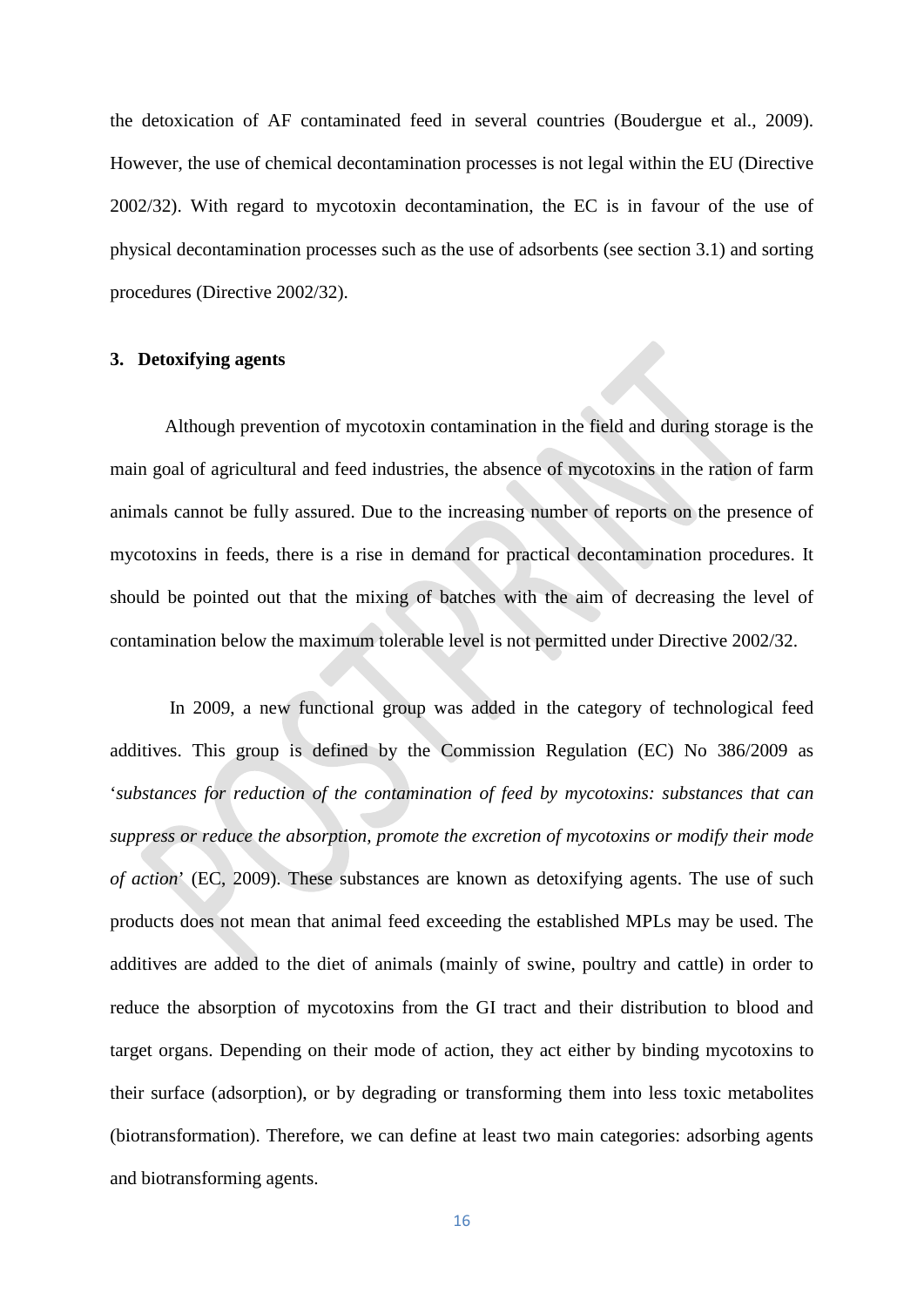the detoxication of AF contaminated feed in several countries (Boudergue et al., 2009). However, the use of chemical decontamination processes is not legal within the EU (Directive 2002/32). With regard to mycotoxin decontamination, the EC is in favour of the use of physical decontamination processes such as the use of adsorbents (see section 3.1) and sorting procedures (Directive 2002/32).

## 3. Detoxifying agents

Although prevention of mycotoxin contamination in the field and during storage is the main goal of agricultural and feed industries, the absence of mycotoxins in the ration of farm animals cannot be fully assured. Due to the increasing number of reports on the presence of mycotoxins in feeds, there is a rise in demand for practical decontamination procedures. It should be pointed out that the mixing of batches with the aim of decreasing the level of contamination below the maximum tolerable level is not permitted under Directive 2002/32.

In 2009, a new functional group was added in the category of technological feed additives. This group is defined by the Commission Regulation (EC) No 386/2009 as '*substances for reduction of the contamination of feed by mycotoxins: substances that can suppress or reduce the absorption, promote the excretion of mycotoxins or modify their mode of action*' (EC, 2009). These substances are known as detoxifying agents. The use of such products does not mean that animal feed exceeding the established MPLs may be used. The additives are added to the diet of animals (mainly of swine, poultry and cattle) in order to reduce the absorption of mycotoxins from the GI tract and their distribution to blood and target organs. Depending on their mode of action, they act either by binding mycotoxins to their surface (adsorption), or by degrading or transforming them into less toxic metabolites (biotransformation). Therefore, we can define at least two main categories: adsorbing agents and biotransforming agents.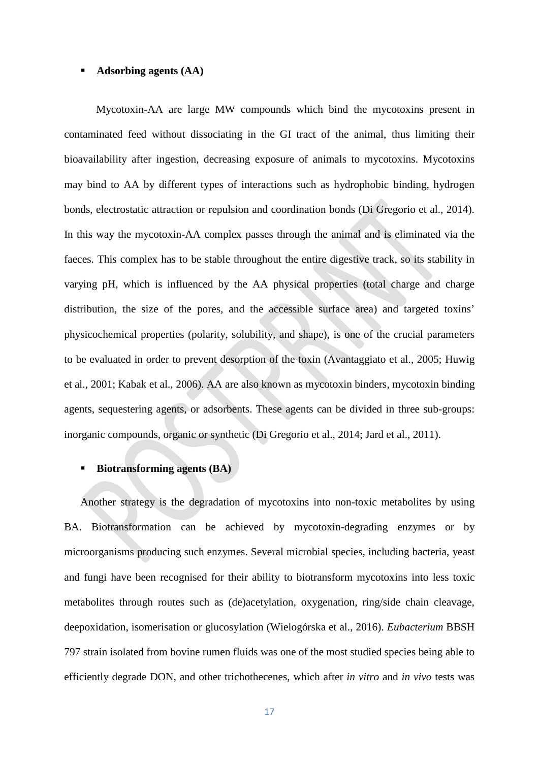- **Adsorbing agents (AA)**

Mycotoxin-AA are large MW compounds which bind the mycotoxins present in contaminated feed without dissociating in the GI tract of the animal, thus limiting their bioavailability after ingestion, decreasing exposure of animals to mycotoxins. Mycotoxins may bind to AA by different types of interactions such as hydrophobic binding, hydrogen bonds, electrostatic attraction or repulsion and coordination bonds (Di Gregorio et al., 2014). In this way the mycotoxin-AA complex passes through the animal and is eliminated via the faeces. This complex has to be stable throughout the entire digestive track, so its stability in varying pH, which is influenced by the AA physical properties (total charge and charge distribution, the size of the pores, and the accessible surface area) and targeted toxins' physicochemical properties (polarity, solubility, and shape), is one of the crucial parameters to be evaluated in order to prevent desorption of the toxin (Avantaggiato et al., 2005; Huwig et al., 2001; Kabak et al., 2006). AA are also known as mycotoxin binders, mycotoxin binding agents, sequestering agents, or adsorbents. These agents can be divided in three sub-groups: inorganic compounds, organic or synthetic (Di Gregorio et al., 2014; Jard et al., 2011).

- **Biotransforming agents (BA)**

Another strategy is the degradation of mycotoxins into non-toxic metabolites by using BA. Biotransformation can be achieved by mycotoxin-degrading enzymes or by microorganisms producing such enzymes. Several microbial species, including bacteria, yeast and fungi have been recognised for their ability to biotransform mycotoxins into less toxic metabolites through routes such as (de)acetylation, oxygenation, ring/side chain cleavage, deepoxidation, isomerisation or glucosylation (Wielogórska et al., 2016). *Eubacterium* BBSH 797 strain isolated from bovine rumen fluids was one of the most studied species being able to efficiently degrade DON, and other trichothecenes, which after *in vitro* and *in vivo* tests was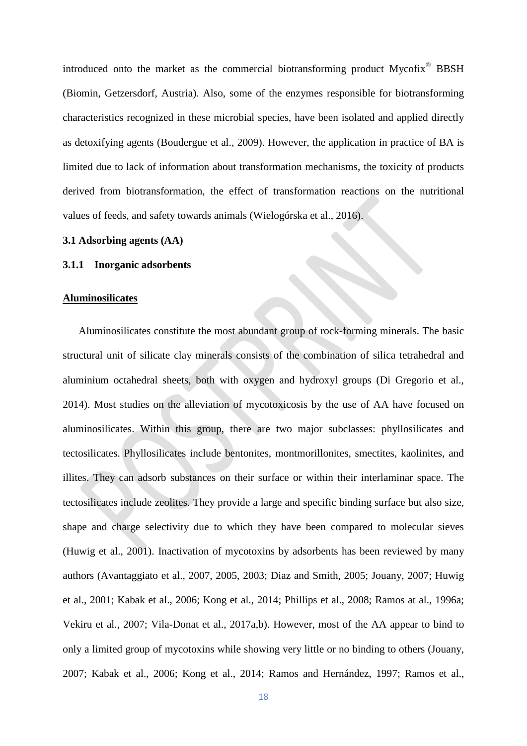introduced onto the market as the commercial biotransforming product Mycofix® BBSH (Biomin, Getzersdorf, Austria). Also, some of the enzymes responsible for biotransforming characteristics recognized in these microbial species, have been isolated and applied directly as detoxifying agents (Boudergue et al., 2009). However, the application in practice of BA is limited due to lack of information about transformation mechanisms, the toxicity of products derived from biotransformation, the effect of transformation reactions on the nutritional values of feeds, and safety towards animals (Wielogórska et al., 2016).

## 3.1 Adsorbing agents (AA)

### 3.1.1 Inorganic adsorbents

#### Aluminosilicates

Aluminosilicates constitute the most abundant group of rock-forming minerals. The basic structural unit of silicate clay minerals consists of the combination of silica tetrahedral and aluminium octahedral sheets, both with oxygen and hydroxyl groups (Di Gregorio et al., 2014). Most studies on the alleviation of mycotoxicosis by the use of AA have focused on aluminosilicates. Within this group, there are two major subclasses: phyllosilicates and tectosilicates. Phyllosilicates include bentonites, montmorillonites, smectites, kaolinites, and illites. They can adsorb substances on their surface or within their interlaminar space. The tectosilicates include zeolites. They provide a large and specific binding surface but also size, shape and charge selectivity due to which they have been compared to molecular sieves (Huwig et al., 2001). Inactivation of mycotoxins by adsorbents has been reviewed by many authors (Avantaggiato et al., 2007, 2005, 2003; Diaz and Smith, 2005; Jouany, 2007; Huwig et al., 2001; Kabak et al., 2006; Kong et al., 2014; Phillips et al., 2008; Ramos at al., 1996a; Vekiru et al., 2007; Vila-Donat et al., 2017a,b). However, most of the AA appear to bind to only a limited group of mycotoxins while showing very little or no binding to others (Jouany, 2007; Kabak et al., 2006; Kong et al., 2014; Ramos and Hernández, 1997; Ramos et al.,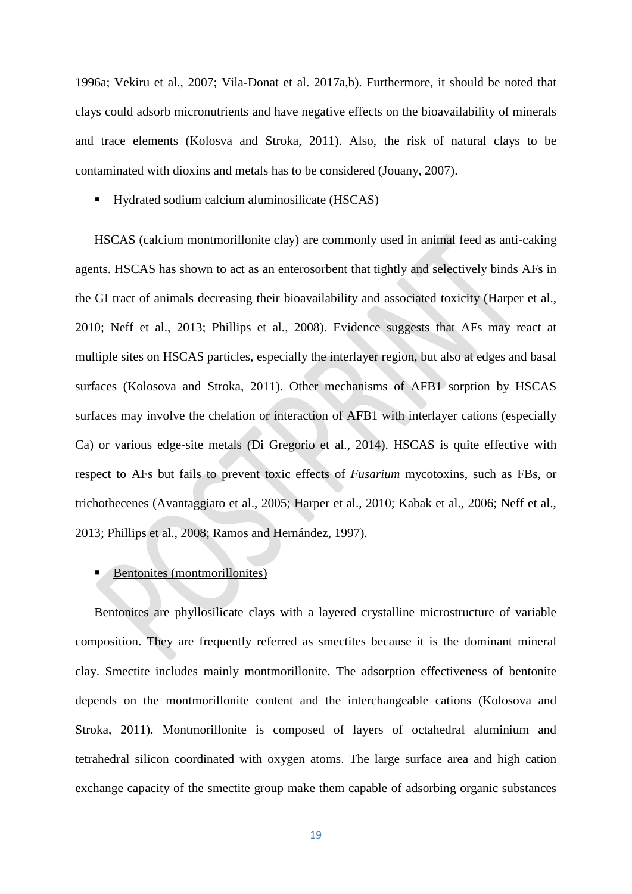1996a; Vekiru et al., 2007; Vila-Donat et al. 2017a,b). Furthermore, it should be noted that clays could adsorb micronutrients and have negative effects on the bioavailability of minerals and trace elements (Kolosva and Stroka, 2011). Also, the risk of natural clays to be contaminated with dioxins and metals has to be considered (Jouany, 2007).

- <u>Hydrated sodium calcium aluminosilicate (HSCAS)</u>

HSCAS (calcium montmorillonite clay) are commonly used in animal feed as anti-caking agents. HSCAS has shown to act as an enterosorbent that tightly and selectively binds AFs in the GI tract of animals decreasing their bioavailability and associated toxicity (Harper et al., 2010; Neff et al., 2013; Phillips et al., 2008). Evidence suggests that AFs may react at multiple sites on HSCAS particles, especially the interlayer region, but also at edges and basal surfaces (Kolosova and Stroka, 2011). Other mechanisms of AFB1 sorption by HSCAS surfaces may involve the chelation or interaction of AFB1 with interlayer cations (especially Ca) or various edge-site metals (Di Gregorio et al., 2014). HSCAS is quite effective with respect to AFs but fails to prevent toxic effects of *Fusarium* mycotoxins, such as FBs, or trichothecenes (Avantaggiato et al., 2005; Harper et al., 2010; Kabak et al., 2006; Neff et al., 2013; Phillips et al., 2008; Ramos and Hernández, 1997).

- <u>Bentonites (montmorillonites)</u>

Bentonites are phyllosilicate clays with a layered crystalline microstructure of variable composition. They are frequently referred as smectites because it is the dominant mineral clay. Smectite includes mainly montmorillonite. The adsorption effectiveness of bentonite depends on the montmorillonite content and the interchangeable cations (Kolosova and Stroka, 2011). Montmorillonite is composed of layers of octahedral aluminium and tetrahedral silicon coordinated with oxygen atoms. The large surface area and high cation exchange capacity of the smectite group make them capable of adsorbing organic substances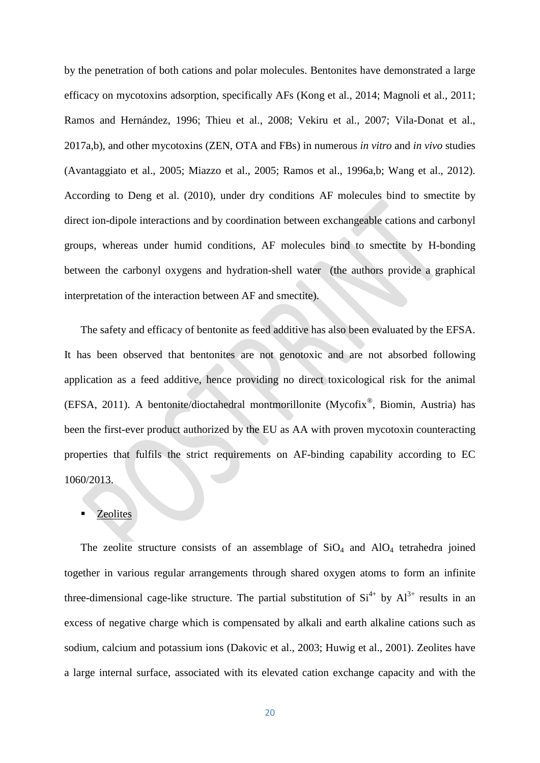by the penetration of both cations and polar molecules. Bentonites have demonstrated a large efficacy on mycotoxins adsorption, specifically AFs (Kong et al., 2014; Magnoli et al., 2011; Ramos and Hernández, 1996; Thieu et al., 2008; Vekiru et al., 2007; Vila-Donat et al., 2017a,b), and other mycotoxins (ZEN, OTA and FBs) in numerous *in vitro* and *in vivo* studies (Avantaggiato et al., 2005; Miazzo et al., 2005; Ramos et al., 1996a,b; Wang et al., 2012). According to Deng et al. (2010), under dry conditions AF molecules bind to smectite by direct ion-dipole interactions and by coordination between exchangeable cations and carbonyl groups, whereas under humid conditions, AF molecules bind to smectite by H-bonding between the carbonyl oxygens and hydration-shell water (the authors provide a graphical interpretation of the interaction between AF and smectite).

The safety and efficacy of bentonite as feed additive has also been evaluated by the EFSA. It has been observed that bentonites are not genotoxic and are not absorbed following application as a feed additive, hence providing no direct toxicological risk for the animal (EFSA, 2011). A bentonite/dioctahedral montmorillonite (Mycofix®, Biomin, Austria) has been the first-ever product authorized by the EU as AA with proven mycotoxin counteracting properties that fulfils the strict requirements on AF-binding capability according to EC 1060/2013.

- Zeolites

The zeolite structure consists of an assemblage of $SiO_4$ and $AlO_4$ tetrahedra joined together in various regular arrangements through shared oxygen atoms to form an infinite three-dimensional cage-like structure. The partial substitution of $Si^{4+}$ by $Al^{3+}$ results in an excess of negative charge which is compensated by alkali and earth alkaline cations such as sodium, calcium and potassium ions (Dakovic et al., 2003; Huwig et al., 2001). Zeolites have a large internal surface, associated with its elevated cation exchange capacity and with the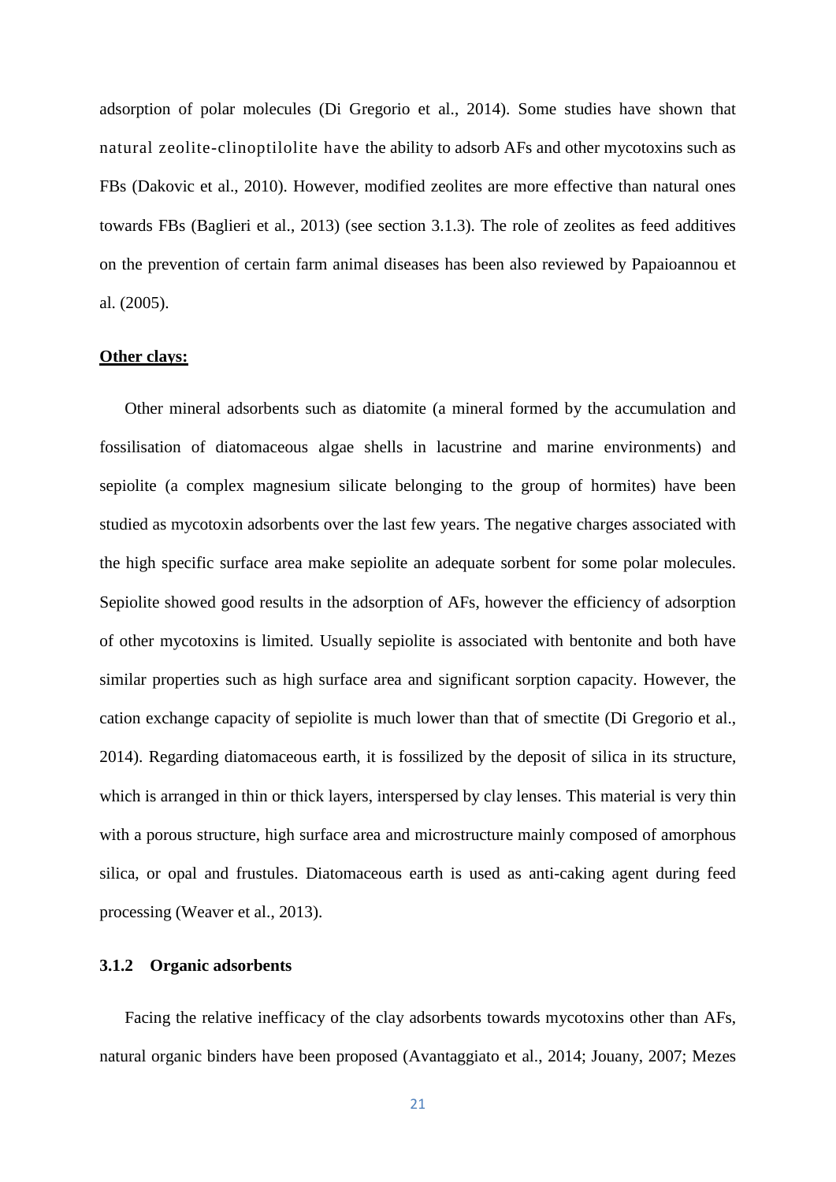adsorption of polar molecules (Di Gregorio et al., 2014). Some studies have shown that natural zeolite-clinoptilolite have the ability to adsorb AFs and other mycotoxins such as FBs (Dakovic et al., 2010). However, modified zeolites are more effective than natural ones towards FBs (Baglieri et al., 2013) (see section 3.1.3). The role of zeolites as feed additives on the prevention of certain farm animal diseases has been also reviewed by Papaioannou et al. (2005).

**Other clays:**

Other mineral adsorbents such as diatomite (a mineral formed by the accumulation and fossilisation of diatomaceous algae shells in lacustrine and marine environments) and sepiolite (a complex magnesium silicate belonging to the group of hormites) have been studied as mycotoxin adsorbents over the last few years. The negative charges associated with the high specific surface area make sepiolite an adequate sorbent for some polar molecules. Sepiolite showed good results in the adsorption of AFs, however the efficiency of adsorption of other mycotoxins is limited. Usually sepiolite is associated with bentonite and both have similar properties such as high surface area and significant sorption capacity. However, the cation exchange capacity of sepiolite is much lower than that of smectite (Di Gregorio et al., 2014). Regarding diatomaceous earth, it is fossilized by the deposit of silica in its structure, which is arranged in thin or thick layers, interspersed by clay lenses. This material is very thin with a porous structure, high surface area and microstructure mainly composed of amorphous silica, or opal and frustules. Diatomaceous earth is used as anti-caking agent during feed processing (Weaver et al., 2013).

### 3.1.2 Organic adsorbents

Facing the relative inefficacy of the clay adsorbents towards mycotoxins other than AFs, natural organic binders have been proposed (Avantaggiato et al., 2014; Jouany, 2007; Mezes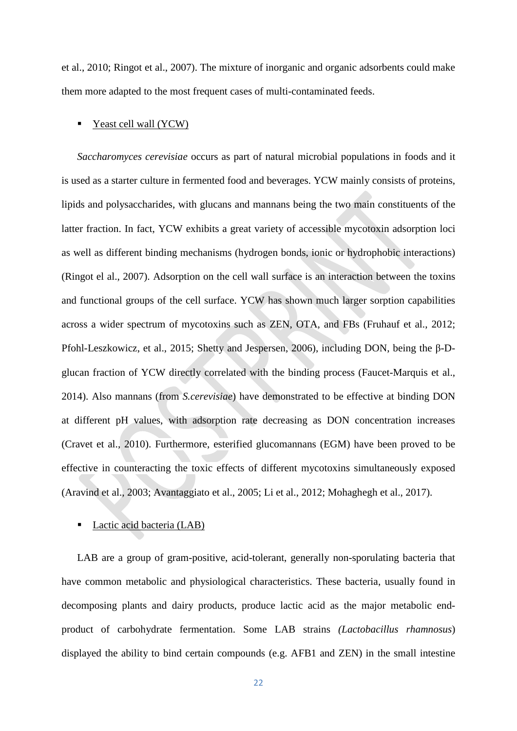et al., 2010; Ringot et al., 2007). The mixture of inorganic and organic adsorbents could make them more adapted to the most frequent cases of multi-contaminated feeds.

- Yeast cell wall (YCW)

*Saccharomyces cerevisiae* occurs as part of natural microbial populations in foods and it is used as a starter culture in fermented food and beverages. YCW mainly consists of proteins, lipids and polysaccharides, with glucans and mannans being the two main constituents of the latter fraction. In fact, YCW exhibits a great variety of accessible mycotoxin adsorption loci as well as different binding mechanisms (hydrogen bonds, ionic or hydrophobic interactions) (Ringot el al., 2007). Adsorption on the cell wall surface is an interaction between the toxins and functional groups of the cell surface. YCW has shown much larger sorption capabilities across a wider spectrum of mycotoxins such as ZEN, OTA, and FBs (Fruhauf et al., 2012; Pfohl-Leszkowicz, et al., 2015; Shetty and Jespersen, 2006), including DON, being the β-D-glucan fraction of YCW directly correlated with the binding process (Faucet-Marquis et al., 2014). Also mannans (from *S.cerevisiae*) have demonstrated to be effective at binding DON at different pH values, with adsorption rate decreasing as DON concentration increases (Cravet et al., 2010). Furthermore, esterified glucomannans (EGM) have been proved to be effective in counteracting the toxic effects of different mycotoxins simultaneously exposed (Aravind et al., 2003; Avantaggiato et al., 2005; Li et al., 2012; Mohaghegh et al., 2017).

- Lactic acid bacteria (LAB)

LAB are a group of gram-positive, acid-tolerant, generally non-sporulating bacteria that have common metabolic and physiological characteristics. These bacteria, usually found in decomposing plants and dairy products, produce lactic acid as the major metabolic end-product of carbohydrate fermentation. Some LAB strains *(Lactobacillus rhamnosus*) displayed the ability to bind certain compounds (e.g. AFB1 and ZEN) in the small intestine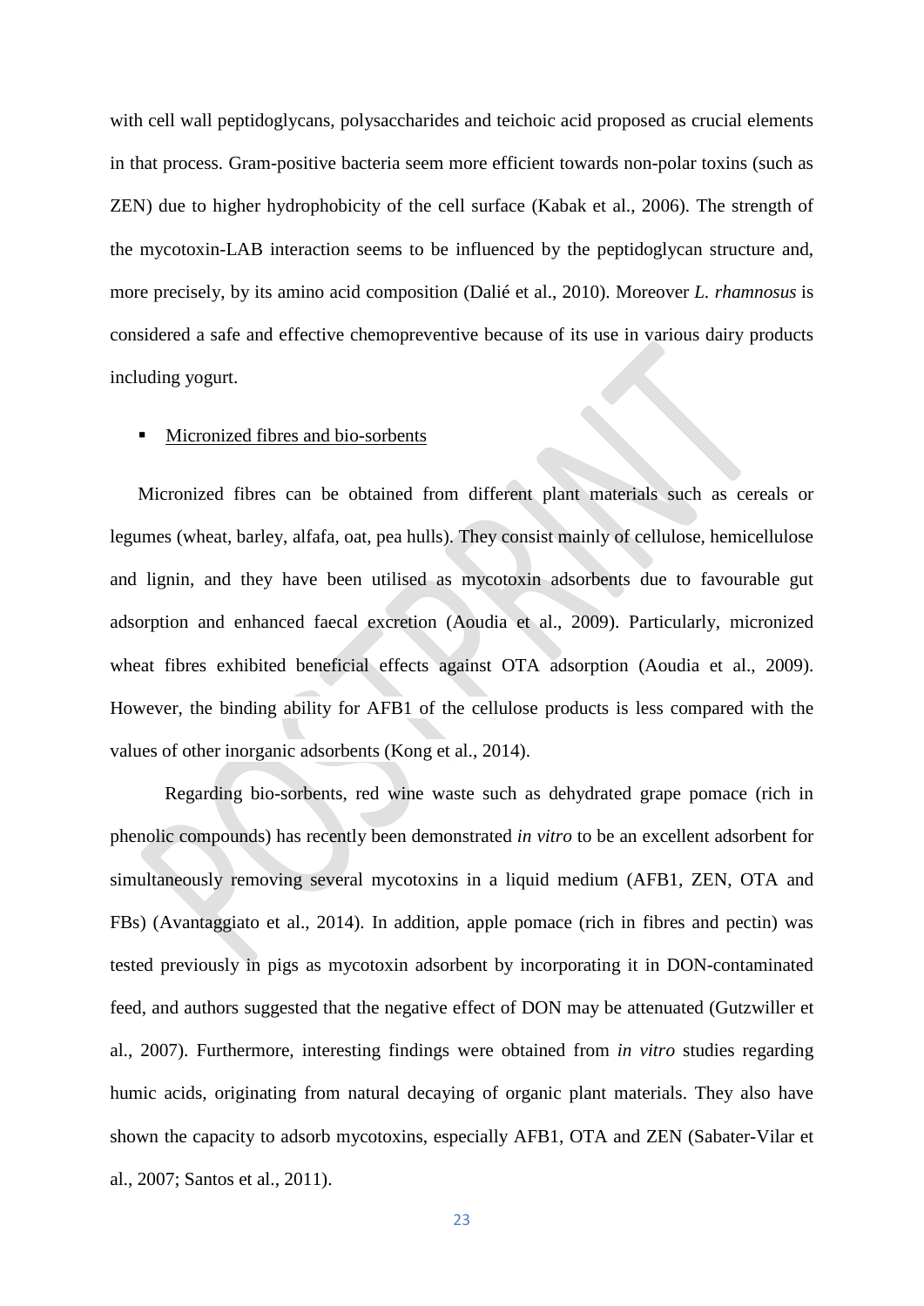with cell wall peptidoglycans, polysaccharides and teichoic acid proposed as crucial elements in that process. Gram-positive bacteria seem more efficient towards non-polar toxins (such as ZEN) due to higher hydrophobicity of the cell surface (Kabak et al., 2006). The strength of the mycotoxin-LAB interaction seems to be influenced by the peptidoglycan structure and, more precisely, by its amino acid composition (Dalié et al., 2010). Moreover *L. rhamnosus* is considered a safe and effective chemopreventive because of its use in various dairy products including yogurt.

- <u>Micronized fibres and bio-sorbents</u>

Micronized fibres can be obtained from different plant materials such as cereals or legumes (wheat, barley, alfafa, oat, pea hulls). They consist mainly of cellulose, hemicellulose and lignin, and they have been utilised as mycotoxin adsorbents due to favourable gut adsorption and enhanced faecal excretion (Aoudia et al., 2009). Particularly, micronized wheat fibres exhibited beneficial effects against OTA adsorption (Aoudia et al., 2009). However, the binding ability for AFB1 of the cellulose products is less compared with the values of other inorganic adsorbents (Kong et al., 2014).

Regarding bio-sorbents, red wine waste such as dehydrated grape pomace (rich in phenolic compounds) has recently been demonstrated *in vitro* to be an excellent adsorbent for simultaneously removing several mycotoxins in a liquid medium (AFB1, ZEN, OTA and FBs) (Avantaggiato et al., 2014). In addition, apple pomace (rich in fibres and pectin) was tested previously in pigs as mycotoxin adsorbent by incorporating it in DON-contaminated feed, and authors suggested that the negative effect of DON may be attenuated (Gutzwiller et al., 2007). Furthermore, interesting findings were obtained from *in vitro* studies regarding humic acids, originating from natural decaying of organic plant materials. They also have shown the capacity to adsorb mycotoxins, especially AFB1, OTA and ZEN (Sabater-Vilar et al., 2007; Santos et al., 2011).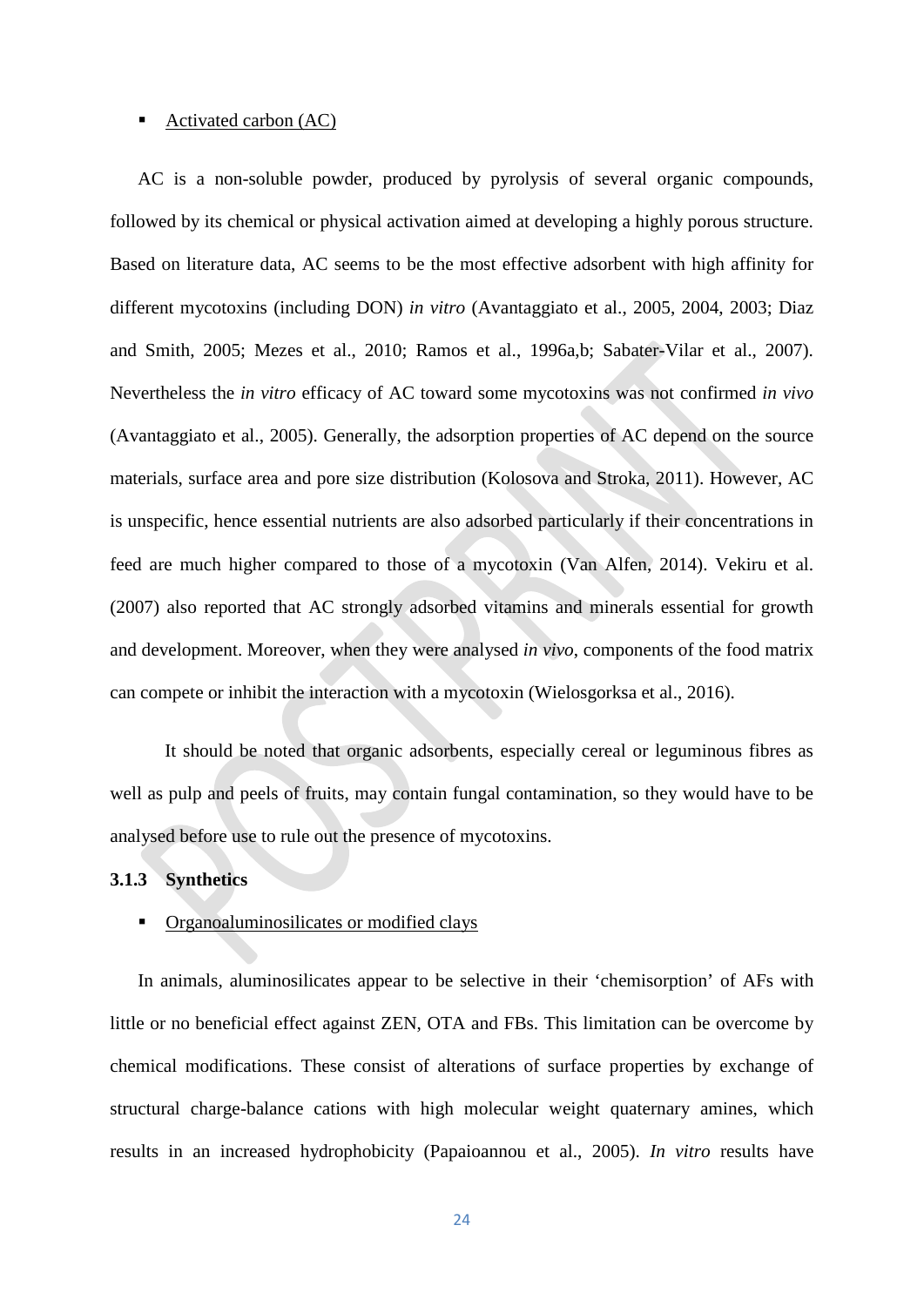- Activated carbon (AC)

AC is a non-soluble powder, produced by pyrolysis of several organic compounds, followed by its chemical or physical activation aimed at developing a highly porous structure. Based on literature data, AC seems to be the most effective adsorbent with high affinity for different mycotoxins (including DON) *in vitro* (Avantaggiato et al., 2005, 2004, 2003; Diaz and Smith, 2005; Mezes et al., 2010; Ramos et al., 1996a,b; Sabater-Vilar et al., 2007). Nevertheless the *in vitro* efficacy of AC toward some mycotoxins was not confirmed *in vivo* (Avantaggiato et al., 2005). Generally, the adsorption properties of AC depend on the source materials, surface area and pore size distribution (Kolosova and Stroka, 2011). However, AC is unspecific, hence essential nutrients are also adsorbed particularly if their concentrations in feed are much higher compared to those of a mycotoxin (Van Alfen, 2014). Vekiru et al. (2007) also reported that AC strongly adsorbed vitamins and minerals essential for growth and development. Moreover, when they were analysed *in vivo*, components of the food matrix can compete or inhibit the interaction with a mycotoxin (Wielosgorksa et al., 2016).

It should be noted that organic adsorbents, especially cereal or leguminous fibres as well as pulp and peels of fruits, may contain fungal contamination, so they would have to be analysed before use to rule out the presence of mycotoxins.

### 3.1.3 Synthetics

- Organoaluminosilicates or modified clays

In animals, aluminosilicates appear to be selective in their 'chemisorption' of AFs with little or no beneficial effect against ZEN, OTA and FBs. This limitation can be overcome by chemical modifications. These consist of alterations of surface properties by exchange of structural charge-balance cations with high molecular weight quaternary amines, which results in an increased hydrophobicity (Papaioannou et al., 2005). *In vitro* results have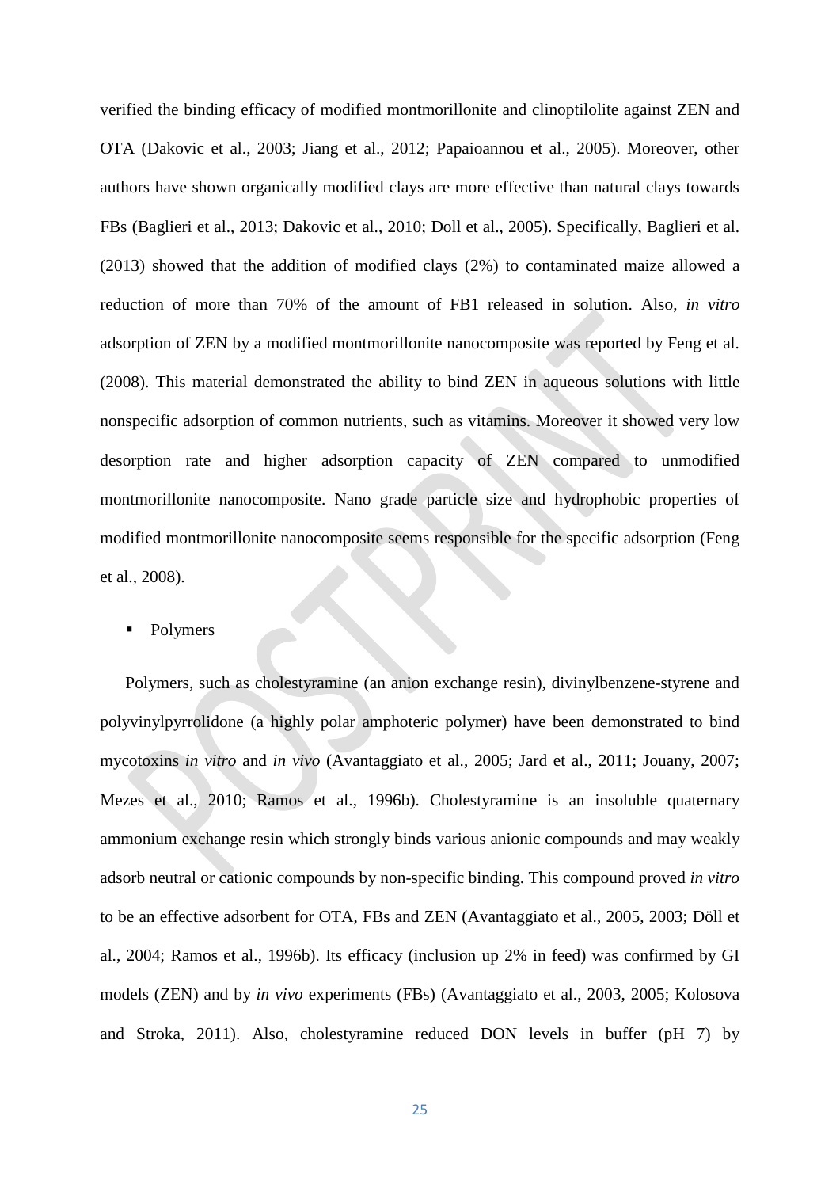verified the binding efficacy of modified montmorillonite and clinoptilolite against ZEN and OTA (Dakovic et al., 2003; Jiang et al., 2012; Papaioannou et al., 2005). Moreover, other authors have shown organically modified clays are more effective than natural clays towards FBs (Baglieri et al., 2013; Dakovic et al., 2010; Doll et al., 2005). Specifically, Baglieri et al. (2013) showed that the addition of modified clays (2%) to contaminated maize allowed a reduction of more than 70% of the amount of FB1 released in solution. Also, *in vitro* adsorption of ZEN by a modified montmorillonite nanocomposite was reported by Feng et al. (2008). This material demonstrated the ability to bind ZEN in aqueous solutions with little nonspecific adsorption of common nutrients, such as vitamins. Moreover it showed very low desorption rate and higher adsorption capacity of ZEN compared to unmodified montmorillonite nanocomposite. Nano grade particle size and hydrophobic properties of modified montmorillonite nanocomposite seems responsible for the specific adsorption (Feng et al., 2008).

- Polymers

Polymers, such as cholestyramine (an anion exchange resin), divinylbenzene-styrene and polyvinylpyrrolidone (a highly polar amphoteric polymer) have been demonstrated to bind mycotoxins *in vitro* and *in vivo* (Avantaggiato et al., 2005; Jard et al., 2011; Jouany, 2007; Mezes et al., 2010; Ramos et al., 1996b). Cholestyramine is an insoluble quaternary ammonium exchange resin which strongly binds various anionic compounds and may weakly adsorb neutral or cationic compounds by non-specific binding. This compound proved *in vitro* to be an effective adsorbent for OTA, FBs and ZEN (Avantaggiato et al., 2005, 2003; Döll et al., 2004; Ramos et al., 1996b). Its efficacy (inclusion up 2% in feed) was confirmed by GI models (ZEN) and by *in vivo* experiments (FBs) (Avantaggiato et al., 2003, 2005; Kolosova and Stroka, 2011). Also, cholestyramine reduced DON levels in buffer (pH 7) by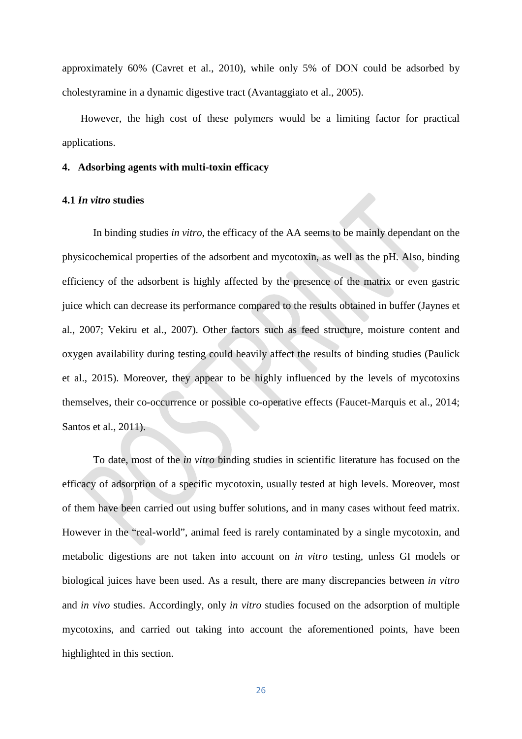approximately 60% (Cavret et al., 2010), while only 5% of DON could be adsorbed by cholestyramine in a dynamic digestive tract (Avantaggiato et al., 2005).

However, the high cost of these polymers would be a limiting factor for practical applications.

## 4. Adsorbing agents with multi-toxin efficacy

### 4.1 *In vitro* studies

In binding studies *in vitro*, the efficacy of the AA seems to be mainly dependant on the physicochemical properties of the adsorbent and mycotoxin, as well as the pH. Also, binding efficiency of the adsorbent is highly affected by the presence of the matrix or even gastric juice which can decrease its performance compared to the results obtained in buffer (Jaynes et al., 2007; Vekiru et al., 2007). Other factors such as feed structure, moisture content and oxygen availability during testing could heavily affect the results of binding studies (Paulick et al., 2015). Moreover, they appear to be highly influenced by the levels of mycotoxins themselves, their co-occurrence or possible co-operative effects (Faucet-Marquis et al., 2014; Santos et al., 2011).

To date, most of the *in vitro* binding studies in scientific literature has focused on the efficacy of adsorption of a specific mycotoxin, usually tested at high levels. Moreover, most of them have been carried out using buffer solutions, and in many cases without feed matrix. However in the "real-world", animal feed is rarely contaminated by a single mycotoxin, and metabolic digestions are not taken into account on *in vitro* testing, unless GI models or biological juices have been used. As a result, there are many discrepancies between *in vitro* and *in vivo* studies. Accordingly, only *in vitro* studies focused on the adsorption of multiple mycotoxins, and carried out taking into account the aforementioned points, have been highlighted in this section.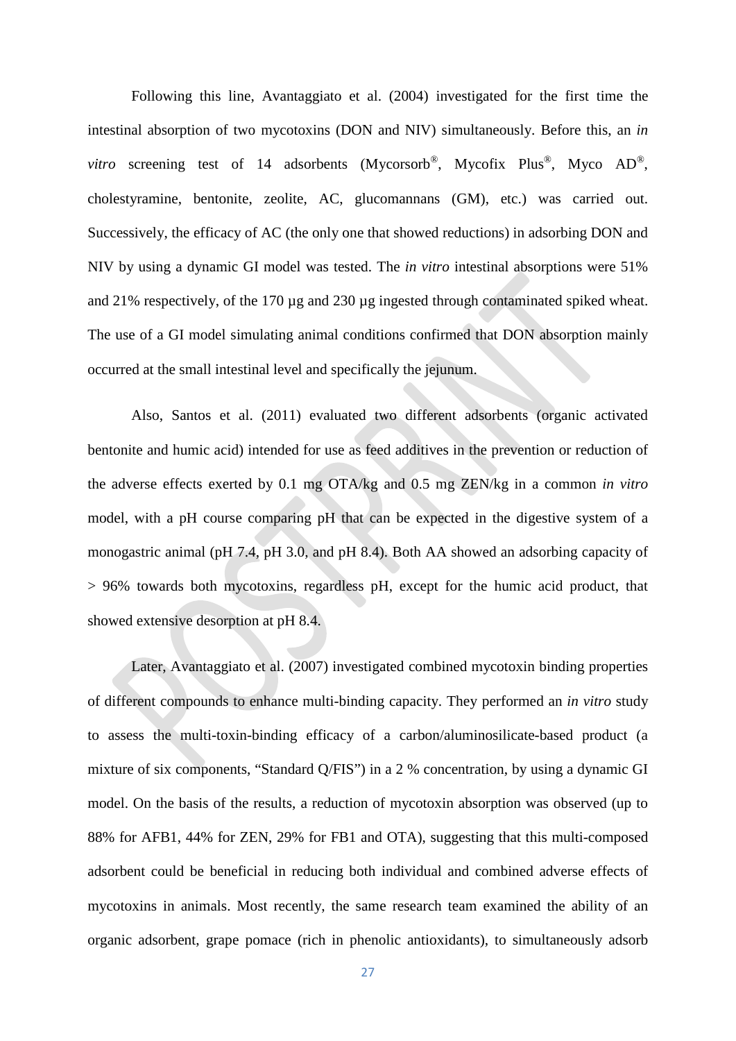Following this line, Avantaggiato et al. (2004) investigated for the first time the intestinal absorption of two mycotoxins (DON and NIV) simultaneously. Before this, an *in vitro* screening test of 14 adsorbents (Mycorsorb®, Mycofix Plus®, Myco AD®, cholestyramine, bentonite, zeolite, AC, glucomannans (GM), etc.) was carried out. Successively, the efficacy of AC (the only one that showed reductions) in adsorbing DON and NIV by using a dynamic GI model was tested. The *in vitro* intestinal absorptions were 51% and 21% respectively, of the 170 µg and 230 µg ingested through contaminated spiked wheat. The use of a GI model simulating animal conditions confirmed that DON absorption mainly occurred at the small intestinal level and specifically the jejunum.

Also, Santos et al. (2011) evaluated two different adsorbents (organic activated bentonite and humic acid) intended for use as feed additives in the prevention or reduction of the adverse effects exerted by 0.1 mg OTA/kg and 0.5 mg ZEN/kg in a common *in vitro* model, with a pH course comparing pH that can be expected in the digestive system of a monogastric animal (pH 7.4, pH 3.0, and pH 8.4). Both AA showed an adsorbing capacity of > 96% towards both mycotoxins, regardless pH, except for the humic acid product, that showed extensive desorption at pH 8.4.

Later, Avantaggiato et al. (2007) investigated combined mycotoxin binding properties of different compounds to enhance multi-binding capacity. They performed an *in vitro* study to assess the multi-toxin-binding efficacy of a carbon/aluminosilicate-based product (a mixture of six components, "Standard Q/FIS") in a 2 % concentration, by using a dynamic GI model. On the basis of the results, a reduction of mycotoxin absorption was observed (up to 88% for AFB1, 44% for ZEN, 29% for FB1 and OTA), suggesting that this multi-composed adsorbent could be beneficial in reducing both individual and combined adverse effects of mycotoxins in animals. Most recently, the same research team examined the ability of an organic adsorbent, grape pomace (rich in phenolic antioxidants), to simultaneously adsorb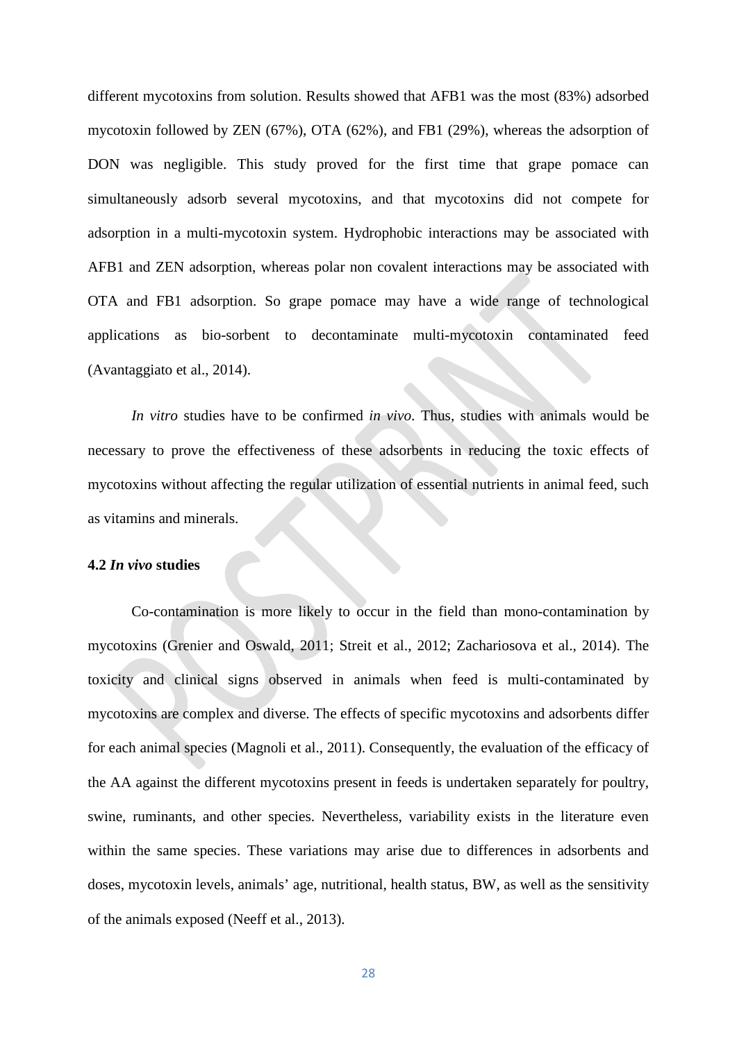different mycotoxins from solution. Results showed that AFB1 was the most (83%) adsorbed mycotoxin followed by ZEN (67%), OTA (62%), and FB1 (29%), whereas the adsorption of DON was negligible. This study proved for the first time that grape pomace can simultaneously adsorb several mycotoxins, and that mycotoxins did not compete for adsorption in a multi-mycotoxin system. Hydrophobic interactions may be associated with AFB1 and ZEN adsorption, whereas polar non covalent interactions may be associated with OTA and FB1 adsorption. So grape pomace may have a wide range of technological applications as bio-sorbent to decontaminate multi-mycotoxin contaminated feed (Avantaggiato et al., 2014).

*In vitro* studies have to be confirmed *in vivo*. Thus, studies with animals would be necessary to prove the effectiveness of these adsorbents in reducing the toxic effects of mycotoxins without affecting the regular utilization of essential nutrients in animal feed, such as vitamins and minerals.

### 4.2 *In vivo* studies

Co-contamination is more likely to occur in the field than mono-contamination by mycotoxins (Grenier and Oswald, 2011; Streit et al., 2012; Zachariosova et al., 2014). The toxicity and clinical signs observed in animals when feed is multi-contaminated by mycotoxins are complex and diverse. The effects of specific mycotoxins and adsorbents differ for each animal species (Magnoli et al., 2011). Consequently, the evaluation of the efficacy of the AA against the different mycotoxins present in feeds is undertaken separately for poultry, swine, ruminants, and other species. Nevertheless, variability exists in the literature even within the same species. These variations may arise due to differences in adsorbents and doses, mycotoxin levels, animals' age, nutritional, health status, BW, as well as the sensitivity of the animals exposed (Neeff et al., 2013).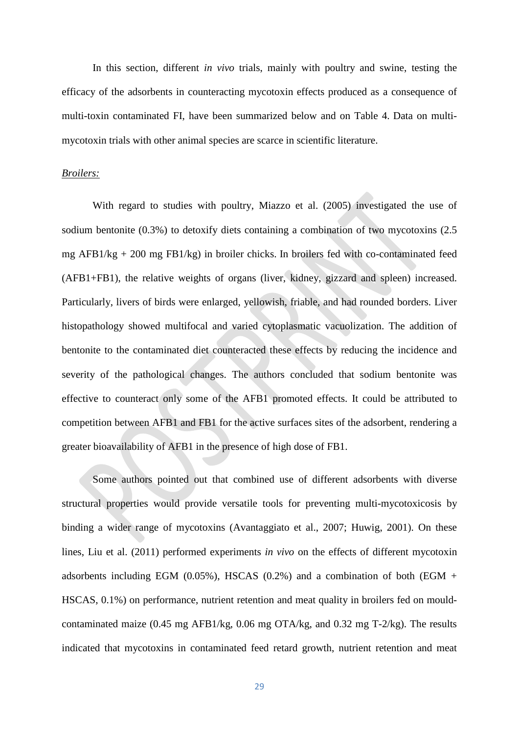In this section, different *in vivo* trials, mainly with poultry and swine, testing the efficacy of the adsorbents in counteracting mycotoxin effects produced as a consequence of multi-toxin contaminated FI, have been summarized below and on Table 4. Data on multi-mycotoxin trials with other animal species are scarce in scientific literature.

Broilers:

With regard to studies with poultry, Miazzo et al. (2005) investigated the use of sodium bentonite (0.3%) to detoxify diets containing a combination of two mycotoxins (2.5 mg AFB1/kg + 200 mg FB1/kg) in broiler chicks. In broilers fed with co-contaminated feed (AFB1+FB1), the relative weights of organs (liver, kidney, gizzard and spleen) increased. Particularly, livers of birds were enlarged, yellowish, friable, and had rounded borders. Liver histopathology showed multifocal and varied cytoplasmatic vacuolization. The addition of bentonite to the contaminated diet counteracted these effects by reducing the incidence and severity of the pathological changes. The authors concluded that sodium bentonite was effective to counteract only some of the AFB1 promoted effects. It could be attributed to competition between AFB1 and FB1 for the active surfaces sites of the adsorbent, rendering a greater bioavailability of AFB1 in the presence of high dose of FB1.

Some authors pointed out that combined use of different adsorbents with diverse structural properties would provide versatile tools for preventing multi-mycotoxicosis by binding a wider range of mycotoxins (Avantaggiato et al., 2007; Huwig, 2001). On these lines, Liu et al. (2011) performed experiments *in vivo* on the effects of different mycotoxin adsorbents including EGM (0.05%), HSCAS (0.2%) and a combination of both (EGM + HSCAS, 0.1%) on performance, nutrient retention and meat quality in broilers fed on mould-contaminated maize (0.45 mg AFB1/kg, 0.06 mg OTA/kg, and 0.32 mg T-2/kg). The results indicated that mycotoxins in contaminated feed retard growth, nutrient retention and meat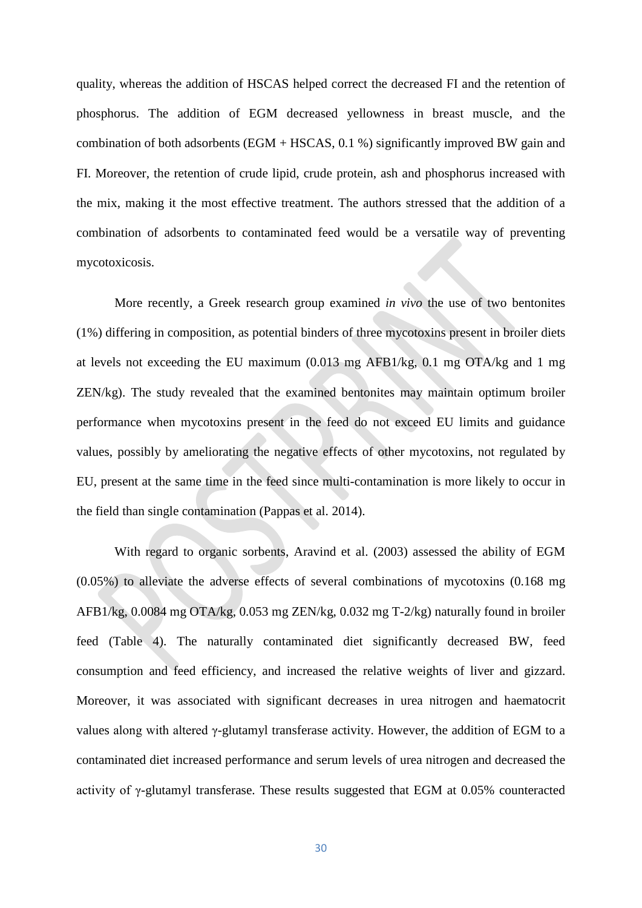quality, whereas the addition of HSCAS helped correct the decreased FI and the retention of phosphorus. The addition of EGM decreased yellowness in breast muscle, and the combination of both adsorbents (EGM + HSCAS, 0.1 %) significantly improved BW gain and FI. Moreover, the retention of crude lipid, crude protein, ash and phosphorus increased with the mix, making it the most effective treatment. The authors stressed that the addition of a combination of adsorbents to contaminated feed would be a versatile way of preventing mycotoxicosis.

More recently, a Greek research group examined *in vivo* the use of two bentonites (1%) differing in composition, as potential binders of three mycotoxins present in broiler diets at levels not exceeding the EU maximum (0.013 mg AFB1/kg, 0.1 mg OTA/kg and 1 mg ZEN/kg). The study revealed that the examined bentonites may maintain optimum broiler performance when mycotoxins present in the feed do not exceed EU limits and guidance values, possibly by ameliorating the negative effects of other mycotoxins, not regulated by EU, present at the same time in the feed since multi-contamination is more likely to occur in the field than single contamination (Pappas et al. 2014).

With regard to organic sorbents, Aravind et al. (2003) assessed the ability of EGM (0.05%) to alleviate the adverse effects of several combinations of mycotoxins (0.168 mg AFB1/kg, 0.0084 mg OTA/kg, 0.053 mg ZEN/kg, 0.032 mg T-2/kg) naturally found in broiler feed (Table 4). The naturally contaminated diet significantly decreased BW, feed consumption and feed efficiency, and increased the relative weights of liver and gizzard. Moreover, it was associated with significant decreases in urea nitrogen and haematocrit values along with altered γ-glutamyl transferase activity. However, the addition of EGM to a contaminated diet increased performance and serum levels of urea nitrogen and decreased the activity of γ-glutamyl transferase. These results suggested that EGM at 0.05% counteracted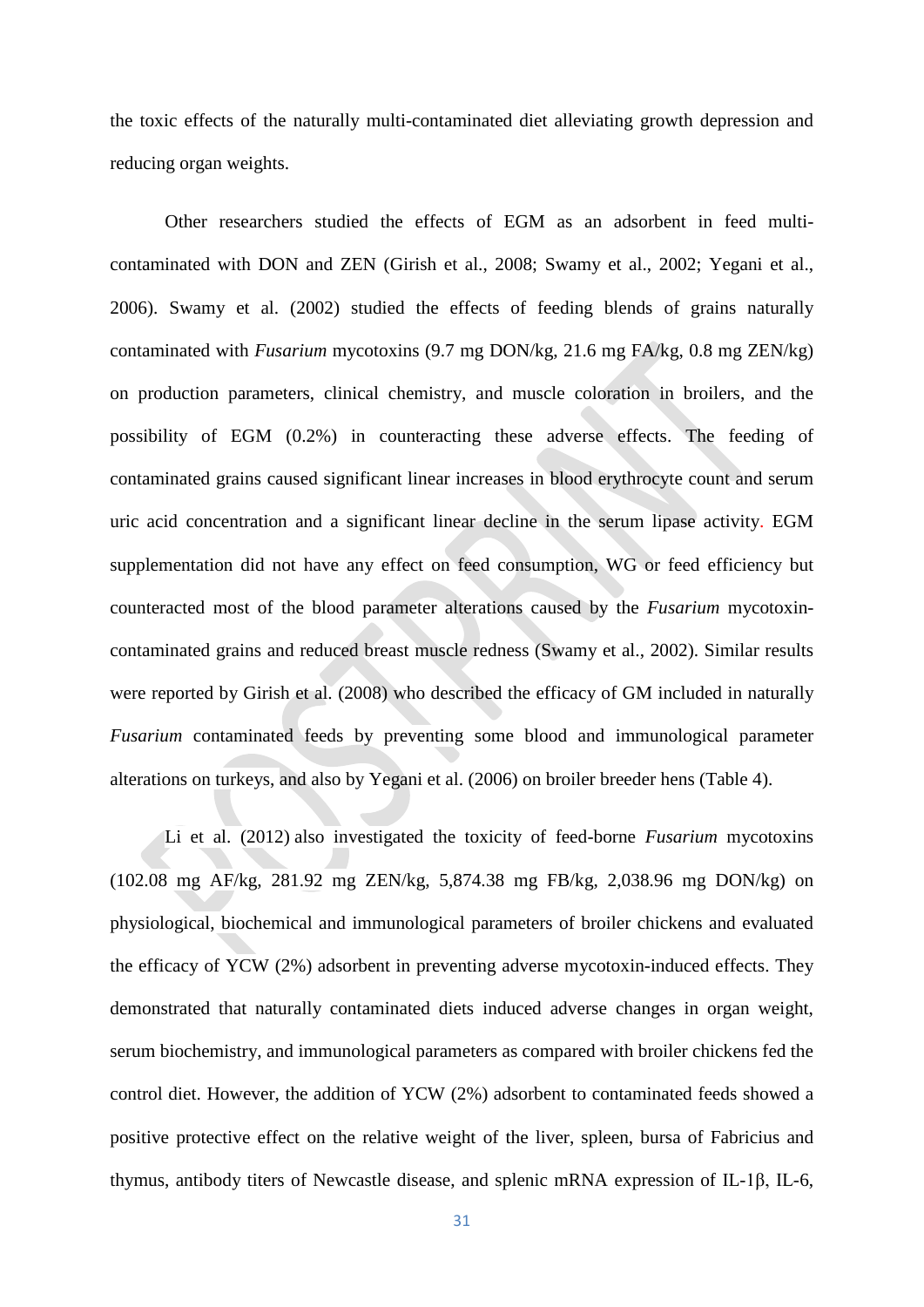the toxic effects of the naturally multi-contaminated diet alleviating growth depression and reducing organ weights.

Other researchers studied the effects of EGM as an adsorbent in feed multi-contaminated with DON and ZEN (Girish et al., 2008; Swamy et al., 2002; Yegani et al., 2006). Swamy et al. (2002) studied the effects of feeding blends of grains naturally contaminated with *Fusarium* mycotoxins (9.7 mg DON/kg, 21.6 mg FA/kg, 0.8 mg ZEN/kg) on production parameters, clinical chemistry, and muscle coloration in broilers, and the possibility of EGM (0.2%) in counteracting these adverse effects. The feeding of contaminated grains caused significant linear increases in blood erythrocyte count and serum uric acid concentration and a significant linear decline in the serum lipase activity. EGM supplementation did not have any effect on feed consumption, WG or feed efficiency but counteracted most of the blood parameter alterations caused by the *Fusarium* mycotoxin-contaminated grains and reduced breast muscle redness (Swamy et al., 2002). Similar results were reported by Girish et al. (2008) who described the efficacy of GM included in naturally *Fusarium* contaminated feeds by preventing some blood and immunological parameter alterations on turkeys, and also by Yegani et al. (2006) on broiler breeder hens (Table 4).

Li et al. (2012) also investigated the toxicity of feed-borne *Fusarium* mycotoxins (102.08 mg AF/kg, 281.92 mg ZEN/kg, 5,874.38 mg FB/kg, 2,038.96 mg DON/kg) on physiological, biochemical and immunological parameters of broiler chickens and evaluated the efficacy of YCW (2%) adsorbent in preventing adverse mycotoxin-induced effects. They demonstrated that naturally contaminated diets induced adverse changes in organ weight, serum biochemistry, and immunological parameters as compared with broiler chickens fed the control diet. However, the addition of YCW (2%) adsorbent to contaminated feeds showed a positive protective effect on the relative weight of the liver, spleen, bursa of Fabricius and thymus, antibody titers of Newcastle disease, and splenic mRNA expression of IL-1β, IL-6,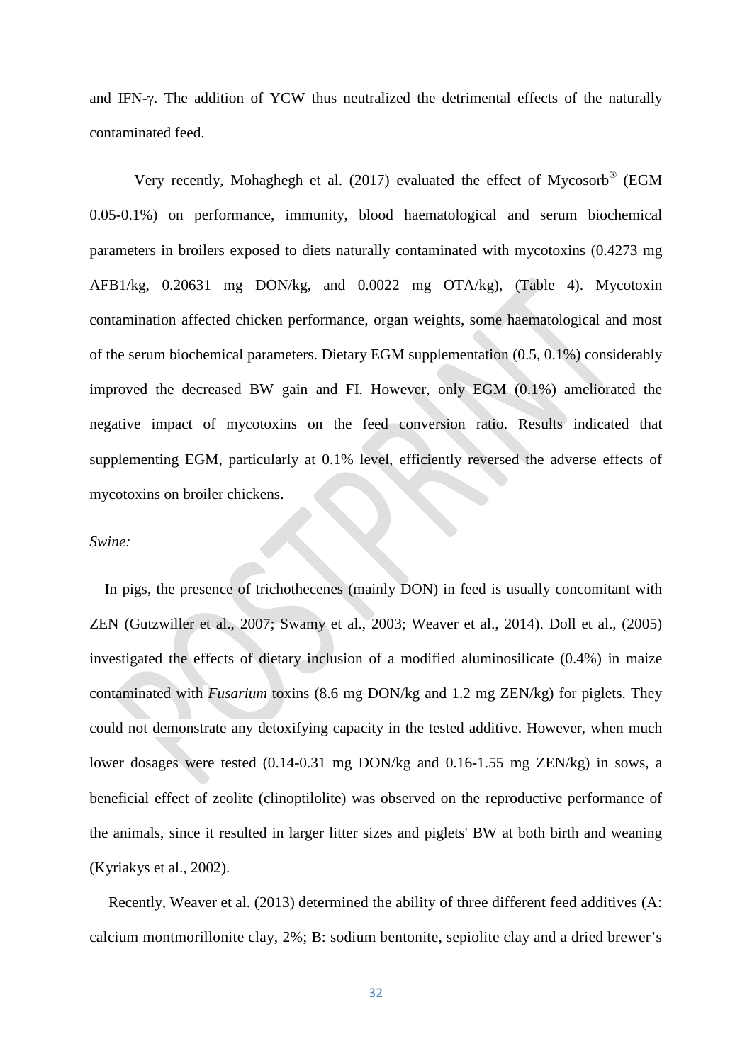and IFN-γ. The addition of YCW thus neutralized the detrimental effects of the naturally contaminated feed.

Very recently, Mohaghegh et al. (2017) evaluated the effect of Mycosorb® (EGM 0.05-0.1%) on performance, immunity, blood haematological and serum biochemical parameters in broilers exposed to diets naturally contaminated with mycotoxins (0.4273 mg AFB1/kg, 0.20631 mg DON/kg, and 0.0022 mg OTA/kg), (Table 4). Mycotoxin contamination affected chicken performance, organ weights, some haematological and most of the serum biochemical parameters. Dietary EGM supplementation (0.5, 0.1%) considerably improved the decreased BW gain and FI. However, only EGM (0.1%) ameliorated the negative impact of mycotoxins on the feed conversion ratio. Results indicated that supplementing EGM, particularly at 0.1% level, efficiently reversed the adverse effects of mycotoxins on broiler chickens.

*Swine:*

In pigs, the presence of trichothecenes (mainly DON) in feed is usually concomitant with ZEN (Gutzwiller et al., 2007; Swamy et al., 2003; Weaver et al., 2014). Doll et al., (2005) investigated the effects of dietary inclusion of a modified aluminosilicate (0.4%) in maize contaminated with *Fusarium* toxins (8.6 mg DON/kg and 1.2 mg ZEN/kg) for piglets. They could not demonstrate any detoxifying capacity in the tested additive. However, when much lower dosages were tested (0.14-0.31 mg DON/kg and 0.16-1.55 mg ZEN/kg) in sows, a beneficial effect of zeolite (clinoptilolite) was observed on the reproductive performance of the animals, since it resulted in larger litter sizes and piglets' BW at both birth and weaning (Kyriakys et al., 2002).

Recently, Weaver et al. (2013) determined the ability of three different feed additives (A: calcium montmorillonite clay, 2%; B: sodium bentonite, sepiolite clay and a dried brewer's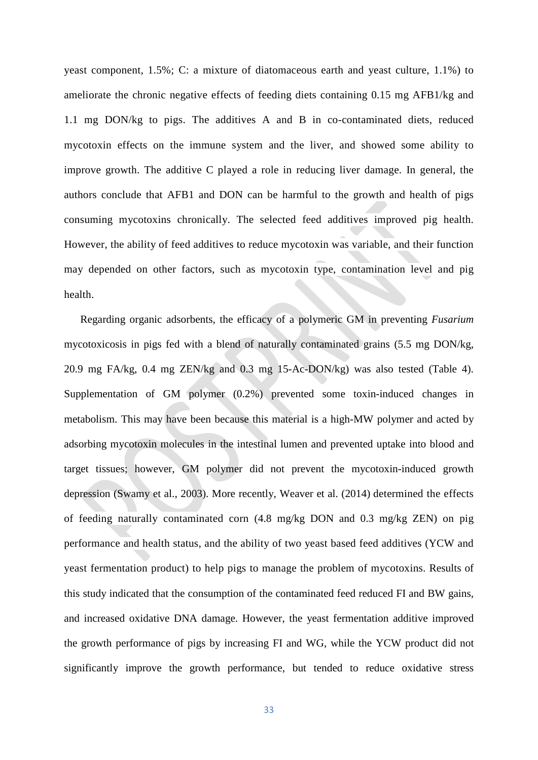yeast component, 1.5%; C: a mixture of diatomaceous earth and yeast culture, 1.1%) to ameliorate the chronic negative effects of feeding diets containing 0.15 mg AFB1/kg and 1.1 mg DON/kg to pigs. The additives A and B in co-contaminated diets, reduced mycotoxin effects on the immune system and the liver, and showed some ability to improve growth. The additive C played a role in reducing liver damage. In general, the authors conclude that AFB1 and DON can be harmful to the growth and health of pigs consuming mycotoxins chronically. The selected feed additives improved pig health. However, the ability of feed additives to reduce mycotoxin was variable, and their function may depended on other factors, such as mycotoxin type, contamination level and pig health.

Regarding organic adsorbents, the efficacy of a polymeric GM in preventing *Fusarium* mycotoxicosis in pigs fed with a blend of naturally contaminated grains (5.5 mg DON/kg, 20.9 mg FA/kg, 0.4 mg ZEN/kg and 0.3 mg 15-Ac-DON/kg) was also tested (Table 4). Supplementation of GM polymer (0.2%) prevented some toxin-induced changes in metabolism. This may have been because this material is a high-MW polymer and acted by adsorbing mycotoxin molecules in the intestinal lumen and prevented uptake into blood and target tissues; however, GM polymer did not prevent the mycotoxin-induced growth depression (Swamy et al., 2003). More recently, Weaver et al. (2014) determined the effects of feeding naturally contaminated corn (4.8 mg/kg DON and 0.3 mg/kg ZEN) on pig performance and health status, and the ability of two yeast based feed additives (YCW and yeast fermentation product) to help pigs to manage the problem of mycotoxins. Results of this study indicated that the consumption of the contaminated feed reduced FI and BW gains, and increased oxidative DNA damage. However, the yeast fermentation additive improved the growth performance of pigs by increasing FI and WG, while the YCW product did not significantly improve the growth performance, but tended to reduce oxidative stress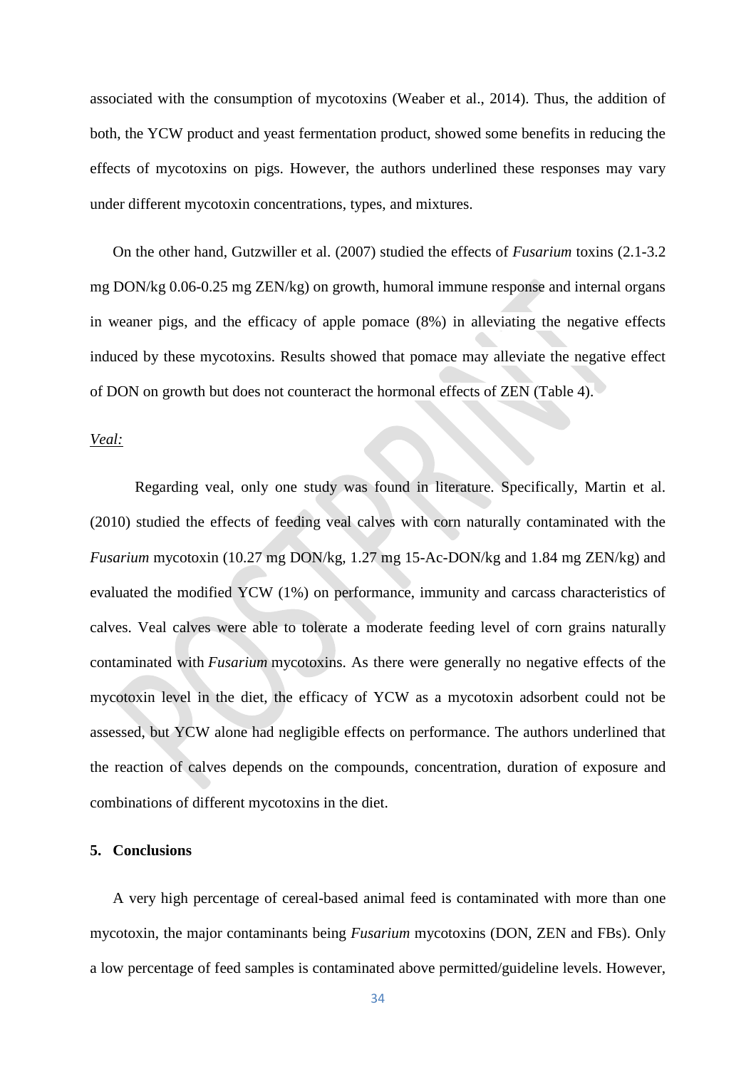associated with the consumption of mycotoxins (Weaber et al., 2014). Thus, the addition of both, the YCW product and yeast fermentation product, showed some benefits in reducing the effects of mycotoxins on pigs. However, the authors underlined these responses may vary under different mycotoxin concentrations, types, and mixtures.

On the other hand, Gutzwiller et al. (2007) studied the effects of *Fusarium* toxins (2.1-3.2 mg DON/kg 0.06-0.25 mg ZEN/kg) on growth, humoral immune response and internal organs in weaner pigs, and the efficacy of apple pomace (8%) in alleviating the negative effects induced by these mycotoxins. Results showed that pomace may alleviate the negative effect of DON on growth but does not counteract the hormonal effects of ZEN (Table 4).

<u>*Veal:*</u>

Regarding veal, only one study was found in literature. Specifically, Martin et al. (2010) studied the effects of feeding veal calves with corn naturally contaminated with the *Fusarium* mycotoxin (10.27 mg DON/kg, 1.27 mg 15-Ac-DON/kg and 1.84 mg ZEN/kg) and evaluated the modified YCW (1%) on performance, immunity and carcass characteristics of calves. Veal calves were able to tolerate a moderate feeding level of corn grains naturally contaminated with *Fusarium* mycotoxins. As there were generally no negative effects of the mycotoxin level in the diet, the efficacy of YCW as a mycotoxin adsorbent could not be assessed, but YCW alone had negligible effects on performance. The authors underlined that the reaction of calves depends on the compounds, concentration, duration of exposure and combinations of different mycotoxins in the diet.

## 5. Conclusions

A very high percentage of cereal-based animal feed is contaminated with more than one mycotoxin, the major contaminants being *Fusarium* mycotoxins (DON, ZEN and FBs). Only a low percentage of feed samples is contaminated above permitted/guideline levels. However,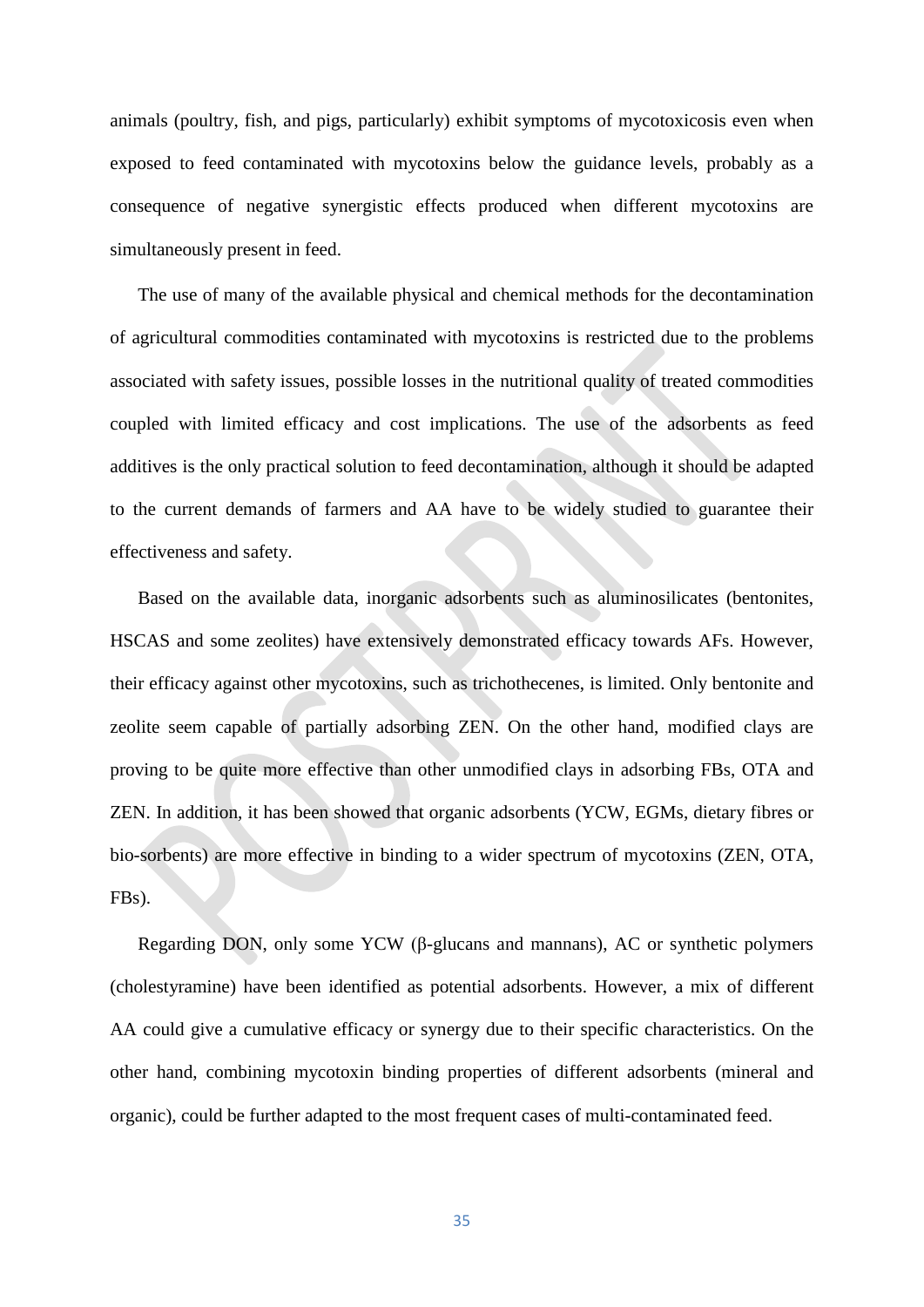animals (poultry, fish, and pigs, particularly) exhibit symptoms of mycotoxicosis even when exposed to feed contaminated with mycotoxins below the guidance levels, probably as a consequence of negative synergistic effects produced when different mycotoxins are simultaneously present in feed.

The use of many of the available physical and chemical methods for the decontamination of agricultural commodities contaminated with mycotoxins is restricted due to the problems associated with safety issues, possible losses in the nutritional quality of treated commodities coupled with limited efficacy and cost implications. The use of the adsorbents as feed additives is the only practical solution to feed decontamination, although it should be adapted to the current demands of farmers and AA have to be widely studied to guarantee their effectiveness and safety.

Based on the available data, inorganic adsorbents such as aluminosilicates (bentonites, HSCAS and some zeolites) have extensively demonstrated efficacy towards AFs. However, their efficacy against other mycotoxins, such as trichothecenes, is limited. Only bentonite and zeolite seem capable of partially adsorbing ZEN. On the other hand, modified clays are proving to be quite more effective than other unmodified clays in adsorbing FBs, OTA and ZEN. In addition, it has been showed that organic adsorbents (YCW, EGMs, dietary fibres or bio-sorbents) are more effective in binding to a wider spectrum of mycotoxins (ZEN, OTA, FBs).

Regarding DON, only some YCW (β-glucans and mannans), AC or synthetic polymers (cholestyramine) have been identified as potential adsorbents. However, a mix of different AA could give a cumulative efficacy or synergy due to their specific characteristics. On the other hand, combining mycotoxin binding properties of different adsorbents (mineral and organic), could be further adapted to the most frequent cases of multi-contaminated feed.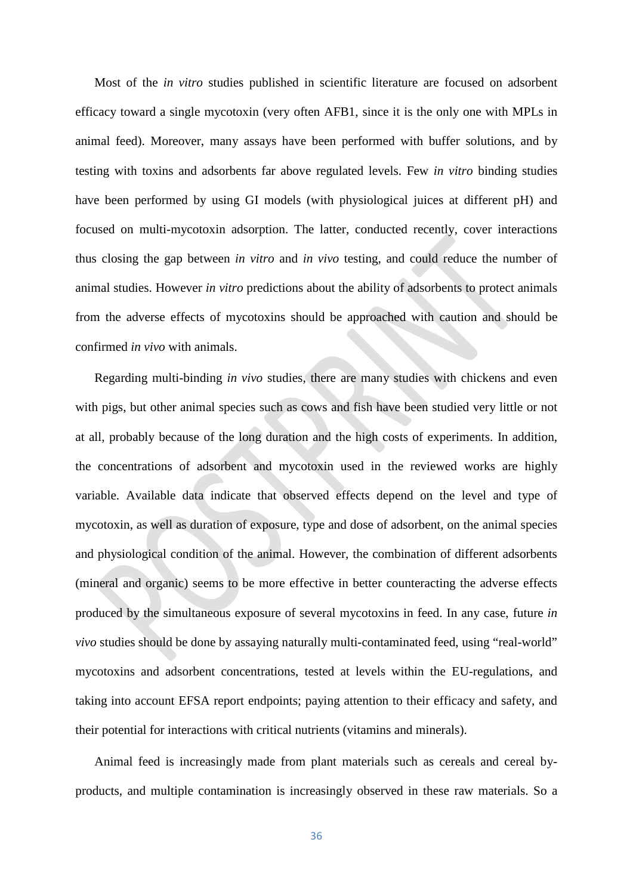Most of the *in vitro* studies published in scientific literature are focused on adsorbent efficacy toward a single mycotoxin (very often AFB1, since it is the only one with MPLs in animal feed). Moreover, many assays have been performed with buffer solutions, and by testing with toxins and adsorbents far above regulated levels. Few *in vitro* binding studies have been performed by using GI models (with physiological juices at different pH) and focused on multi-mycotoxin adsorption. The latter, conducted recently, cover interactions thus closing the gap between *in vitro* and *in vivo* testing, and could reduce the number of animal studies. However *in vitro* predictions about the ability of adsorbents to protect animals from the adverse effects of mycotoxins should be approached with caution and should be confirmed *in vivo* with animals.

Regarding multi-binding *in vivo* studies, there are many studies with chickens and even with pigs, but other animal species such as cows and fish have been studied very little or not at all, probably because of the long duration and the high costs of experiments. In addition, the concentrations of adsorbent and mycotoxin used in the reviewed works are highly variable. Available data indicate that observed effects depend on the level and type of mycotoxin, as well as duration of exposure, type and dose of adsorbent, on the animal species and physiological condition of the animal. However, the combination of different adsorbents (mineral and organic) seems to be more effective in better counteracting the adverse effects produced by the simultaneous exposure of several mycotoxins in feed. In any case, future *in vivo* studies should be done by assaying naturally multi-contaminated feed, using "real-world" mycotoxins and adsorbent concentrations, tested at levels within the EU-regulations, and taking into account EFSA report endpoints; paying attention to their efficacy and safety, and their potential for interactions with critical nutrients (vitamins and minerals).

Animal feed is increasingly made from plant materials such as cereals and cereal by-products, and multiple contamination is increasingly observed in these raw materials. So a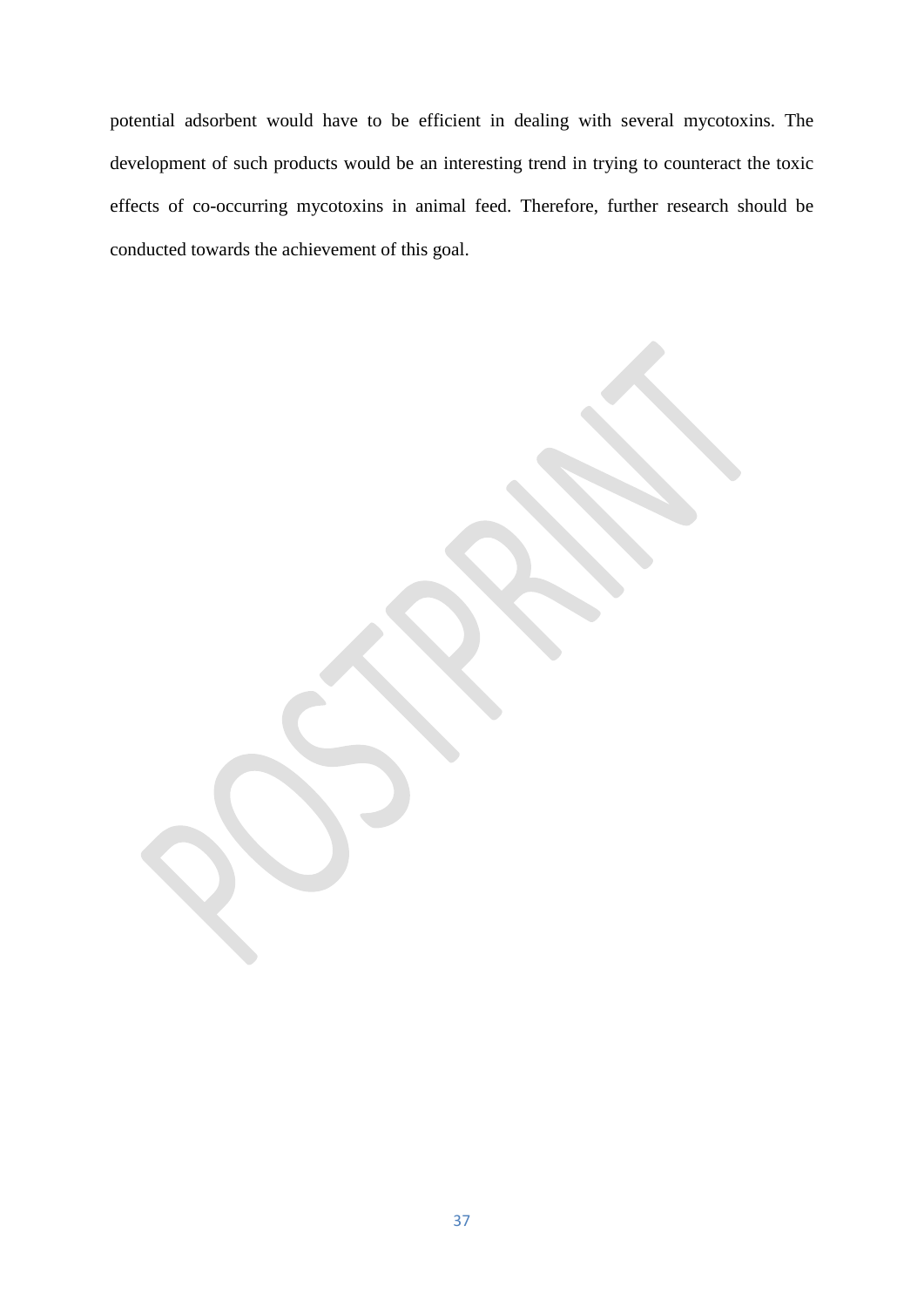potential adsorbent would have to be efficient in dealing with several mycotoxins. The development of such products would be an interesting trend in trying to counteract the toxic effects of co-occurring mycotoxins in animal feed. Therefore, further research should be conducted towards the achievement of this goal.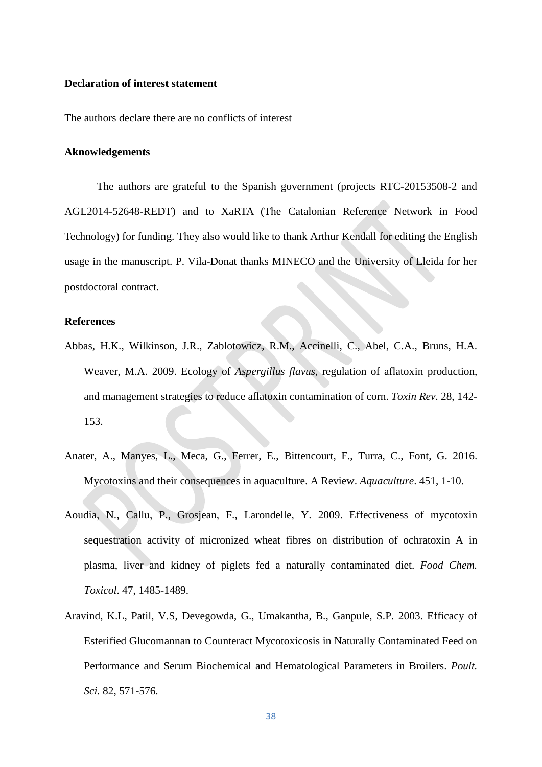**Declaration of interest statement**

The authors declare there are no conflicts of interest

**Aknowledgements**

The authors are grateful to the Spanish government (projects RTC-20153508-2 and AGL2014-52648-REDT) and to XaRTA (The Catalonian Reference Network in Food Technology) for funding. They also would like to thank Arthur Kendall for editing the English usage in the manuscript. P. Vila-Donat thanks MINECO and the University of Lleida for her postdoctoral contract.

**References**

Abbas, H.K., Wilkinson, J.R., Zablotowicz, R.M., Accinelli, C., Abel, C.A., Bruns, H.A. Weaver, M.A. 2009. Ecology of *Aspergillus flavus*, regulation of aflatoxin production, and management strategies to reduce aflatoxin contamination of corn. *Toxin Rev*. 28, 142-153.

Anater, A., Manyes, L., Meca, G., Ferrer, E., Bittencourt, F., Turra, C., Font, G. 2016. Mycotoxins and their consequences in aquaculture. A Review. *Aquaculture*. 451, 1-10.

Aoudia, N., Callu, P., Grosjean, F., Larondelle, Y. 2009. Effectiveness of mycotoxin sequestration activity of micronized wheat fibres on distribution of ochratoxin A in plasma, liver and kidney of piglets fed a naturally contaminated diet. *Food Chem. Toxicol*. 47, 1485-1489.

Aravind, K.L, Patil, V.S, Devegowda, G., Umakantha, B., Ganpule, S.P. 2003. Efficacy of Esterified Glucomannan to Counteract Mycotoxicosis in Naturally Contaminated Feed on Performance and Serum Biochemical and Hematological Parameters in Broilers. *Poult. Sci.* 82, 571-576.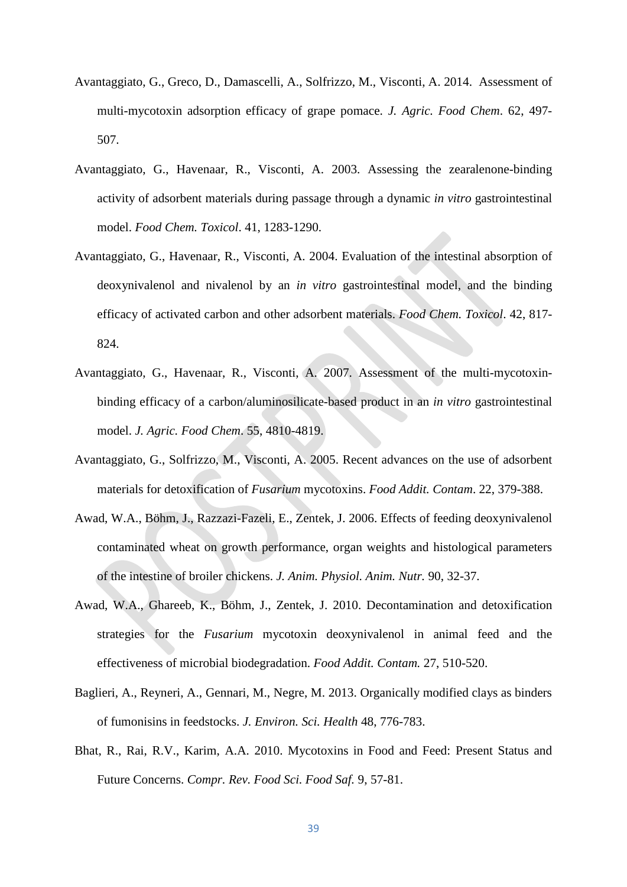Avantaggiato, G., Greco, D., Damascelli, A., Solfrizzo, M., Visconti, A. 2014. Assessment of multi-mycotoxin adsorption efficacy of grape pomace. *J. Agric. Food Chem*. 62, 497-507.

Avantaggiato, G., Havenaar, R., Visconti, A. 2003. Assessing the zearalenone-binding activity of adsorbent materials during passage through a dynamic *in vitro* gastrointestinal model. *Food Chem. Toxicol*. 41, 1283-1290.

Avantaggiato, G., Havenaar, R., Visconti, A. 2004. Evaluation of the intestinal absorption of deoxynivalenol and nivalenol by an *in vitro* gastrointestinal model, and the binding efficacy of activated carbon and other adsorbent materials. *Food Chem. Toxicol*. 42, 817-824.

Avantaggiato, G., Havenaar, R., Visconti, A. 2007. Assessment of the multi-mycotoxin-binding efficacy of a carbon/aluminosilicate-based product in an *in vitro* gastrointestinal model. *J. Agric. Food Chem*. 55, 4810-4819.

Avantaggiato, G., Solfrizzo, M., Visconti, A. 2005. Recent advances on the use of adsorbent materials for detoxification of *Fusarium* mycotoxins. *Food Addit. Contam*. 22, 379-388.

Awad, W.A., Böhm, J., Razzazi-Fazeli, E., Zentek, J. 2006. Effects of feeding deoxynivalenol contaminated wheat on growth performance, organ weights and histological parameters of the intestine of broiler chickens. *J. Anim. Physiol. Anim. Nutr.* 90, 32-37.

Awad, W.A., Ghareeb, K., Böhm, J., Zentek, J. 2010. Decontamination and detoxification strategies for the *Fusarium* mycotoxin deoxynivalenol in animal feed and the effectiveness of microbial biodegradation. *Food Addit. Contam.* 27, 510-520.

Baglieri, A., Reyneri, A., Gennari, M., Negre, M. 2013. Organically modified clays as binders of fumonisins in feedstocks. *J. Environ. Sci. Health* 48, 776-783.

Bhat, R., Rai, R.V., Karim, A.A. 2010. Mycotoxins in Food and Feed: Present Status and Future Concerns. *Compr. Rev. Food Sci. Food Saf.* 9, 57-81.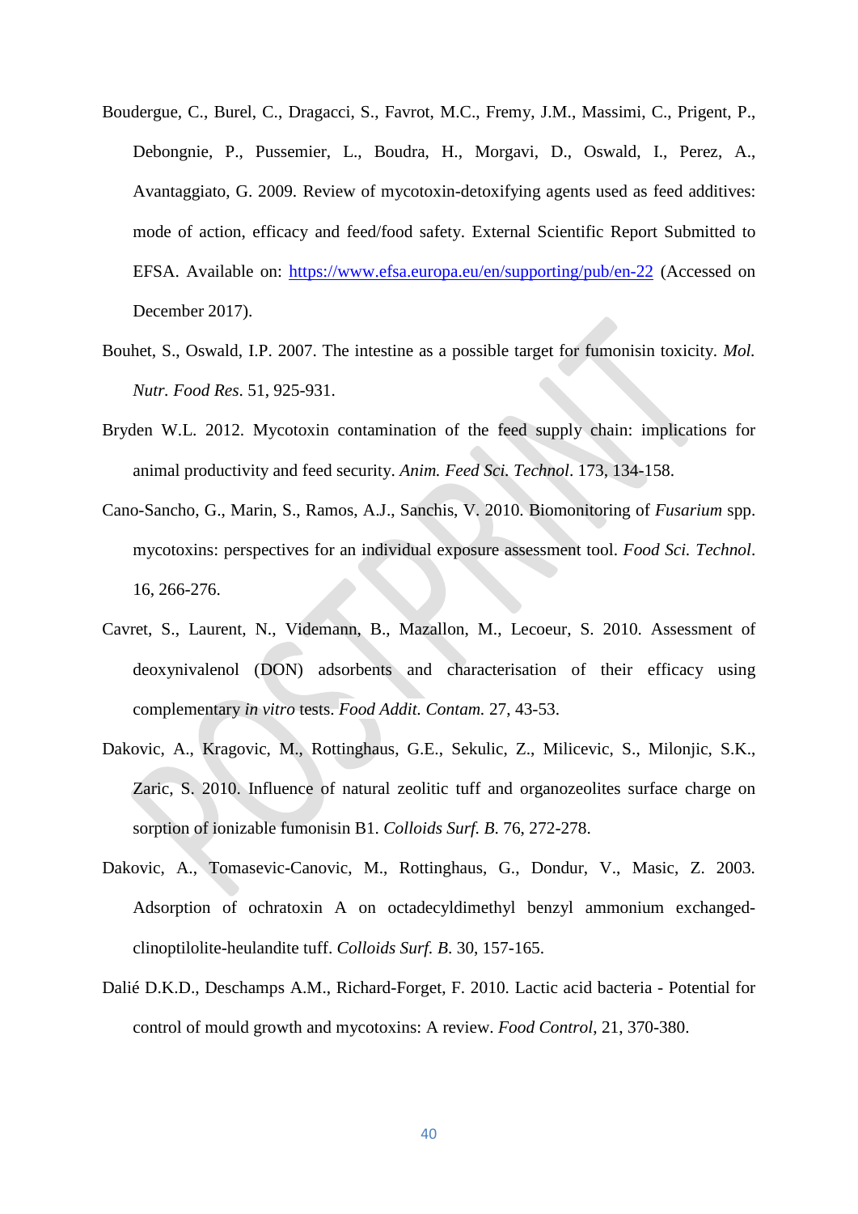Boudergue, C., Burel, C., Dragacci, S., Favrot, M.C., Fremy, J.M., Massimi, C., Prigent, P., Debongnie, P., Pussemier, L., Boudra, H., Morgavi, D., Oswald, I., Perez, A., Avantaggiato, G. 2009. Review of mycotoxin-detoxifying agents used as feed additives: mode of action, efficacy and feed/food safety. External Scientific Report Submitted to EFSA. Available on: https://www.efsa.europa.eu/en/supporting/pub/en-22 (Accessed on December 2017).

Bouhet, S., Oswald, I.P. 2007. The intestine as a possible target for fumonisin toxicity. *Mol. Nutr. Food Res*. 51, 925-931.

Bryden W.L. 2012. Mycotoxin contamination of the feed supply chain: implications for animal productivity and feed security. *Anim. Feed Sci. Technol*. 173, 134-158.

Cano-Sancho, G., Marin, S., Ramos, A.J., Sanchis, V. 2010. Biomonitoring of *Fusarium* spp. mycotoxins: perspectives for an individual exposure assessment tool. *Food Sci. Technol*. 16, 266-276.

Cavret, S., Laurent, N., Videmann, B., Mazallon, M., Lecoeur, S. 2010. Assessment of deoxynivalenol (DON) adsorbents and characterisation of their efficacy using complementary *in vitro* tests. *Food Addit. Contam.* 27, 43-53.

Dakovic, A., Kragovic, M., Rottinghaus, G.E., Sekulic, Z., Milicevic, S., Milonjic, S.K., Zaric, S. 2010. Influence of natural zeolitic tuff and organozeolites surface charge on sorption of ionizable fumonisin B1. *Colloids Surf. B.* 76, 272-278.

Dakovic, A., Tomasevic-Canovic, M., Rottinghaus, G., Dondur, V., Masic, Z. 2003. Adsorption of ochratoxin A on octadecyldimethyl benzyl ammonium exchanged-clinoptilolite-heulandite tuff. *Colloids Surf. B.* 30, 157-165.

Dalié D.K.D., Deschamps A.M., Richard-Forget, F. 2010. Lactic acid bacteria - Potential for control of mould growth and mycotoxins: A review. *Food Control*, 21, 370-380.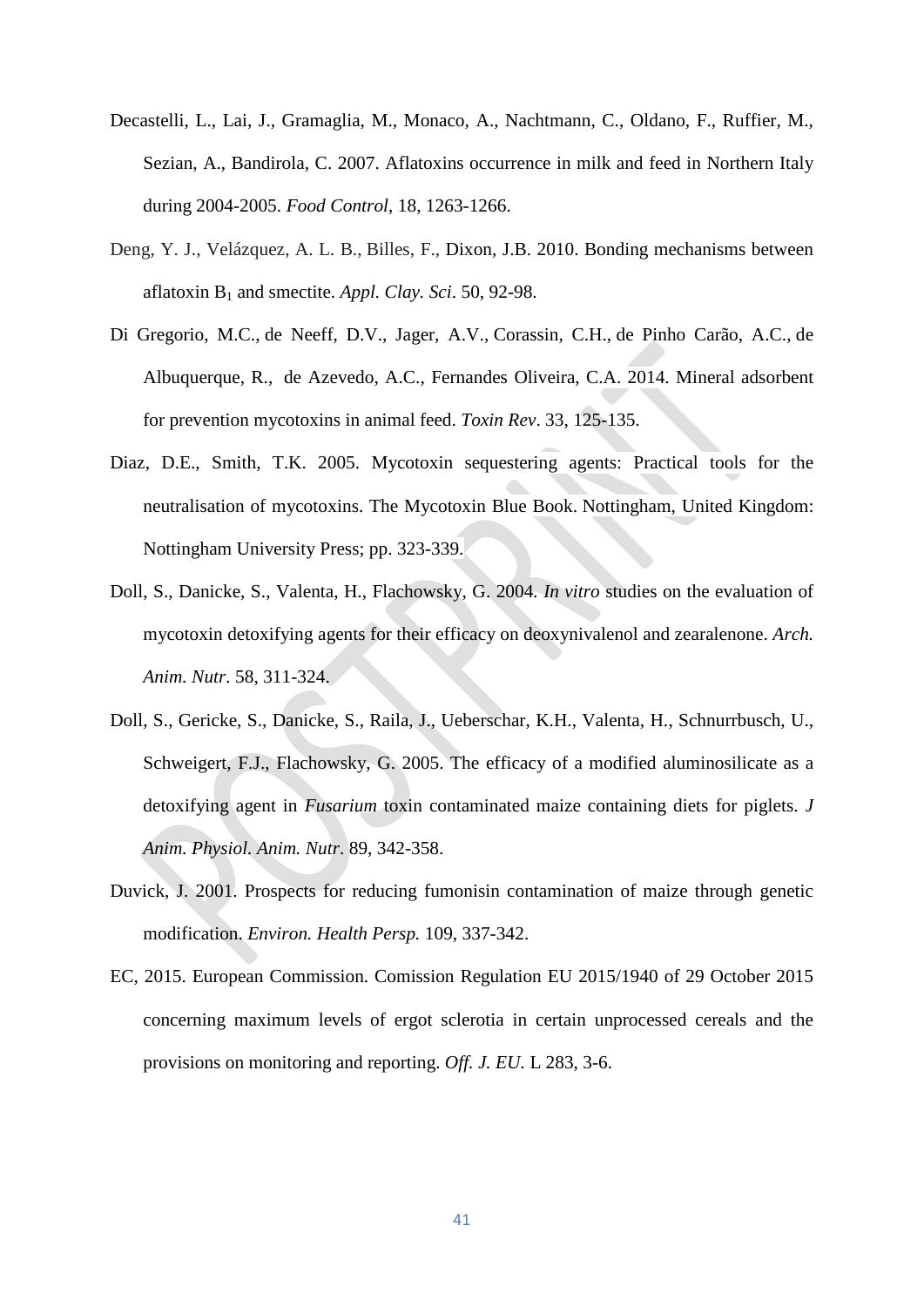Decastelli, L., Lai, J., Gramaglia, M., Monaco, A., Nachtmann, C., Oldano, F., Ruffier, M., Sezian, A., Bandirola, C. 2007. Aflatoxins occurrence in milk and feed in Northern Italy during 2004-2005. *Food Control*, 18, 1263-1266.

Deng, Y. J., Velázquez, A. L. B., Billes, F., Dixon, J.B. 2010. Bonding mechanisms between aflatoxin $B_1$ and smectite. *Appl. Clay. Sci*. 50, 92-98.

Di Gregorio, M.C., de Neeff, D.V., Jager, A.V., Corassin, C.H., de Pinho Carão, A.C., de Albuquerque, R., de Azevedo, A.C., Fernandes Oliveira, C.A. 2014. Mineral adsorbent for prevention mycotoxins in animal feed. *Toxin Rev*. 33, 125-135.

Diaz, D.E., Smith, T.K. 2005. Mycotoxin sequestering agents: Practical tools for the neutralisation of mycotoxins. The Mycotoxin Blue Book. Nottingham, United Kingdom: Nottingham University Press; pp. 323-339.

Doll, S., Danicke, S., Valenta, H., Flachowsky, G. 2004. *In vitro* studies on the evaluation of mycotoxin detoxifying agents for their efficacy on deoxynivalenol and zearalenone. *Arch. Anim. Nutr*. 58, 311-324.

Doll, S., Gericke, S., Danicke, S., Raila, J., Ueberschar, K.H., Valenta, H., Schnurrbusch, U., Schweigert, F.J., Flachowsky, G. 2005. The efficacy of a modified aluminosilicate as a detoxifying agent in *Fusarium* toxin contaminated maize containing diets for piglets. *J Anim. Physiol. Anim. Nutr*. 89, 342-358.

Duvick, J. 2001. Prospects for reducing fumonisin contamination of maize through genetic modification. *Environ. Health Persp.* 109, 337-342.

EC, 2015. European Commission. Comission Regulation EU 2015/1940 of 29 October 2015 concerning maximum levels of ergot sclerotia in certain unprocessed cereals and the provisions on monitoring and reporting. *Off. J. EU*. L 283, 3-6.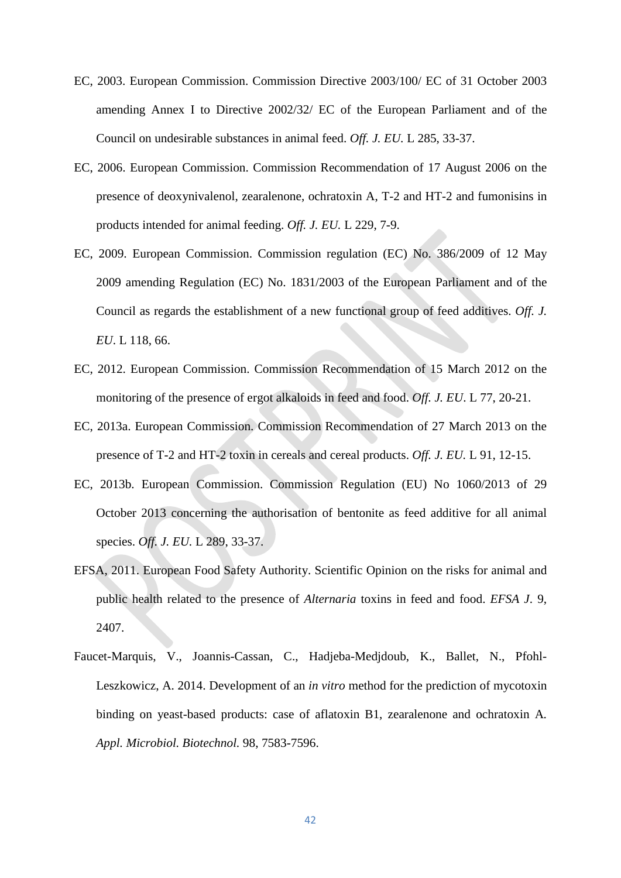EC, 2003. European Commission. Commission Directive 2003/100/ EC of 31 October 2003 amending Annex I to Directive 2002/32/ EC of the European Parliament and of the Council on undesirable substances in animal feed. *Off. J. EU*. L 285, 33-37.

EC, 2006. European Commission. Commission Recommendation of 17 August 2006 on the presence of deoxynivalenol, zearalenone, ochratoxin A, T-2 and HT-2 and fumonisins in products intended for animal feeding. *Off. J. EU*. L 229, 7-9.

EC, 2009. European Commission. Commission regulation (EC) No. 386/2009 of 12 May 2009 amending Regulation (EC) No. 1831/2003 of the European Parliament and of the Council as regards the establishment of a new functional group of feed additives. *Off. J. EU*. L 118, 66.

EC, 2012. European Commission. Commission Recommendation of 15 March 2012 on the monitoring of the presence of ergot alkaloids in feed and food. *Off. J. EU*. L 77, 20-21.

EC, 2013a. European Commission. Commission Recommendation of 27 March 2013 on the presence of T-2 and HT-2 toxin in cereals and cereal products. *Off. J. EU*. L 91, 12-15.

EC, 2013b. European Commission. Commission Regulation (EU) No 1060/2013 of 29 October 2013 concerning the authorisation of bentonite as feed additive for all animal species. *Off. J. EU*. L 289, 33-37.

EFSA, 2011. European Food Safety Authority. Scientific Opinion on the risks for animal and public health related to the presence of *Alternaria* toxins in feed and food. *EFSA J*. 9, 2407.

Faucet-Marquis, V., Joannis-Cassan, C., Hadjeba-Medjdoub, K., Ballet, N., Pfohl-Leszkowicz, A. 2014. Development of an *in vitro* method for the prediction of mycotoxin binding on yeast-based products: case of aflatoxin B1, zearalenone and ochratoxin A. *Appl. Microbiol. Biotechnol.* 98, 7583-7596.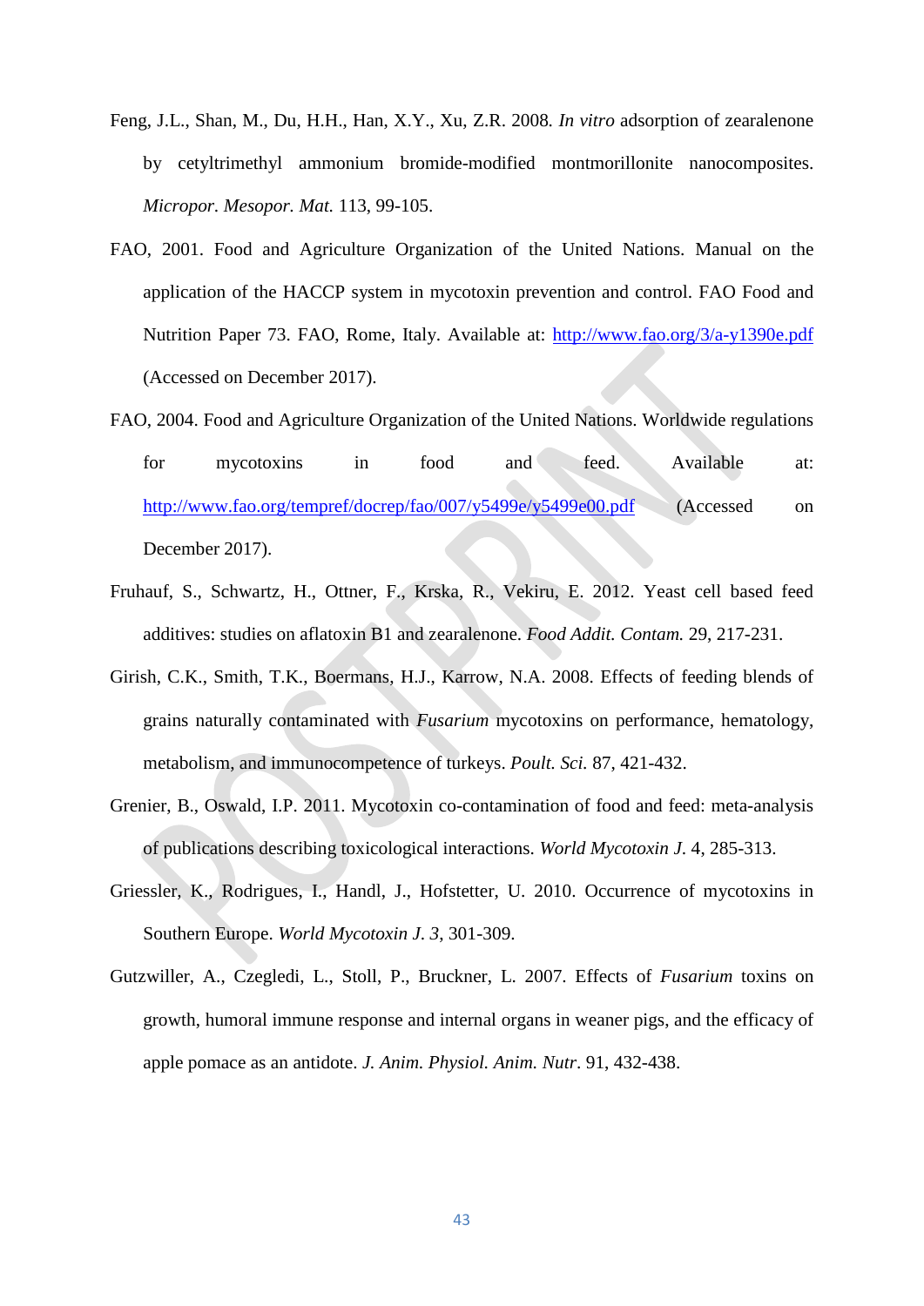Feng, J.L., Shan, M., Du, H.H., Han, X.Y., Xu, Z.R. 2008. *In vitro* adsorption of zearalenone by cetyltrimethyl ammonium bromide-modified montmorillonite nanocomposites. *Micropor. Mesopor. Mat.* 113, 99-105.

FAO, 2001. Food and Agriculture Organization of the United Nations. Manual on the application of the HACCP system in mycotoxin prevention and control. FAO Food and Nutrition Paper 73. FAO, Rome, Italy. Available at: http://www.fao.org/3/a-y1390e.pdf (Accessed on December 2017).

FAO, 2004. Food and Agriculture Organization of the United Nations. Worldwide regulations for mycotoxins in food and feed. Available at: http://www.fao.org/tempref/docrep/fao/007/y5499e/y5499e00.pdf (Accessed on December 2017).

Fruhauf, S., Schwartz, H., Ottner, F., Krska, R., Vekiru, E. 2012. Yeast cell based feed additives: studies on aflatoxin B1 and zearalenone. *Food Addit. Contam.* 29, 217-231.

Girish, C.K., Smith, T.K., Boermans, H.J., Karrow, N.A. 2008. Effects of feeding blends of grains naturally contaminated with *Fusarium* mycotoxins on performance, hematology, metabolism, and immunocompetence of turkeys. *Poult. Sci.* 87, 421-432.

Grenier, B., Oswald, I.P. 2011. Mycotoxin co-contamination of food and feed: meta-analysis of publications describing toxicological interactions. *World Mycotoxin J.* 4, 285-313.

Griessler, K., Rodrigues, I., Handl, J., Hofstetter, U. 2010. Occurrence of mycotoxins in Southern Europe. *World Mycotoxin J. 3*, 301-309.

Gutzwiller, A., Czegledi, L., Stoll, P., Bruckner, L. 2007. Effects of *Fusarium* toxins on growth, humoral immune response and internal organs in weaner pigs, and the efficacy of apple pomace as an antidote. *J. Anim. Physiol. Anim. Nutr.* 91, 432-438.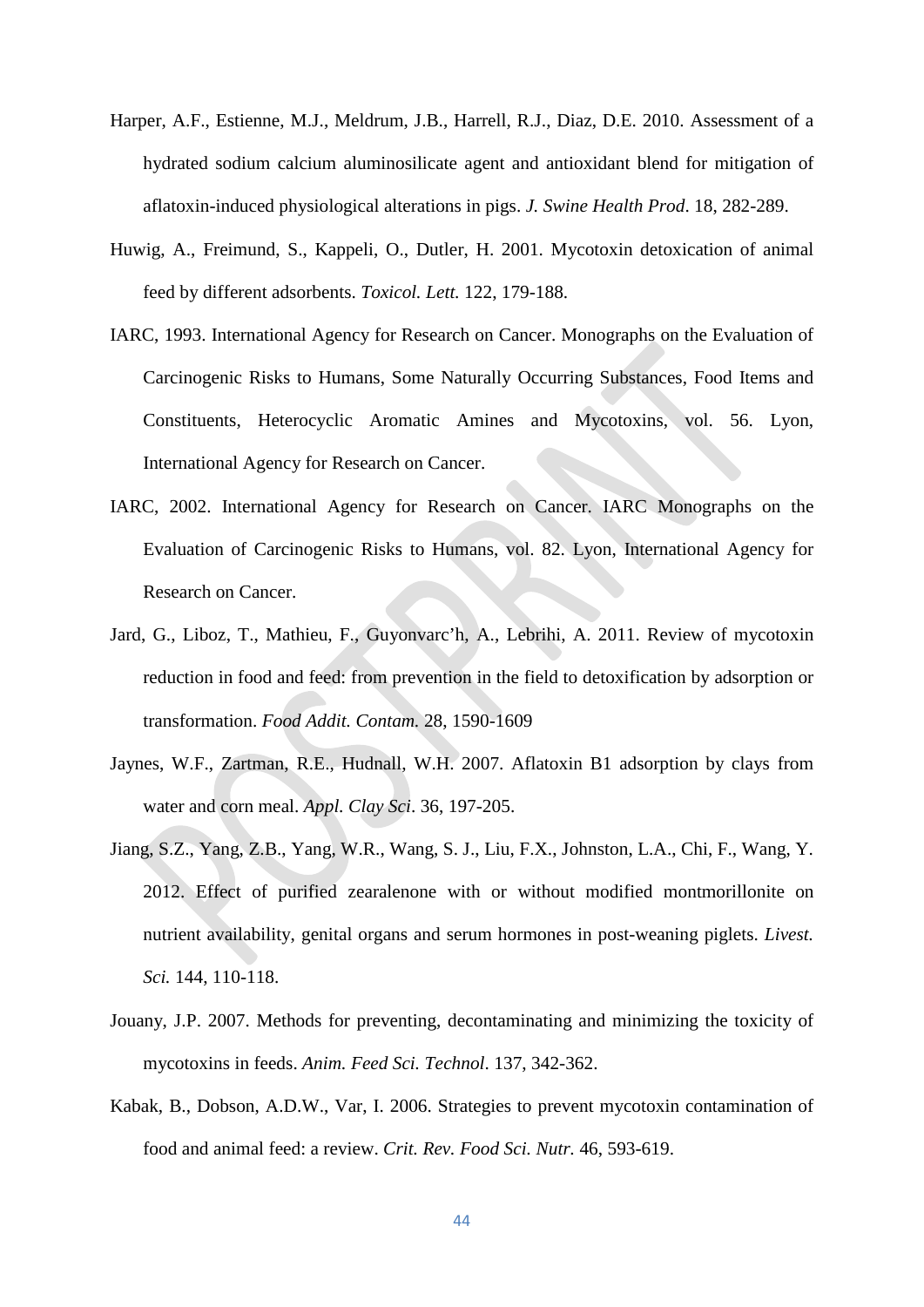Harper, A.F., Estienne, M.J., Meldrum, J.B., Harrell, R.J., Diaz, D.E. 2010. Assessment of a hydrated sodium calcium aluminosilicate agent and antioxidant blend for mitigation of aflatoxin-induced physiological alterations in pigs. *J. Swine Health Prod*. 18, 282-289.

Huwig, A., Freimund, S., Kappeli, O., Dutler, H. 2001. Mycotoxin detoxication of animal feed by different adsorbents. *Toxicol. Lett.* 122, 179-188.

IARC, 1993. International Agency for Research on Cancer. Monographs on the Evaluation of Carcinogenic Risks to Humans, Some Naturally Occurring Substances, Food Items and Constituents, Heterocyclic Aromatic Amines and Mycotoxins, vol. 56. Lyon, International Agency for Research on Cancer.

IARC, 2002. International Agency for Research on Cancer. IARC Monographs on the Evaluation of Carcinogenic Risks to Humans, vol. 82. Lyon, International Agency for Research on Cancer.

Jard, G., Liboz, T., Mathieu, F., Guyonvarc'h, A., Lebrihi, A. 2011. Review of mycotoxin reduction in food and feed: from prevention in the field to detoxification by adsorption or transformation. *Food Addit. Contam.* 28, 1590-1609

Jaynes, W.F., Zartman, R.E., Hudnall, W.H. 2007. Aflatoxin B1 adsorption by clays from water and corn meal. *Appl. Clay Sci*. 36, 197-205.

Jiang, S.Z., Yang, Z.B., Yang, W.R., Wang, S. J., Liu, F.X., Johnston, L.A., Chi, F., Wang, Y. 2012. Effect of purified zearalenone with or without modified montmorillonite on nutrient availability, genital organs and serum hormones in post-weaning piglets. *Livest. Sci.* 144, 110-118.

Jouany, J.P. 2007. Methods for preventing, decontaminating and minimizing the toxicity of mycotoxins in feeds. *Anim. Feed Sci. Technol*. 137, 342-362.

Kabak, B., Dobson, A.D.W., Var, I. 2006. Strategies to prevent mycotoxin contamination of food and animal feed: a review. *Crit. Rev. Food Sci. Nutr.* 46, 593-619.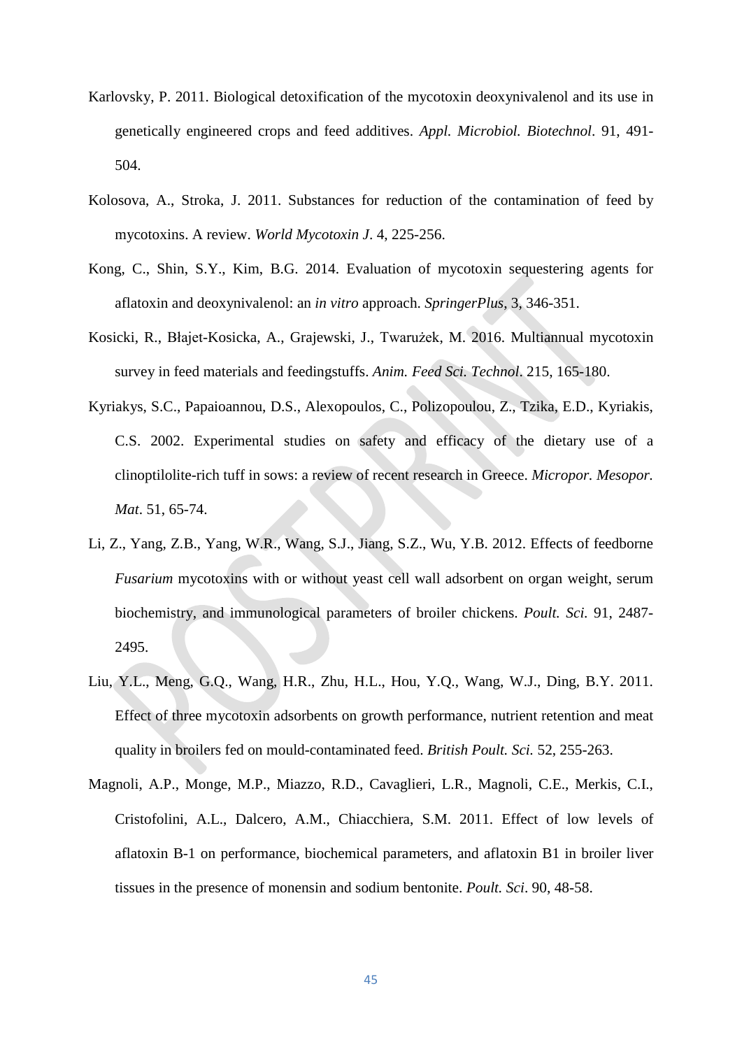Karlovsky, P. 2011. Biological detoxification of the mycotoxin deoxynivalenol and its use in genetically engineered crops and feed additives. *Appl. Microbiol. Biotechnol*. 91, 491-504.

Kolosova, A., Stroka, J. 2011. Substances for reduction of the contamination of feed by mycotoxins. A review. *World Mycotoxin J*. 4, 225-256.

Kong, C., Shin, S.Y., Kim, B.G. 2014. Evaluation of mycotoxin sequestering agents for aflatoxin and deoxynivalenol: an *in vitro* approach. *SpringerPlus*, 3, 346-351.

Kosicki, R., Błajet-Kosicka, A., Grajewski, J., Twarużek, M. 2016. Multiannual mycotoxin survey in feed materials and feedingstuffs. *Anim. Feed Sci. Technol*. 215, 165-180.

Kyriakys, S.C., Papaioannou, D.S., Alexopoulos, C., Polizopoulou, Z., Tzika, E.D., Kyriakis, C.S. 2002. Experimental studies on safety and efficacy of the dietary use of a clinoptilolite-rich tuff in sows: a review of recent research in Greece. *Micropor. Mesopor. Mat*. 51, 65-74.

Li, Z., Yang, Z.B., Yang, W.R., Wang, S.J., Jiang, S.Z., Wu, Y.B. 2012. Effects of feedborne *Fusarium* mycotoxins with or without yeast cell wall adsorbent on organ weight, serum biochemistry, and immunological parameters of broiler chickens. *Poult. Sci.* 91, 2487-2495.

Liu, Y.L., Meng, G.Q., Wang, H.R., Zhu, H.L., Hou, Y.Q., Wang, W.J., Ding, B.Y. 2011. Effect of three mycotoxin adsorbents on growth performance, nutrient retention and meat quality in broilers fed on mould-contaminated feed. *British Poult. Sci.* 52, 255-263.

Magnoli, A.P., Monge, M.P., Miazzo, R.D., Cavaglieri, L.R., Magnoli, C.E., Merkis, C.I., Cristofolini, A.L., Dalcero, A.M., Chiacchiera, S.M. 2011. Effect of low levels of aflatoxin B-1 on performance, biochemical parameters, and aflatoxin B1 in broiler liver tissues in the presence of monensin and sodium bentonite. *Poult. Sci*. 90, 48-58.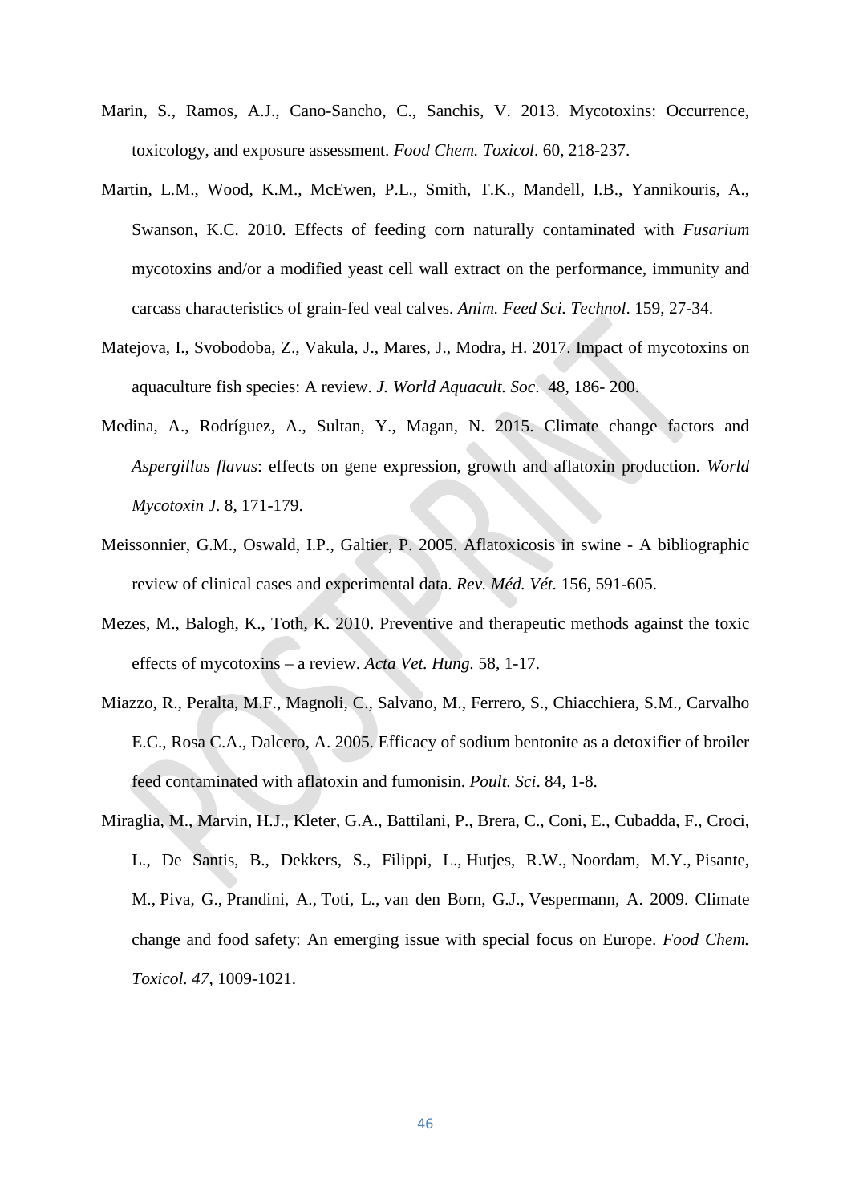Marin, S., Ramos, A.J., Cano-Sancho, C., Sanchis, V. 2013. Mycotoxins: Occurrence, toxicology, and exposure assessment. *Food Chem. Toxicol*. 60, 218-237.

Martin, L.M., Wood, K.M., McEwen, P.L., Smith, T.K., Mandell, I.B., Yannikouris, A., Swanson, K.C. 2010. Effects of feeding corn naturally contaminated with *Fusarium* mycotoxins and/or a modified yeast cell wall extract on the performance, immunity and carcass characteristics of grain-fed veal calves. *Anim. Feed Sci. Technol*. 159, 27-34.

Matejova, I., Svobodoba, Z., Vakula, J., Mares, J., Modra, H. 2017. Impact of mycotoxins on aquaculture fish species: A review. *J. World Aquacult. Soc*. 48, 186- 200.

Medina, A., Rodríguez, A., Sultan, Y., Magan, N. 2015. Climate change factors and *Aspergillus flavus*: effects on gene expression, growth and aflatoxin production. *World Mycotoxin J*. 8, 171-179.

Meissonnier, G.M., Oswald, I.P., Galtier, P. 2005. Aflatoxicosis in swine - A bibliographic review of clinical cases and experimental data. *Rev. Méd. Vét.* 156, 591-605.

Mezes, M., Balogh, K., Toth, K. 2010. Preventive and therapeutic methods against the toxic effects of mycotoxins – a review. *Acta Vet. Hung.* 58, 1-17.

Miazzo, R., Peralta, M.F., Magnoli, C., Salvano, M., Ferrero, S., Chiacchiera, S.M., Carvalho E.C., Rosa C.A., Dalcero, A. 2005. Efficacy of sodium bentonite as a detoxifier of broiler feed contaminated with aflatoxin and fumonisin. *Poult. Sci*. 84, 1-8.

Miraglia, M., Marvin, H.J., Kleter, G.A., Battilani, P., Brera, C., Coni, E., Cubadda, F., Croci, L., De Santis, B., Dekkers, S., Filippi, L., Hutjes, R.W., Noordam, M.Y., Pisante, M., Piva, G., Prandini, A., Toti, L., van den Born, G.J., Vespermann, A. 2009. Climate change and food safety: An emerging issue with special focus on Europe. *Food Chem. Toxicol. 47*, 1009-1021.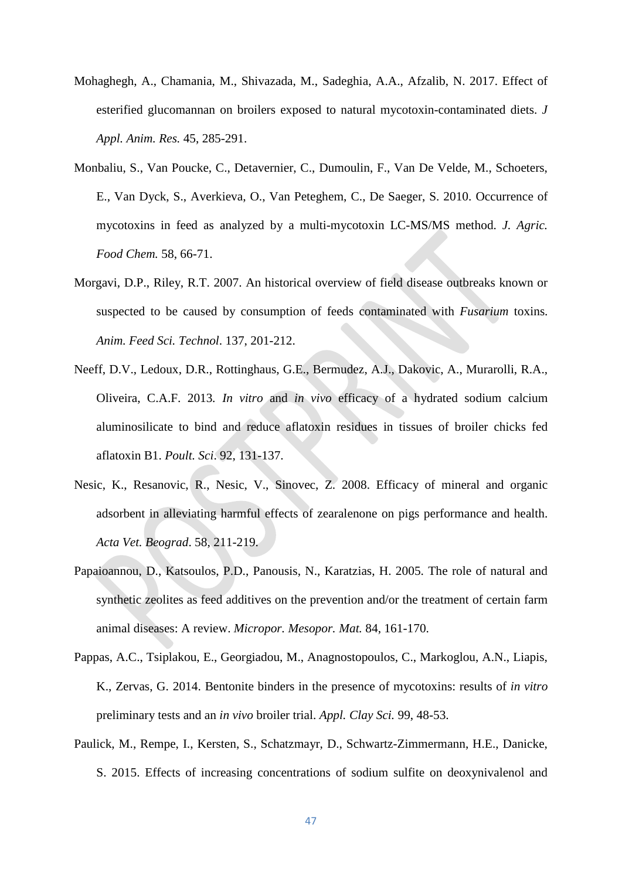Mohaghegh, A., Chamania, M., Shivazada, M., Sadeghia, A.A., Afzalib, N. 2017. Effect of esterified glucomannan on broilers exposed to natural mycotoxin-contaminated diets. *J Appl. Anim. Res.* 45, 285-291.

Monbaliu, S., Van Poucke, C., Detavernier, C., Dumoulin, F., Van De Velde, M., Schoeters, E., Van Dyck, S., Averkieva, O., Van Peteghem, C., De Saeger, S. 2010. Occurrence of mycotoxins in feed as analyzed by a multi-mycotoxin LC-MS/MS method. *J. Agric. Food Chem.* 58, 66-71.

Morgavi, D.P., Riley, R.T. 2007. An historical overview of field disease outbreaks known or suspected to be caused by consumption of feeds contaminated with *Fusarium* toxins. *Anim. Feed Sci. Technol*. 137, 201-212.

Neeff, D.V., Ledoux, D.R., Rottinghaus, G.E., Bermudez, A.J., Dakovic, A., Murarolli, R.A., Oliveira, C.A.F. 2013. *In vitro* and *in vivo* efficacy of a hydrated sodium calcium aluminosilicate to bind and reduce aflatoxin residues in tissues of broiler chicks fed aflatoxin B1. *Poult. Sci*. 92, 131-137.

Nesic, K., Resanovic, R., Nesic, V., Sinovec, Z. 2008. Efficacy of mineral and organic adsorbent in alleviating harmful effects of zearalenone on pigs performance and health. *Acta Vet. Beograd*. 58, 211-219.

Papaioannou, D., Katsoulos, P.D., Panousis, N., Karatzias, H. 2005. The role of natural and synthetic zeolites as feed additives on the prevention and/or the treatment of certain farm animal diseases: A review. *Micropor. Mesopor. Mat.* 84, 161-170.

Pappas, A.C., Tsiplakou, E., Georgiadou, M., Anagnostopoulos, C., Markoglou, A.N., Liapis, K., Zervas, G. 2014. Bentonite binders in the presence of mycotoxins: results of *in vitro* preliminary tests and an *in vivo* broiler trial. *Appl. Clay Sci.* 99, 48-53.

Paulick, M., Rempe, I., Kersten, S., Schatzmayr, D., Schwartz-Zimmermann, H.E., Danicke, S. 2015. Effects of increasing concentrations of sodium sulfite on deoxynivalenol and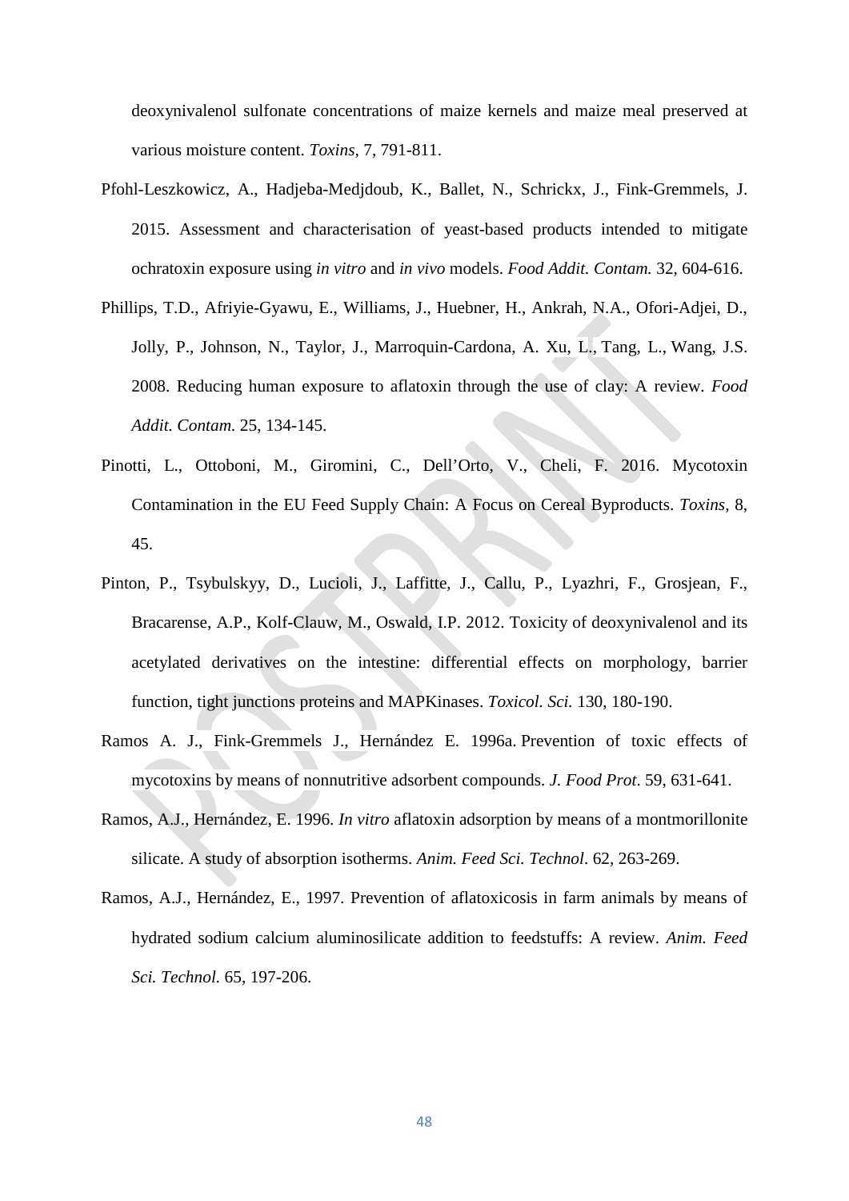deoxynivalenol sulfonate concentrations of maize kernels and maize meal preserved at various moisture content. *Toxins*, 7, 791-811.

Pfohl-Leszkowicz, A., Hadjeba-Medjdoub, K., Ballet, N., Schrickx, J., Fink-Gremmels, J. 2015. Assessment and characterisation of yeast-based products intended to mitigate ochratoxin exposure using *in vitro* and *in vivo* models. *Food Addit. Contam.* 32, 604-616.

Phillips, T.D., Afriyie-Gyawu, E., Williams, J., Huebner, H., Ankrah, N.A., Ofori-Adjei, D., Jolly, P., Johnson, N., Taylor, J., Marroquin-Cardona, A. Xu, L., Tang, L., Wang, J.S. 2008. Reducing human exposure to aflatoxin through the use of clay: A review. *Food Addit. Contam.* 25, 134-145.

Pinotti, L., Ottoboni, M., Giromini, C., Dell'Orto, V., Cheli, F. 2016. Mycotoxin Contamination in the EU Feed Supply Chain: A Focus on Cereal Byproducts. *Toxins*, 8, 45.

Pinton, P., Tsybulskyy, D., Lucioli, J., Laffitte, J., Callu, P., Lyazhri, F., Grosjean, F., Bracarense, A.P., Kolf-Clauw, M., Oswald, I.P. 2012. Toxicity of deoxynivalenol and its acetylated derivatives on the intestine: differential effects on morphology, barrier function, tight junctions proteins and MAPKinases. *Toxicol. Sci.* 130, 180-190.

Ramos A. J., Fink-Gremmels J., Hernández E. 1996a. Prevention of toxic effects of mycotoxins by means of nonnutritive adsorbent compounds. *J. Food Prot*. 59, 631-641.

Ramos, A.J., Hernández, E. 1996. *In vitro* aflatoxin adsorption by means of a montmorillonite silicate. A study of absorption isotherms. *Anim. Feed Sci. Technol*. 62, 263-269.

Ramos, A.J., Hernández, E., 1997. Prevention of aflatoxicosis in farm animals by means of hydrated sodium calcium aluminosilicate addition to feedstuffs: A review. *Anim. Feed Sci. Technol.* 65, 197-206.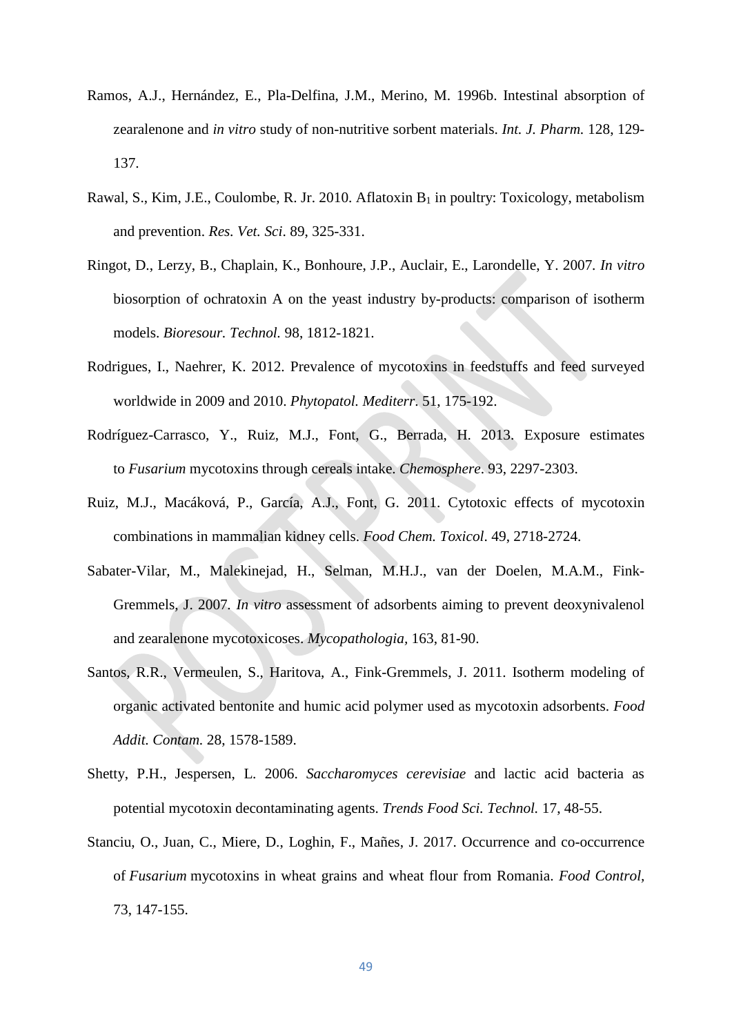Ramos, A.J., Hernández, E., Pla-Delfina, J.M., Merino, M. 1996b. Intestinal absorption of zearalenone and *in vitro* study of non-nutritive sorbent materials. *Int. J. Pharm.* 128, 129-137.

Rawal, S., Kim, J.E., Coulombe, R. Jr. 2010. Aflatoxin $B_1$ in poultry: Toxicology, metabolism and prevention. *Res. Vet. Sci*. 89, 325-331.

Ringot, D., Lerzy, B., Chaplain, K., Bonhoure, J.P., Auclair, E., Larondelle, Y. 2007. *In vitro* biosorption of ochratoxin A on the yeast industry by-products: comparison of isotherm models. *Bioresour. Technol.* 98, 1812-1821.

Rodrigues, I., Naehrer, K. 2012. Prevalence of mycotoxins in feedstuffs and feed surveyed worldwide in 2009 and 2010. *Phytopatol. Mediterr*. 51, 175-192.

Rodríguez-Carrasco, Y., Ruiz, M.J., Font, G., Berrada, H. 2013. Exposure estimates to *Fusarium* mycotoxins through cereals intake. *Chemosphere*. 93, 2297-2303.

Ruiz, M.J., Macáková, P., García, A.J., Font, G. 2011. Cytotoxic effects of mycotoxin combinations in mammalian kidney cells. *Food Chem. Toxicol*. 49, 2718-2724.

Sabater-Vilar, M., Malekinejad, H., Selman, M.H.J., van der Doelen, M.A.M., Fink-Gremmels, J. 2007. *In vitro* assessment of adsorbents aiming to prevent deoxynivalenol and zearalenone mycotoxicoses. *Mycopathologia,* 163, 81-90.

Santos, R.R., Vermeulen, S., Haritova, A., Fink-Gremmels, J. 2011. Isotherm modeling of organic activated bentonite and humic acid polymer used as mycotoxin adsorbents. *Food Addit. Contam.* 28, 1578-1589.

Shetty, P.H., Jespersen, L. 2006. *Saccharomyces cerevisiae* and lactic acid bacteria as potential mycotoxin decontaminating agents. *Trends Food Sci. Technol.* 17, 48-55.

Stanciu, O., Juan, C., Miere, D., Loghin, F., Mañes, J. 2017. Occurrence and co-occurrence of *Fusarium* mycotoxins in wheat grains and wheat flour from Romania. *Food Control,* 73, 147-155.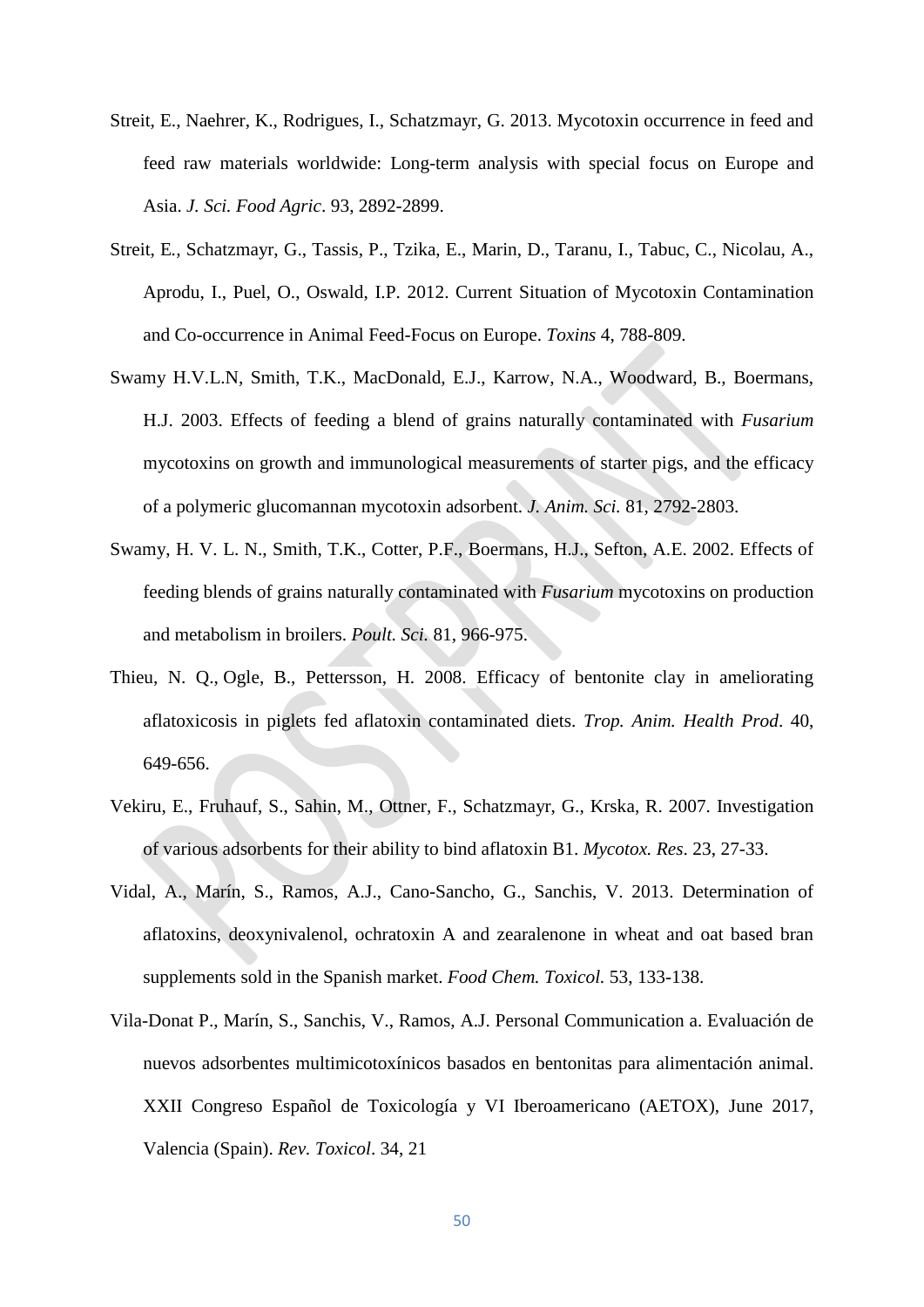Streit, E., Naehrer, K., Rodrigues, I., Schatzmayr, G. 2013. Mycotoxin occurrence in feed and feed raw materials worldwide: Long-term analysis with special focus on Europe and Asia. *J. Sci. Food Agric*. 93, 2892-2899.

Streit, E., Schatzmayr, G., Tassis, P., Tzika, E., Marin, D., Taranu, I., Tabuc, C., Nicolau, A., Aprodu, I., Puel, O., Oswald, I.P. 2012. Current Situation of Mycotoxin Contamination and Co-occurrence in Animal Feed-Focus on Europe. *Toxins* 4, 788-809.

Swamy H.V.L.N, Smith, T.K., MacDonald, E.J., Karrow, N.A., Woodward, B., Boermans, H.J. 2003. Effects of feeding a blend of grains naturally contaminated with *Fusarium* mycotoxins on growth and immunological measurements of starter pigs, and the efficacy of a polymeric glucomannan mycotoxin adsorbent. *J. Anim. Sci.* 81, 2792-2803.

Swamy, H. V. L. N., Smith, T.K., Cotter, P.F., Boermans, H.J., Sefton, A.E. 2002. Effects of feeding blends of grains naturally contaminated with *Fusarium* mycotoxins on production and metabolism in broilers. *Poult. Sci.* 81, 966-975.

Thieu, N. Q., Ogle, B., Pettersson, H. 2008. Efficacy of bentonite clay in ameliorating aflatoxicosis in piglets fed aflatoxin contaminated diets. *Trop. Anim. Health Prod*. 40, 649-656.

Vekiru, E., Fruhauf, S., Sahin, M., Ottner, F., Schatzmayr, G., Krska, R. 2007. Investigation of various adsorbents for their ability to bind aflatoxin B1. *Mycotox. Res*. 23, 27-33.

Vidal, A., Marín, S., Ramos, A.J., Cano-Sancho, G., Sanchis, V. 2013. Determination of aflatoxins, deoxynivalenol, ochratoxin A and zearalenone in wheat and oat based bran supplements sold in the Spanish market. *Food Chem. Toxicol.* 53, 133-138.

Vila-Donat P., Marín, S., Sanchis, V., Ramos, A.J. Personal Communication a. Evaluación de nuevos adsorbentes multimicotoxínicos basados en bentonitas para alimentación animal. XXII Congreso Español de Toxicología y VI Iberoamericano (AETOX), June 2017, Valencia (Spain). *Rev. Toxicol*. 34, 21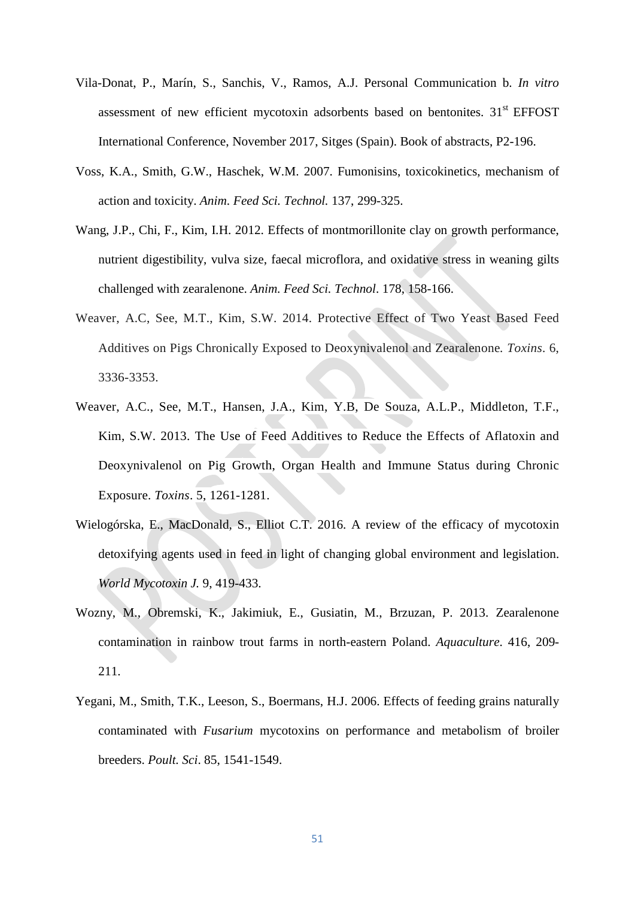Vila-Donat, P., Marín, S., Sanchis, V., Ramos, A.J. Personal Communication b. *In vitro* assessment of new efficient mycotoxin adsorbents based on bentonites. 31st EFFOST International Conference, November 2017, Sitges (Spain). Book of abstracts, P2-196.

Voss, K.A., Smith, G.W., Haschek, W.M. 2007. Fumonisins, toxicokinetics, mechanism of action and toxicity. *Anim. Feed Sci. Technol.* 137, 299-325.

Wang, J.P., Chi, F., Kim, I.H. 2012. Effects of montmorillonite clay on growth performance, nutrient digestibility, vulva size, faecal microflora, and oxidative stress in weaning gilts challenged with zearalenone. *Anim. Feed Sci. Technol*. 178, 158-166.

Weaver, A.C, See, M.T., Kim, S.W. 2014. Protective Effect of Two Yeast Based Feed Additives on Pigs Chronically Exposed to Deoxynivalenol and Zearalenone. *Toxins*. 6, 3336-3353.

Weaver, A.C., See, M.T., Hansen, J.A., Kim, Y.B, De Souza, A.L.P., Middleton, T.F., Kim, S.W. 2013. The Use of Feed Additives to Reduce the Effects of Aflatoxin and Deoxynivalenol on Pig Growth, Organ Health and Immune Status during Chronic Exposure. *Toxins*. 5, 1261-1281.

Wielogórska, E., MacDonald, S., Elliot C.T. 2016. A review of the efficacy of mycotoxin detoxifying agents used in feed in light of changing global environment and legislation. *World Mycotoxin J.* 9, 419-433.

Wozny, M., Obremski, K., Jakimiuk, E., Gusiatin, M., Brzuzan, P. 2013. Zearalenone contamination in rainbow trout farms in north-eastern Poland. *Aquaculture*. 416, 209-211.

Yegani, M., Smith, T.K., Leeson, S., Boermans, H.J. 2006. Effects of feeding grains naturally contaminated with *Fusarium* mycotoxins on performance and metabolism of broiler breeders. *Poult. Sci*. 85, 1541-1549.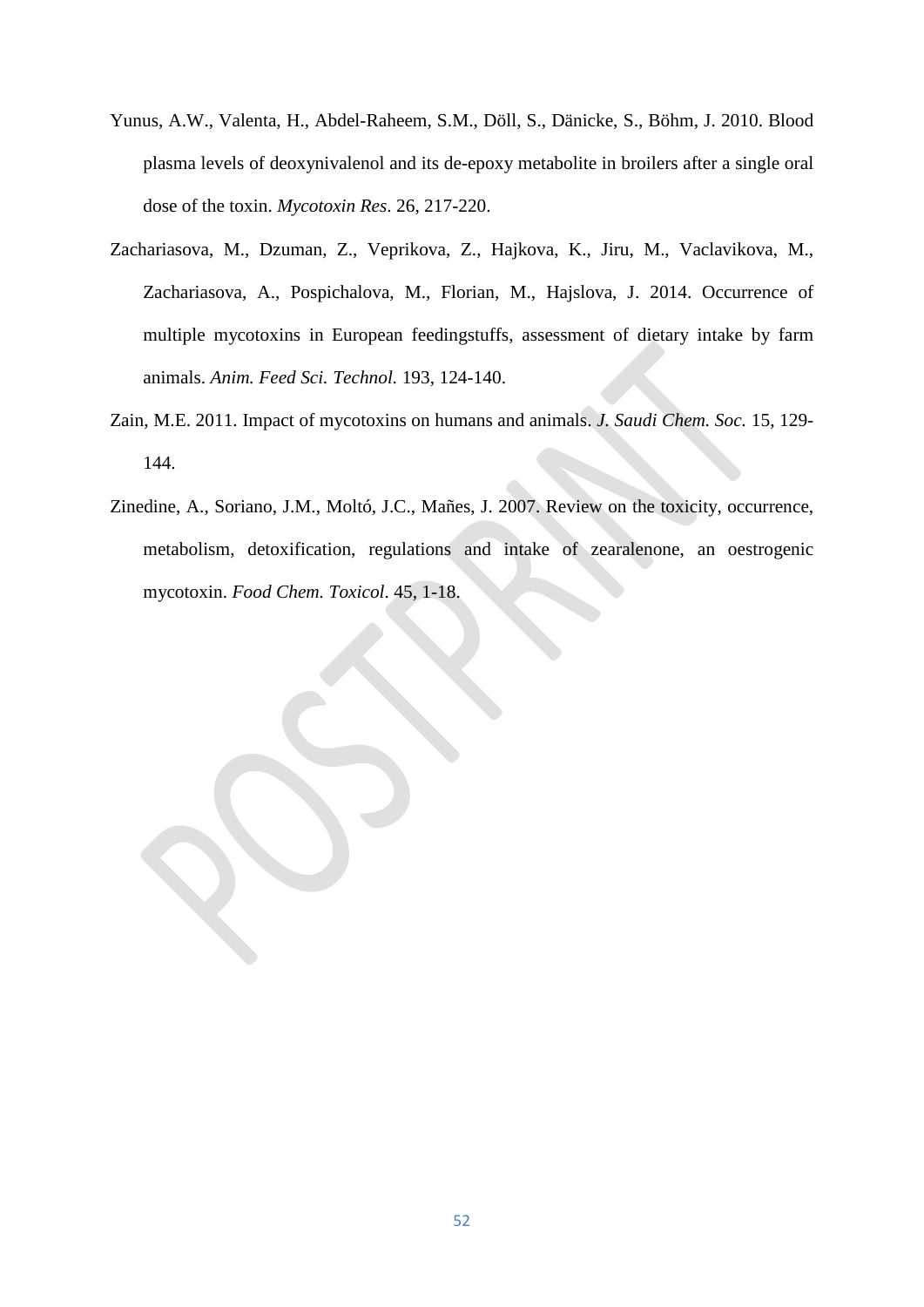Yunus, A.W., Valenta, H., Abdel-Raheem, S.M., Döll, S., Dänicke, S., Böhm, J. 2010. Blood plasma levels of deoxynivalenol and its de-epoxy metabolite in broilers after a single oral dose of the toxin. *Mycotoxin Res*. 26, 217-220.

Zachariasova, M., Dzuman, Z., Veprikova, Z., Hajkova, K., Jiru, M., Vaclavikova, M., Zachariasova, A., Pospichalova, M., Florian, M., Hajslova, J. 2014. Occurrence of multiple mycotoxins in European feedingstuffs, assessment of dietary intake by farm animals. *Anim. Feed Sci. Technol.* 193, 124-140.

Zain, M.E. 2011. Impact of mycotoxins on humans and animals. *J. Saudi Chem. Soc.* 15, 129-144.

Zinedine, A., Soriano, J.M., Moltó, J.C., Mañes, J. 2007. Review on the toxicity, occurrence, metabolism, detoxification, regulations and intake of zearalenone, an oestrogenic mycotoxin. *Food Chem. Toxicol*. 45, 1-18.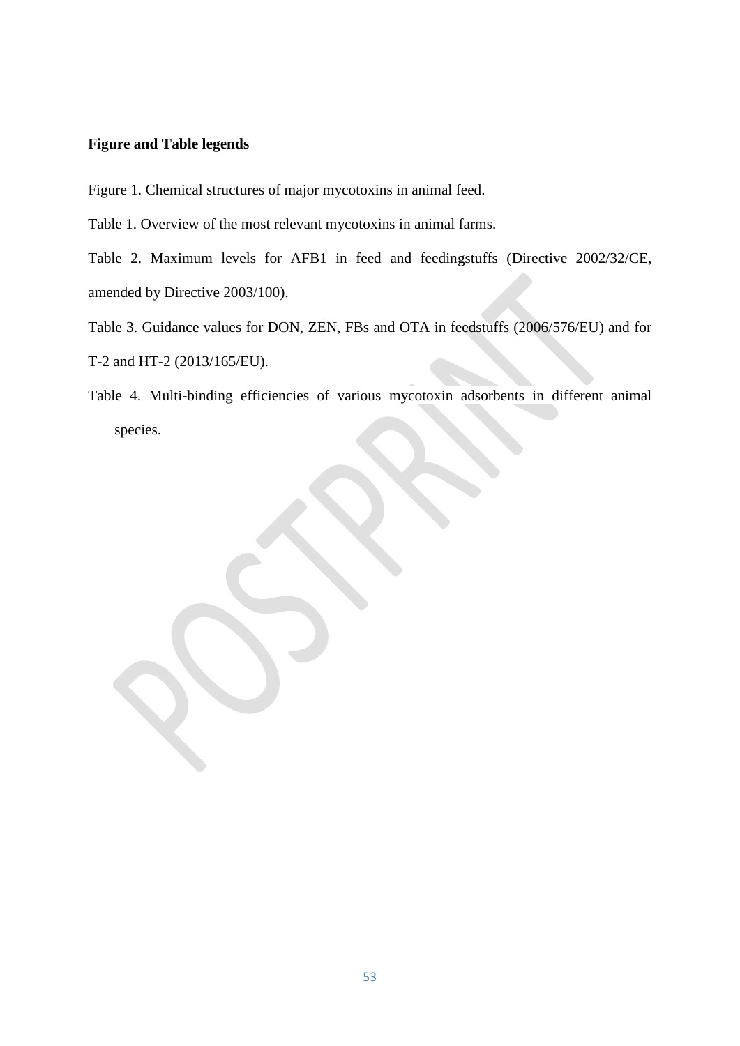**Figure and Table legends**

Figure 1. Chemical structures of major mycotoxins in animal feed.

Table 1. Overview of the most relevant mycotoxins in animal farms.

Table 2. Maximum levels for AFB1 in feed and feedingstuffs (Directive 2002/32/CE, amended by Directive 2003/100).

Table 3. Guidance values for DON, ZEN, FBs and OTA in feedstuffs (2006/576/EU) and for T-2 and HT-2 (2013/165/EU).

Table 4. Multi-binding efficiencies of various mycotoxin adsorbents in different animal species.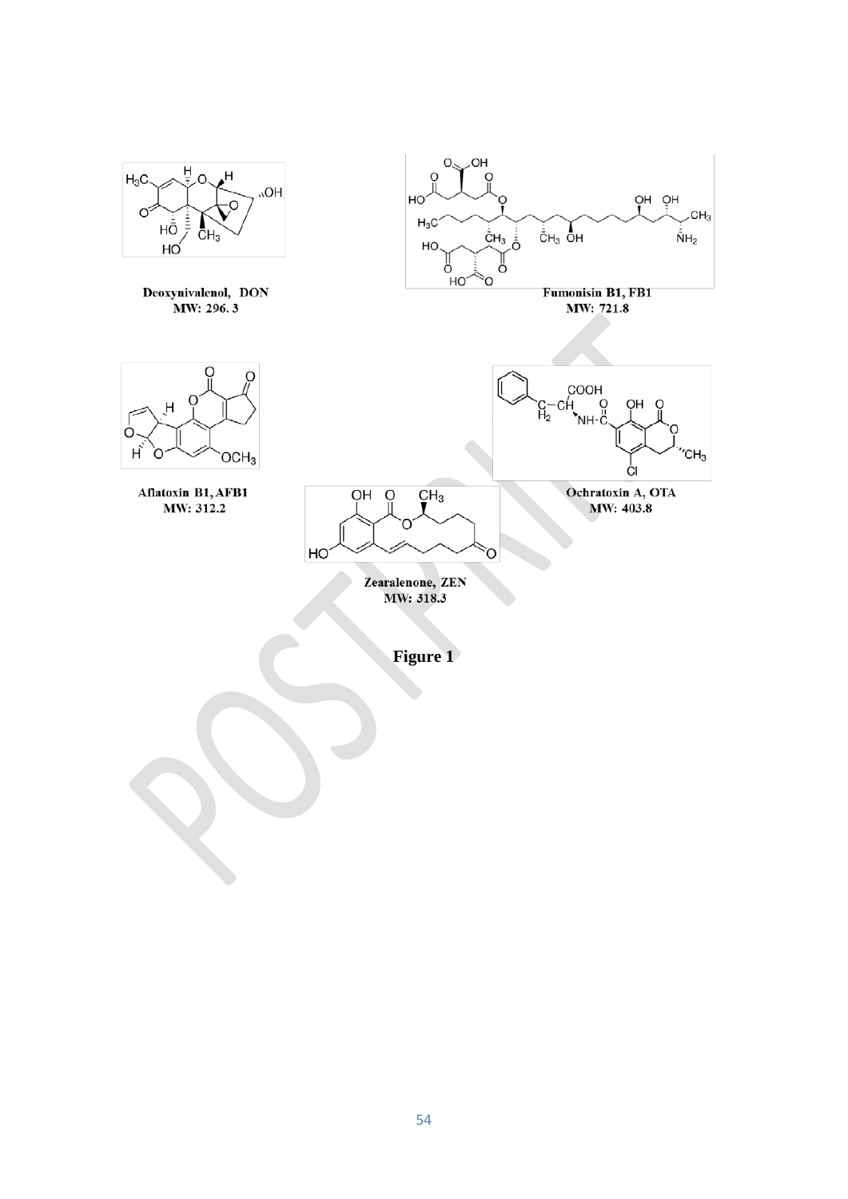Deoxynivalenol, DON
MW: 296. 3

Fumonisin B1, FB1
MW: 721.8

Aflatoxin B1, AFB1
MW: 312.2

Ochratoxin A, OTA
MW: 403.8

Zearalenone, ZEN
MW: 318.3

**Figure 1**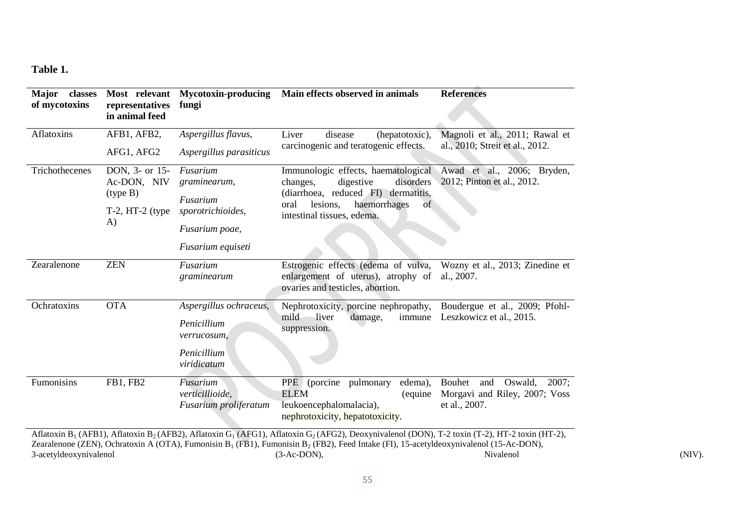**Table 1.**

| Major classes of mycotoxins | Most relevant representatives in animal feed | Mycotoxin-producing fungi | Main effects observed in animals | References |
|---|---|---|---|---|
| Aflatoxins | AFB1, AFB2, AFG1, AFG2 | *Aspergillus flavus*, *Aspergillus parasiticus* | Liver disease (hepatotoxic), carcinogenic and teratogenic effects. | Magnoli et al., 2011; Rawal et al., 2010; Streit et al., 2012. |
| Trichothecenes | DON, 3- or 15-Ac-DON, NIV (type B) T-2, HT-2 (type A) | *Fusarium graminearum*, *Fusarium sporotrichioides*, *Fusarium poae*, *Fusarium equiseti* | Immunologic effects, haematological changes, digestive disorders (diarrhoea, reduced FI) dermatitis, oral lesions, haemorrhages of intestinal tissues, edema. | Awad et al., 2006; Bryden, 2012; Pinton et al., 2012. |
| Zearalenone | ZEN | *Fusarium graminearum* | Estrogenic effects (edema of vulva, enlargement of uterus), atrophy of ovaries and testicles, abortion. | Wozny et al., 2013; Zinedine et al., 2007. |
| Ochratoxins | OTA | *Aspergillus ochraceus*, *Penicillium verrucosum*, *Penicillium viridicatum* | Nephrotoxicity, porcine nephropathy, mild liver damage, immune suppression. | Boudergue et al., 2009; Pfohl-Leszkowicz et al., 2015. |
| Fumonisins | FB1, FB2 | *Fusarium verticillioide*, *Fusarium proliferatum* | PPE (porcine pulmonary edema), ELEM (equine leukoencephalomalacia), nephrotoxicity, hepatotoxicity. | Bouhet and Oswald, 2007; Morgavi and Riley, 2007; Voss et al., 2007. |

Aflatoxin $B_1$ (AFB1), Aflatoxin $B_2$ (AFB2), Aflatoxin $G_1$ (AFG1), Aflatoxin $G_2$ (AFG2), Deoxynivalenol (DON), T-2 toxin (T-2), HT-2 toxin (HT-2), Zearalenone (ZEN), Ochratoxin A (OTA), Fumonisin $B_1$ (FB1), Fumonisin $B_2$ (FB2), Feed Intake (FI), 15-acetyldeoxynivalenol (15-Ac-DON), 3-acetyldeoxynivalenol (3-Ac-DON), Nivalenol (NIV).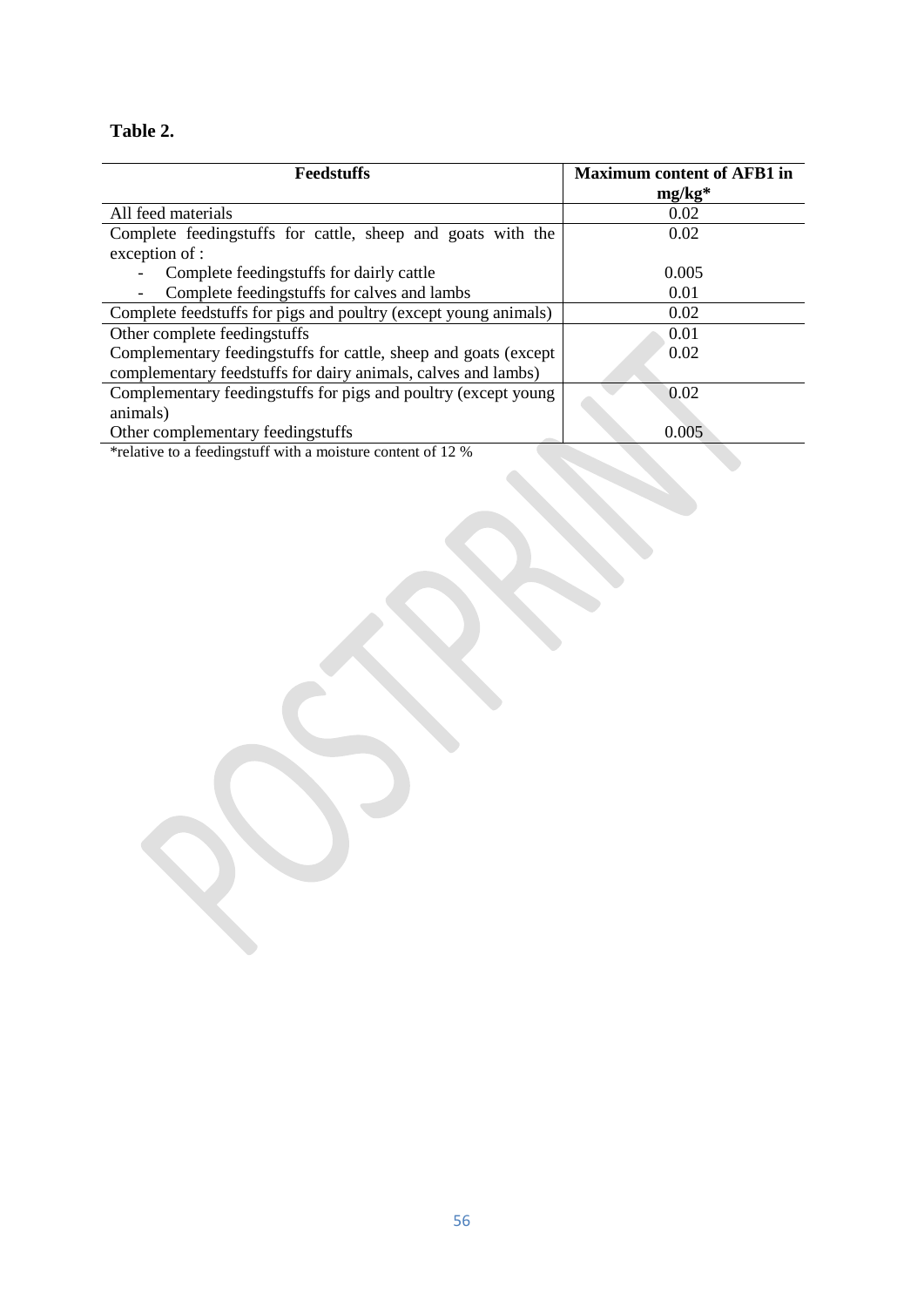**Table 2.**

| Feedstuffs | Maximum content of AFB1 in mg/kg* |
|---|---|
| All feed materials | 0.02 |
| Complete feedingstuffs for cattle, sheep and goats with the exception of : | 0.02 |
| - Complete feedingstuffs for dairly cattle | 0.005 |
| - Complete feedingstuffs for calves and lambs | 0.01 |
| Complete feedstuffs for pigs and poultry (except young animals) | 0.02 |
| Other complete feedingstuffs | 0.01 |
| Complementary feedingstuffs for cattle, sheep and goats (except complementary feedstuffs for dairy animals, calves and lambs) | 0.02 |
| Complementary feedingstuffs for pigs and poultry (except young animals) | 0.02 |
| Other complementary feedingstuffs | 0.005 |

*relative to a feedingstuff with a moisture content of 12 %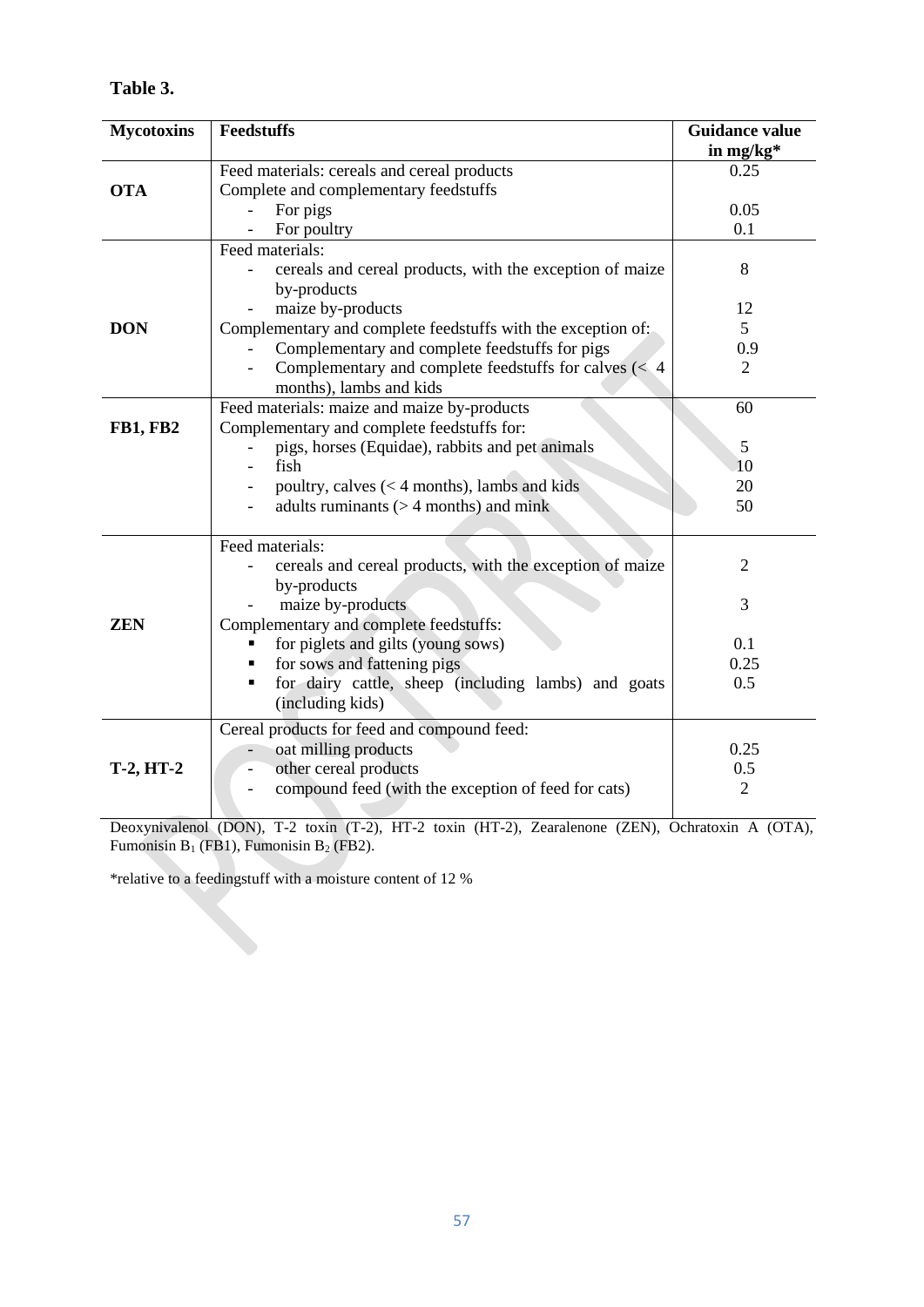**Table 3.**

| Mycotoxins | Feedstuffs | Guidance value in mg/kg* |
|---|---|---|
| **OTA** | Feed materials: cereals and cereal products | 0.25 |
| | Complete and complementary feedstuffs | |
| | - For pigs | 0.05 |
| | - For poultry | 0.1 |
| **DON** | Feed materials: | |
| | - cereals and cereal products, with the exception of maize by-products | 8 |
| | - maize by-products | 12 |
| | Complementary and complete feedstuffs with the exception of: | 5 |
| | - Complementary and complete feedstuffs for pigs | 0.9 |
| | - Complementary and complete feedstuffs for calves (< 4 months), lambs and kids | 2 |
| **FB1, FB2** | Feed materials: maize and maize by-products | 60 |
| | Complementary and complete feedstuffs for: | |
| | - pigs, horses (Equidae), rabbits and pet animals | 5 |
| | - fish | 10 |
| | - poultry, calves (< 4 months), lambs and kids | 20 |
| | - adults ruminants (> 4 months) and mink | 50 |
| **ZEN** | Feed materials: | |
| | - cereals and cereal products, with the exception of maize by-products | 2 |
| | - maize by-products | 3 |
| | Complementary and complete feedstuffs: | |
| | ▪ for piglets and gilts (young sows) | 0.1 |
| | ▪ for sows and fattening pigs | 0.25 |
| | ▪ for dairy cattle, sheep (including lambs) and goats (including kids) | 0.5 |
| **T-2, HT-2** | Cereal products for feed and compound feed: | |
| | - oat milling products | 0.25 |
| | - other cereal products | 0.5 |
| | - compound feed (with the exception of feed for cats) | 2 |

Deoxynivalenol (DON), T-2 toxin (T-2), HT-2 toxin (HT-2), Zearalenone (ZEN), Ochratoxin A (OTA), Fumonisin $B_1$ (FB1), Fumonisin $B_2$ (FB2).

*relative to a feedingstuff with a moisture content of 12 %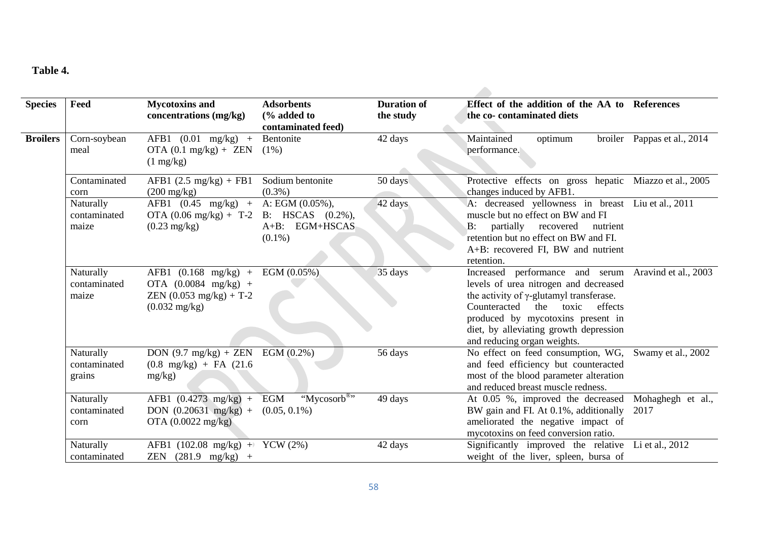**Table 4.**

| Species | Feed | Mycotoxins and concentrations (mg/kg) | Adsorbents (% added to contaminated feed) | Duration of the study | Effect of the addition of the AA to the co- contaminated diets | References |
|---|---|---|---|---|---|---|
| **Broilers** | Corn-soybean meal | AFB1 (0.01 mg/kg) + OTA (0.1 mg/kg) + ZEN (1 mg/kg) | Bentonite (1%) | 42 days | Maintained optimum broiler performance. | Pappas et al., 2014 |
| | Contaminated corn | AFB1 (2.5 mg/kg) + FB1 (200 mg/kg) | Sodium bentonite (0.3%) | 50 days | Protective effects on gross hepatic changes induced by AFB1. | Miazzo et al., 2005 |
| | Naturally contaminated maize | AFB1 (0.45 mg/kg) + OTA (0.06 mg/kg) + T-2 (0.23 mg/kg) | A: EGM (0.05%), B: HSCAS (0.2%), A+B: EGM+HSCAS (0.1%) | 42 days | A: decreased yellowness in breast muscle but no effect on BW and FI B: partially recovered nutrient retention but no effect on BW and FI. A+B: recovered FI, BW and nutrient retention. | Liu et al., 2011 |
| | Naturally contaminated maize | AFB1 (0.168 mg/kg) + OTA (0.0084 mg/kg) + ZEN (0.053 mg/kg) + T-2 (0.032 mg/kg) | EGM (0.05%) | 35 days | Increased performance and serum levels of urea nitrogen and decreased the activity of γ-glutamyl transferase. Counteracted the toxic effects produced by mycotoxins present in diet, by alleviating growth depression and reducing organ weights. | Aravind et al., 2003 |
| | Naturally contaminated grains | DON (9.7 mg/kg) + ZEN (0.8 mg/kg) + FA (21.6 mg/kg) | EGM (0.2%) | 56 days | No effect on feed consumption, WG, and feed efficiency but counteracted most of the blood parameter alteration and reduced breast muscle redness. | Swamy et al., 2002 |
| | Naturally contaminated corn | AFB1 (0.4273 mg/kg) + DON (0.20631 mg/kg) + OTA (0.0022 mg/kg) | EGM "Mycosorb®" (0.05, 0.1%) | 49 days | At 0.05 %, improved the decreased BW gain and FI. At 0.1%, additionally ameliorated the negative impact of mycotoxins on feed conversion ratio. | Mohaghegh et al., 2017 |
| | Naturally contaminated | AFB1 (102.08 mg/kg) + ZEN (281.9 mg/kg) + | YCW (2%) | 42 days | Significantly improved the relative weight of the liver, spleen, bursa of | Li et al., 2012 |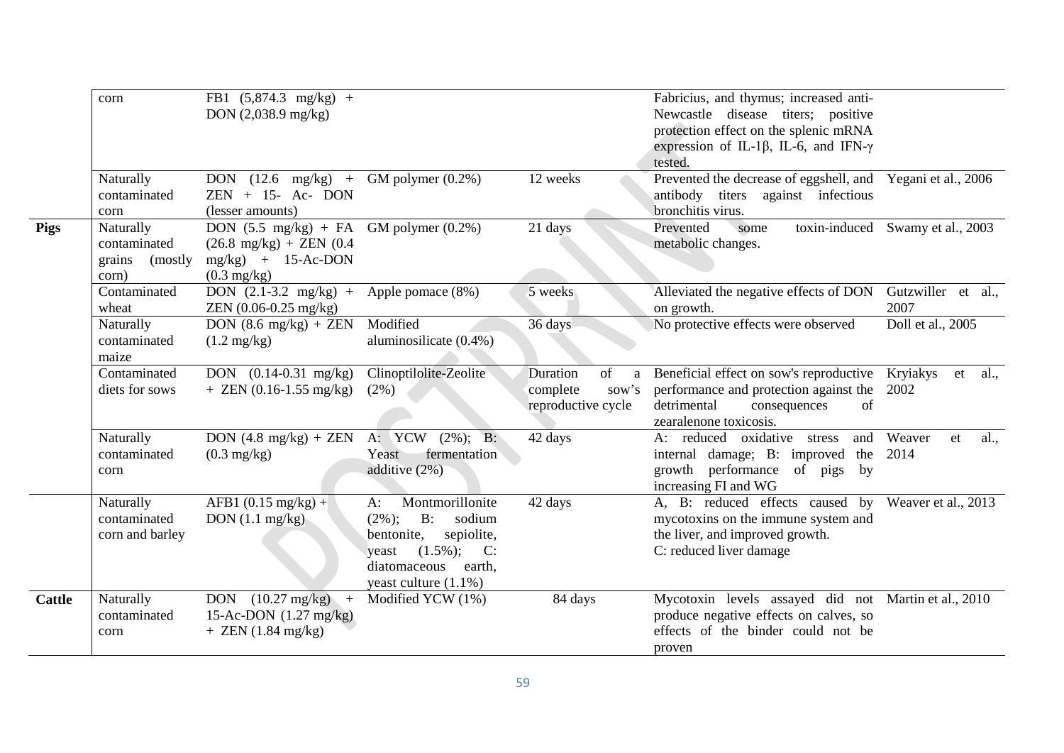| | | | | | | |
|---|---|---|---|---|---|---|
| | corn | FB1 (5,874.3 mg/kg) + DON (2,038.9 mg/kg) | | | Fabricius, and thymus; increased anti-Newcastle disease titers; positive protection effect on the splenic mRNA expression of IL-1β, IL-6, and IFN-γ tested. | |
| | Naturally contaminated corn | DON (12.6 mg/kg) + ZEN + 15- Ac- DON (lesser amounts) | GM polymer (0.2%) | 12 weeks | Prevented the decrease of eggshell, and antibody titers against infectious bronchitis virus. | Yegani et al., 2006 |
| **Pigs** | Naturally contaminated grains (mostly corn) | DON (5.5 mg/kg) + FA (26.8 mg/kg) + ZEN (0.4 mg/kg) + 15-Ac-DON (0.3 mg/kg) | GM polymer (0.2%) | 21 days | Prevented some toxin-induced metabolic changes. | Swamy et al., 2003 |
| | Contaminated wheat | DON (2.1-3.2 mg/kg) + ZEN (0.06-0.25 mg/kg) | Apple pomace (8%) | 5 weeks | Alleviated the negative effects of DON on growth. | Gutzwiller et al., 2007 |
| | Naturally contaminated maize | DON (8.6 mg/kg) + ZEN (1.2 mg/kg) | Modified aluminosilicate (0.4%) | 36 days | No protective effects were observed | Doll et al., 2005 |
| | Contaminated diets for sows | DON (0.14-0.31 mg/kg) + ZEN (0.16-1.55 mg/kg) | Clinoptilolite-Zeolite (2%) | Duration of a complete sow's reproductive cycle | Beneficial effect on sow's reproductive performance and protection against the detrimental consequences of zearalenone toxicosis. | Kryiakys et al., 2002 |
| | Naturally contaminated corn | DON (4.8 mg/kg) + ZEN (0.3 mg/kg) | A: YCW (2%); B: Yeast fermentation additive (2%) | 42 days | A: reduced oxidative stress and internal damage; B: improved the growth performance of pigs by increasing FI and WG | Weaver et al., 2014 |
| | Naturally contaminated corn and barley | AFB1 (0.15 mg/kg) + DON (1.1 mg/kg) | A: Montmorillonite (2%); B: sodium bentonite, sepiolite, yeast (1.5%); C: diatomaceous earth, yeast culture (1.1%) | 42 days | A, B: reduced effects caused by mycotoxins on the immune system and the liver, and improved growth.<br>C: reduced liver damage | Weaver et al., 2013 |
| **Cattle** | Naturally contaminated corn | DON (10.27 mg/kg) + 15-Ac-DON (1.27 mg/kg) + ZEN (1.84 mg/kg) | Modified YCW (1%) | 84 days | Mycotoxin levels assayed did not produce negative effects on calves, so effects of the binder could not be proven | Martin et al., 2010 |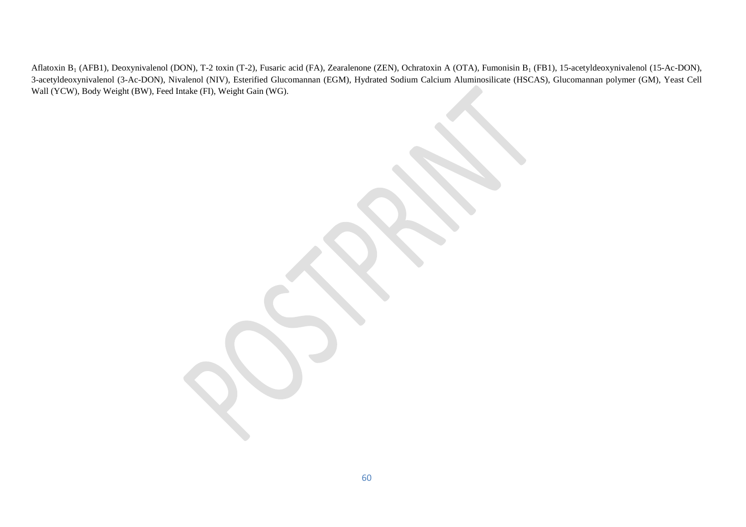Aflatoxin $B_1$ (AFB1), Deoxynivalenol (DON), T-2 toxin (T-2), Fusaric acid (FA), Zearalenone (ZEN), Ochratoxin A (OTA), Fumonisin $B_1$ (FB1), 15-acetyldeoxynivalenol (15-Ac-DON), 3-acetyldeoxynivalenol (3-Ac-DON), Nivalenol (NIV), Esterified Glucomannan (EGM), Hydrated Sodium Calcium Aluminosilicate (HSCAS), Glucomannan polymer (GM), Yeast Cell Wall (YCW), Body Weight (BW), Feed Intake (FI), Weight Gain (WG).